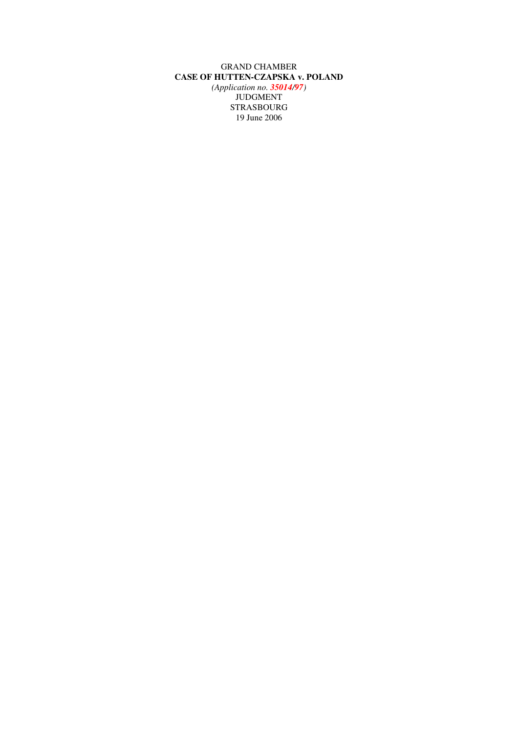GRAND CHAMBER

**CASE OF HUTTEN-CZAPSKA v. POLAND**

*(Application no. **35014/97**)*

JUDGMENT

STRASBOURG

19 June 2006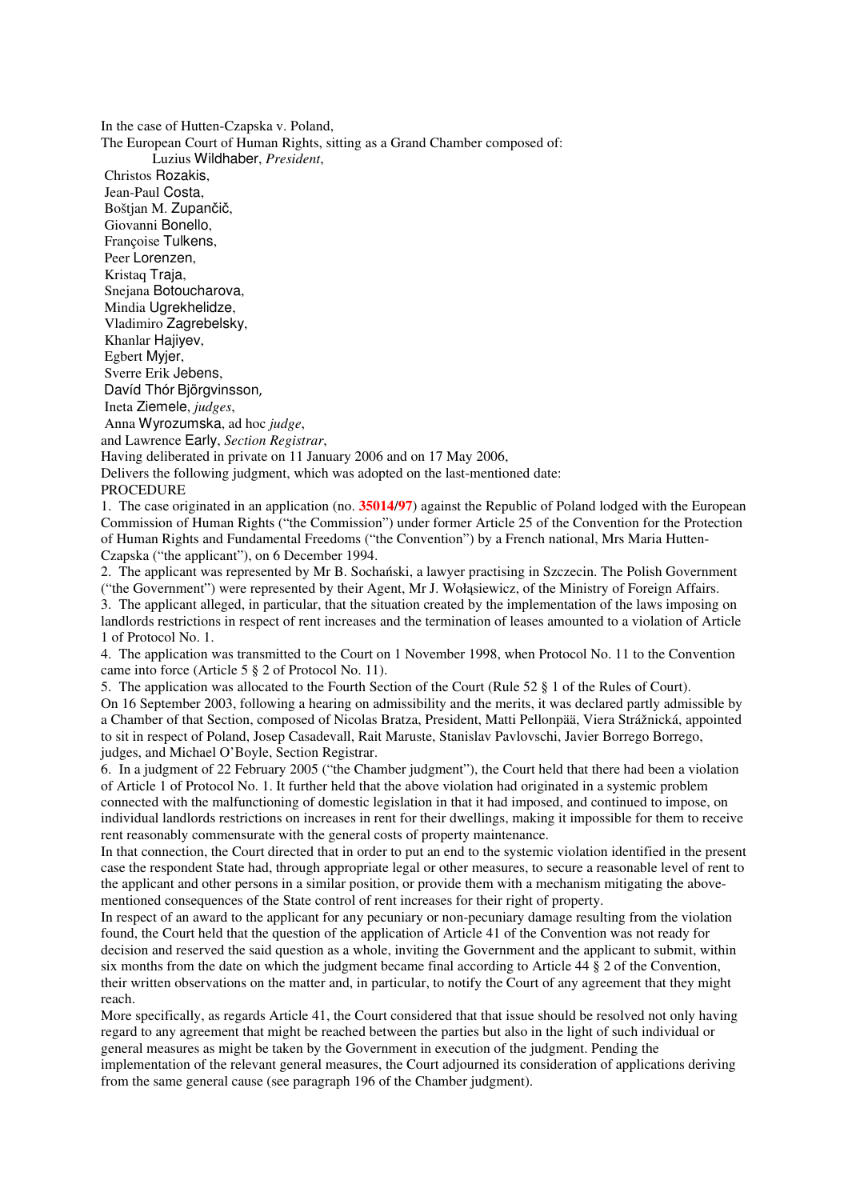In the case of Hutten-Czapska v. Poland,

The European Court of Human Rights, sitting as a Grand Chamber composed of:

Luzius Wildhaber, *President*,
Christos Rozakis,
Jean-Paul Costa,
Boštjan M. Zupančič,
Giovanni Bonello,
Françoise Tulkens,
Peer Lorenzen,
Kristaq Traja,
Snejana Botoucharova,
Mindia Ugrekhelidze,
Vladimiro Zagrebelsky,
Khanlar Hajiyev,
Egbert Myjer,
Sverre Erik Jebens,
Davíd Thór Björgvinsson,
Ineta Ziemele, *judges*,
Anna Wyrozumska, ad hoc *judge*,

and Lawrence Early, *Section Registrar*,

Having deliberated in private on 11 January 2006 and on 17 May 2006,

Delivers the following judgment, which was adopted on the last-mentioned date:

PROCEDURE

1. The case originated in an application (no. **35014/97**) against the Republic of Poland lodged with the European Commission of Human Rights ("the Commission") under former Article 25 of the Convention for the Protection of Human Rights and Fundamental Freedoms ("the Convention") by a French national, Mrs Maria Hutten-Czapska ("the applicant"), on 6 December 1994.

2. The applicant was represented by Mr B. Sochański, a lawyer practising in Szczecin. The Polish Government ("the Government") were represented by their Agent, Mr J. Wołąsiewicz, of the Ministry of Foreign Affairs.

3. The applicant alleged, in particular, that the situation created by the implementation of the laws imposing on landlords restrictions in respect of rent increases and the termination of leases amounted to a violation of Article 1 of Protocol No. 1.

4. The application was transmitted to the Court on 1 November 1998, when Protocol No. 11 to the Convention came into force (Article 5 § 2 of Protocol No. 11).

5. The application was allocated to the Fourth Section of the Court (Rule 52 § 1 of the Rules of Court). On 16 September 2003, following a hearing on admissibility and the merits, it was declared partly admissible by a Chamber of that Section, composed of Nicolas Bratza, President, Matti Pellonpää, Viera Strážnická, appointed to sit in respect of Poland, Josep Casadevall, Rait Maruste, Stanislav Pavlovschi, Javier Borrego Borrego, judges, and Michael O'Boyle, Section Registrar.

6. In a judgment of 22 February 2005 ("the Chamber judgment"), the Court held that there had been a violation of Article 1 of Protocol No. 1. It further held that the above violation had originated in a systemic problem connected with the malfunctioning of domestic legislation in that it had imposed, and continued to impose, on individual landlords restrictions on increases in rent for their dwellings, making it impossible for them to receive rent reasonably commensurate with the general costs of property maintenance.

In that connection, the Court directed that in order to put an end to the systemic violation identified in the present case the respondent State had, through appropriate legal or other measures, to secure a reasonable level of rent to the applicant and other persons in a similar position, or provide them with a mechanism mitigating the above-mentioned consequences of the State control of rent increases for their right of property.

In respect of an award to the applicant for any pecuniary or non-pecuniary damage resulting from the violation found, the Court held that the question of the application of Article 41 of the Convention was not ready for decision and reserved the said question as a whole, inviting the Government and the applicant to submit, within six months from the date on which the judgment became final according to Article 44 § 2 of the Convention, their written observations on the matter and, in particular, to notify the Court of any agreement that they might reach.

More specifically, as regards Article 41, the Court considered that that issue should be resolved not only having regard to any agreement that might be reached between the parties but also in the light of such individual or general measures as might be taken by the Government in execution of the judgment. Pending the implementation of the relevant general measures, the Court adjourned its consideration of applications deriving from the same general cause (see paragraph 196 of the Chamber judgment).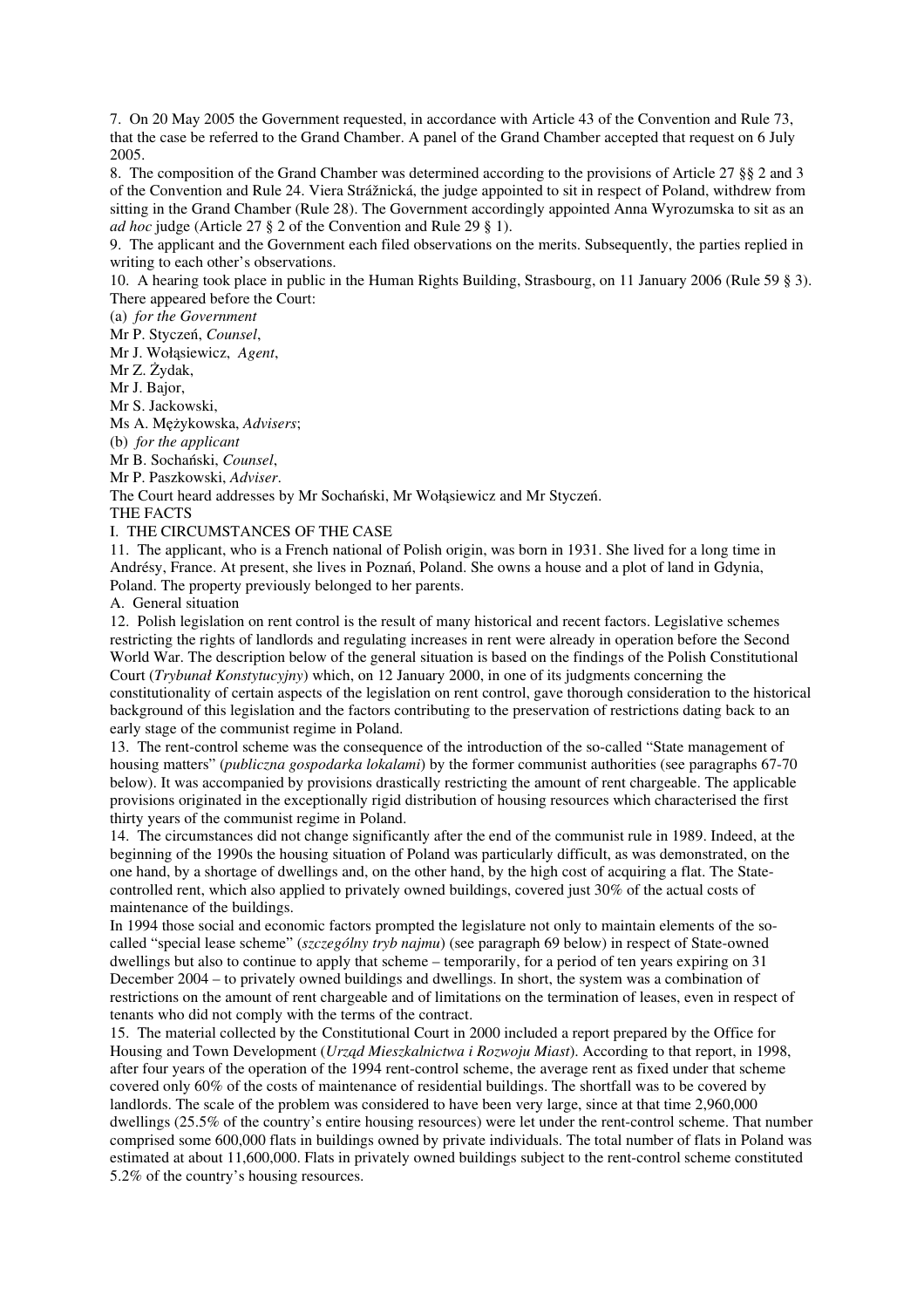7. On 20 May 2005 the Government requested, in accordance with Article 43 of the Convention and Rule 73, that the case be referred to the Grand Chamber. A panel of the Grand Chamber accepted that request on 6 July 2005.

8. The composition of the Grand Chamber was determined according to the provisions of Article 27 §§ 2 and 3 of the Convention and Rule 24. Viera Strážnická, the judge appointed to sit in respect of Poland, withdrew from sitting in the Grand Chamber (Rule 28). The Government accordingly appointed Anna Wyrozumska to sit as an *ad hoc* judge (Article 27 § 2 of the Convention and Rule 29 § 1).

9. The applicant and the Government each filed observations on the merits. Subsequently, the parties replied in writing to each other's observations.

10. A hearing took place in public in the Human Rights Building, Strasbourg, on 11 January 2006 (Rule 59 § 3). There appeared before the Court:

(a) *for the Government*
Mr P. Styczeń, *Counsel*,
Mr J. Wołąsiewicz, *Agent*,
Mr Z. Żydak,
Mr J. Bajor,
Mr S. Jackowski,
Ms A. Mężykowska, *Advisers*;

(b) *for the applicant*
Mr B. Sochański, *Counsel*,
Mr P. Paszkowski, *Adviser*.

The Court heard addresses by Mr Sochański, Mr Wołąsiewicz and Mr Styczeń.

# THE FACTS

## I. THE CIRCUMSTANCES OF THE CASE

11. The applicant, who is a French national of Polish origin, was born in 1931. She lived for a long time in Andrésy, France. At present, she lives in Poznań, Poland. She owns a house and a plot of land in Gdynia, Poland. The property previously belonged to her parents.

### A. General situation

12. Polish legislation on rent control is the result of many historical and recent factors. Legislative schemes restricting the rights of landlords and regulating increases in rent were already in operation before the Second World War. The description below of the general situation is based on the findings of the Polish Constitutional Court (*Trybunał Konstytucyjny*) which, on 12 January 2000, in one of its judgments concerning the constitutionality of certain aspects of the legislation on rent control, gave thorough consideration to the historical background of this legislation and the factors contributing to the preservation of restrictions dating back to an early stage of the communist regime in Poland.

13. The rent-control scheme was the consequence of the introduction of the so-called "State management of housing matters" (*publiczna gospodarka lokalami*) by the former communist authorities (see paragraphs 67-70 below). It was accompanied by provisions drastically restricting the amount of rent chargeable. The applicable provisions originated in the exceptionally rigid distribution of housing resources which characterised the first thirty years of the communist regime in Poland.

14. The circumstances did not change significantly after the end of the communist rule in 1989. Indeed, at the beginning of the 1990s the housing situation of Poland was particularly difficult, as was demonstrated, on the one hand, by a shortage of dwellings and, on the other hand, by the high cost of acquiring a flat. The State-controlled rent, which also applied to privately owned buildings, covered just 30% of the actual costs of maintenance of the buildings.

In 1994 those social and economic factors prompted the legislature not only to maintain elements of the so-called "special lease scheme" (*szczególny tryb najmu*) (see paragraph 69 below) in respect of State-owned dwellings but also to continue to apply that scheme – temporarily, for a period of ten years expiring on 31 December 2004 – to privately owned buildings and dwellings. In short, the system was a combination of restrictions on the amount of rent chargeable and of limitations on the termination of leases, even in respect of tenants who did not comply with the terms of the contract.

15. The material collected by the Constitutional Court in 2000 included a report prepared by the Office for Housing and Town Development (*Urząd Mieszkalnictwa i Rozwoju Miast*). According to that report, in 1998, after four years of the operation of the 1994 rent-control scheme, the average rent as fixed under that scheme covered only 60% of the costs of maintenance of residential buildings. The shortfall was to be covered by landlords. The scale of the problem was considered to have been very large, since at that time 2,960,000 dwellings (25.5% of the country's entire housing resources) were let under the rent-control scheme. That number comprised some 600,000 flats in buildings owned by private individuals. The total number of flats in Poland was estimated at about 11,600,000. Flats in privately owned buildings subject to the rent-control scheme constituted 5.2% of the country's housing resources.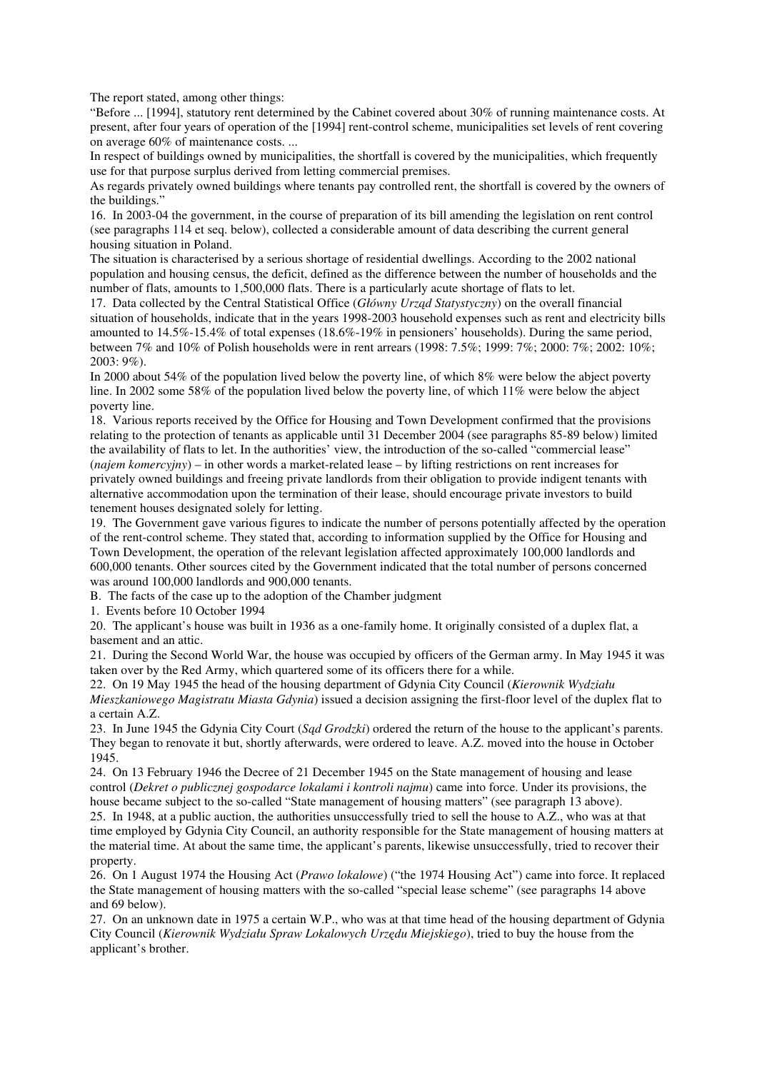The report stated, among other things:

"Before ... [1994], statutory rent determined by the Cabinet covered about 30% of running maintenance costs. At present, after four years of operation of the [1994] rent-control scheme, municipalities set levels of rent covering on average 60% of maintenance costs. ...

In respect of buildings owned by municipalities, the shortfall is covered by the municipalities, which frequently use for that purpose surplus derived from letting commercial premises.

As regards privately owned buildings where tenants pay controlled rent, the shortfall is covered by the owners of the buildings."

16. In 2003-04 the government, in the course of preparation of its bill amending the legislation on rent control (see paragraphs 114 et seq. below), collected a considerable amount of data describing the current general housing situation in Poland.

The situation is characterised by a serious shortage of residential dwellings. According to the 2002 national population and housing census, the deficit, defined as the difference between the number of households and the number of flats, amounts to 1,500,000 flats. There is a particularly acute shortage of flats to let.

17. Data collected by the Central Statistical Office (*Główny Urząd Statystyczny*) on the overall financial situation of households, indicate that in the years 1998-2003 household expenses such as rent and electricity bills amounted to 14.5%-15.4% of total expenses (18.6%-19% in pensioners' households). During the same period, between 7% and 10% of Polish households were in rent arrears (1998: 7.5%; 1999: 7%; 2000: 7%; 2002: 10%; 2003: 9%).

In 2000 about 54% of the population lived below the poverty line, of which 8% were below the abject poverty line. In 2002 some 58% of the population lived below the poverty line, of which 11% were below the abject poverty line.

18. Various reports received by the Office for Housing and Town Development confirmed that the provisions relating to the protection of tenants as applicable until 31 December 2004 (see paragraphs 85-89 below) limited the availability of flats to let. In the authorities' view, the introduction of the so-called "commercial lease" (*najem komercyjny*) – in other words a market-related lease – by lifting restrictions on rent increases for privately owned buildings and freeing private landlords from their obligation to provide indigent tenants with alternative accommodation upon the termination of their lease, should encourage private investors to build tenement houses designated solely for letting.

19. The Government gave various figures to indicate the number of persons potentially affected by the operation of the rent-control scheme. They stated that, according to information supplied by the Office for Housing and Town Development, the operation of the relevant legislation affected approximately 100,000 landlords and 600,000 tenants. Other sources cited by the Government indicated that the total number of persons concerned was around 100,000 landlords and 900,000 tenants.

## B. The facts of the case up to the adoption of the Chamber judgment

### 1. Events before 10 October 1994

20. The applicant's house was built in 1936 as a one-family home. It originally consisted of a duplex flat, a basement and an attic.

21. During the Second World War, the house was occupied by officers of the German army. In May 1945 it was taken over by the Red Army, which quartered some of its officers there for a while.

22. On 19 May 1945 the head of the housing department of Gdynia City Council (*Kierownik Wydziału Mieszkaniowego Magistratu Miasta Gdynia*) issued a decision assigning the first-floor level of the duplex flat to a certain A.Z.

23. In June 1945 the Gdynia City Court (*Sąd Grodzki*) ordered the return of the house to the applicant's parents. They began to renovate it but, shortly afterwards, were ordered to leave. A.Z. moved into the house in October 1945.

24. On 13 February 1946 the Decree of 21 December 1945 on the State management of housing and lease control (*Dekret o publicznej gospodarce lokalami i kontroli najmu*) came into force. Under its provisions, the house became subject to the so-called "State management of housing matters" (see paragraph 13 above).

25. In 1948, at a public auction, the authorities unsuccessfully tried to sell the house to A.Z., who was at that time employed by Gdynia City Council, an authority responsible for the State management of housing matters at the material time. At about the same time, the applicant's parents, likewise unsuccessfully, tried to recover their property.

26. On 1 August 1974 the Housing Act (*Prawo lokalowe*) ("the 1974 Housing Act") came into force. It replaced the State management of housing matters with the so-called "special lease scheme" (see paragraphs 14 above and 69 below).

27. On an unknown date in 1975 a certain W.P., who was at that time head of the housing department of Gdynia City Council (*Kierownik Wydziału Spraw Lokalowych Urzędu Miejskiego*), tried to buy the house from the applicant's brother.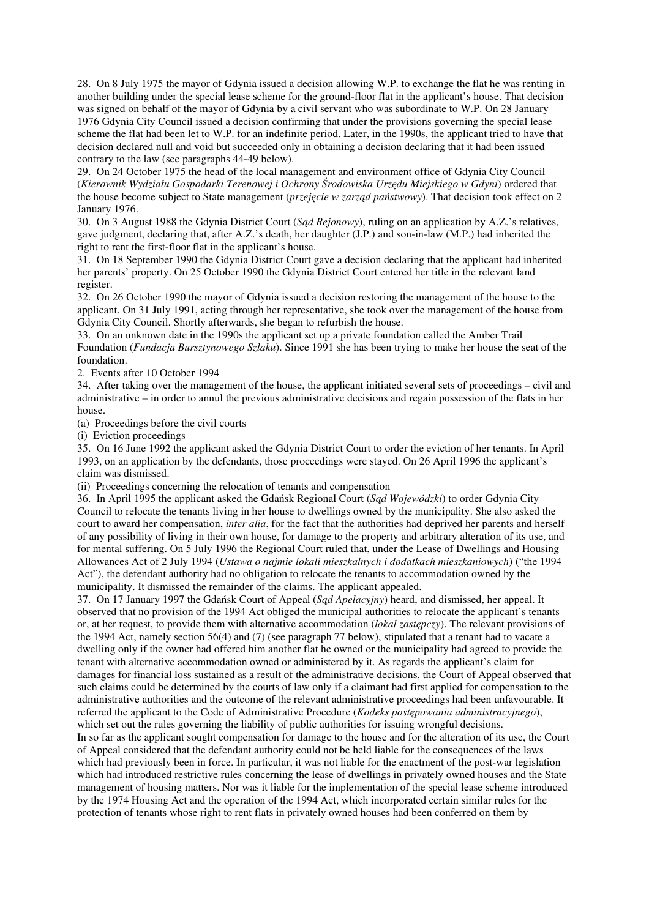28. On 8 July 1975 the mayor of Gdynia issued a decision allowing W.P. to exchange the flat he was renting in another building under the special lease scheme for the ground-floor flat in the applicant's house. That decision was signed on behalf of the mayor of Gdynia by a civil servant who was subordinate to W.P. On 28 January 1976 Gdynia City Council issued a decision confirming that under the provisions governing the special lease scheme the flat had been let to W.P. for an indefinite period. Later, in the 1990s, the applicant tried to have that decision declared null and void but succeeded only in obtaining a decision declaring that it had been issued contrary to the law (see paragraphs 44-49 below).

29. On 24 October 1975 the head of the local management and environment office of Gdynia City Council (*Kierownik Wydziału Gospodarki Terenowej i Ochrony Środowiska Urzędu Miejskiego w Gdyni*) ordered that the house become subject to State management (*przejęcie w zarząd państwowy*). That decision took effect on 2 January 1976.

30. On 3 August 1988 the Gdynia District Court (*Sąd Rejonowy*), ruling on an application by A.Z.'s relatives, gave judgment, declaring that, after A.Z.'s death, her daughter (J.P.) and son-in-law (M.P.) had inherited the right to rent the first-floor flat in the applicant's house.

31. On 18 September 1990 the Gdynia District Court gave a decision declaring that the applicant had inherited her parents' property. On 25 October 1990 the Gdynia District Court entered her title in the relevant land register.

32. On 26 October 1990 the mayor of Gdynia issued a decision restoring the management of the house to the applicant. On 31 July 1991, acting through her representative, she took over the management of the house from Gdynia City Council. Shortly afterwards, she began to refurbish the house.

33. On an unknown date in the 1990s the applicant set up a private foundation called the Amber Trail Foundation (*Fundacja Bursztynowego Szlaku*). Since 1991 she has been trying to make her house the seat of the foundation.

2. Events after 10 October 1994

34. After taking over the management of the house, the applicant initiated several sets of proceedings – civil and administrative – in order to annul the previous administrative decisions and regain possession of the flats in her house.

(a) Proceedings before the civil courts

(i) Eviction proceedings

35. On 16 June 1992 the applicant asked the Gdynia District Court to order the eviction of her tenants. In April 1993, on an application by the defendants, those proceedings were stayed. On 26 April 1996 the applicant's claim was dismissed.

(ii) Proceedings concerning the relocation of tenants and compensation

36. In April 1995 the applicant asked the Gdańsk Regional Court (*Sąd Wojewódzki*) to order Gdynia City Council to relocate the tenants living in her house to dwellings owned by the municipality. She also asked the court to award her compensation, *inter alia*, for the fact that the authorities had deprived her parents and herself of any possibility of living in their own house, for damage to the property and arbitrary alteration of its use, and for mental suffering. On 5 July 1996 the Regional Court ruled that, under the Lease of Dwellings and Housing Allowances Act of 2 July 1994 (*Ustawa o najmie lokali mieszkalnych i dodatkach mieszkaniowych*) ("the 1994 Act"), the defendant authority had no obligation to relocate the tenants to accommodation owned by the municipality. It dismissed the remainder of the claims. The applicant appealed.

37. On 17 January 1997 the Gdańsk Court of Appeal (*Sąd Apelacyjny*) heard, and dismissed, her appeal. It observed that no provision of the 1994 Act obliged the municipal authorities to relocate the applicant's tenants or, at her request, to provide them with alternative accommodation (*lokal zastępczy*). The relevant provisions of the 1994 Act, namely section 56(4) and (7) (see paragraph 77 below), stipulated that a tenant had to vacate a dwelling only if the owner had offered him another flat he owned or the municipality had agreed to provide the tenant with alternative accommodation owned or administered by it. As regards the applicant's claim for damages for financial loss sustained as a result of the administrative decisions, the Court of Appeal observed that such claims could be determined by the courts of law only if a claimant had first applied for compensation to the administrative authorities and the outcome of the relevant administrative proceedings had been unfavourable. It referred the applicant to the Code of Administrative Procedure (*Kodeks postępowania administracyjnego*), which set out the rules governing the liability of public authorities for issuing wrongful decisions.

In so far as the applicant sought compensation for damage to the house and for the alteration of its use, the Court of Appeal considered that the defendant authority could not be held liable for the consequences of the laws which had previously been in force. In particular, it was not liable for the enactment of the post-war legislation which had introduced restrictive rules concerning the lease of dwellings in privately owned houses and the State management of housing matters. Nor was it liable for the implementation of the special lease scheme introduced by the 1974 Housing Act and the operation of the 1994 Act, which incorporated certain similar rules for the protection of tenants whose right to rent flats in privately owned houses had been conferred on them by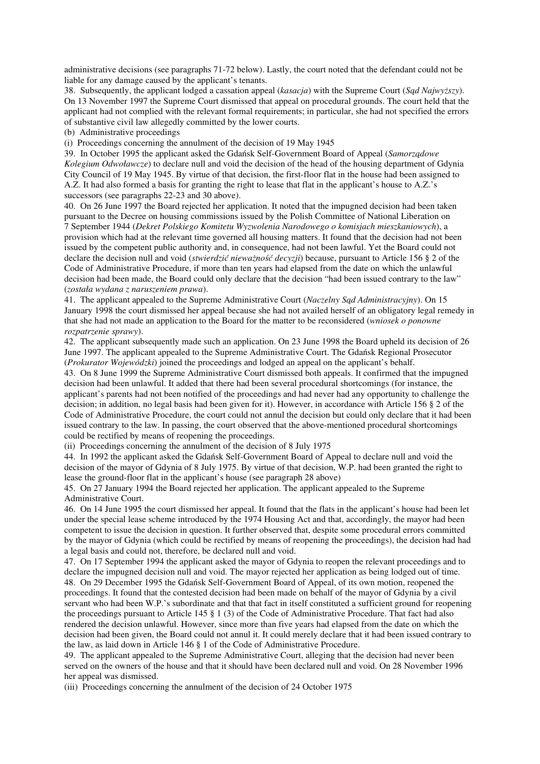administrative decisions (see paragraphs 71-72 below). Lastly, the court noted that the defendant could not be liable for any damage caused by the applicant's tenants.

38. Subsequently, the applicant lodged a cassation appeal (*kasacja*) with the Supreme Court (*Sąd Najwyższy*). On 13 November 1997 the Supreme Court dismissed that appeal on procedural grounds. The court held that the applicant had not complied with the relevant formal requirements; in particular, she had not specified the errors of substantive civil law allegedly committed by the lower courts.

(b) Administrative proceedings

(i) Proceedings concerning the annulment of the decision of 19 May 1945

39. In October 1995 the applicant asked the Gdańsk Self-Government Board of Appeal (*Samorządowe Kolegium Odwoławcze*) to declare null and void the decision of the head of the housing department of Gdynia City Council of 19 May 1945. By virtue of that decision, the first-floor flat in the house had been assigned to A.Z. It had also formed a basis for granting the right to lease that flat in the applicant's house to A.Z.'s successors (see paragraphs 22-23 and 30 above).

40. On 26 June 1997 the Board rejected her application. It noted that the impugned decision had been taken pursuant to the Decree on housing commissions issued by the Polish Committee of National Liberation on 7 September 1944 (*Dekret Polskiego Komitetu Wyzwolenia Narodowego o komisjach mieszkaniowych*), a provision which had at the relevant time governed all housing matters. It found that the decision had not been issued by the competent public authority and, in consequence, had not been lawful. Yet the Board could not declare the decision null and void (*stwierdzić nieważność decyzji*) because, pursuant to Article 156 § 2 of the Code of Administrative Procedure, if more than ten years had elapsed from the date on which the unlawful decision had been made, the Board could only declare that the decision "had been issued contrary to the law" (*została wydana z naruszeniem prawa*).

41. The applicant appealed to the Supreme Administrative Court (*Naczelny Sąd Administracyjny*). On 15 January 1998 the court dismissed her appeal because she had not availed herself of an obligatory legal remedy in that she had not made an application to the Board for the matter to be reconsidered (*wniosek o ponowne rozpatrzenie sprawy*).

42. The applicant subsequently made such an application. On 23 June 1998 the Board upheld its decision of 26 June 1997. The applicant appealed to the Supreme Administrative Court. The Gdańsk Regional Prosecutor (*Prokurator Wojewódzki*) joined the proceedings and lodged an appeal on the applicant's behalf.

43. On 8 June 1999 the Supreme Administrative Court dismissed both appeals. It confirmed that the impugned decision had been unlawful. It added that there had been several procedural shortcomings (for instance, the applicant's parents had not been notified of the proceedings and had never had any opportunity to challenge the decision; in addition, no legal basis had been given for it). However, in accordance with Article 156 § 2 of the Code of Administrative Procedure, the court could not annul the decision but could only declare that it had been issued contrary to the law. In passing, the court observed that the above-mentioned procedural shortcomings could be rectified by means of reopening the proceedings.

(ii) Proceedings concerning the annulment of the decision of 8 July 1975

44. In 1992 the applicant asked the Gdańsk Self-Government Board of Appeal to declare null and void the decision of the mayor of Gdynia of 8 July 1975. By virtue of that decision, W.P. had been granted the right to lease the ground-floor flat in the applicant's house (see paragraph 28 above)

45. On 27 January 1994 the Board rejected her application. The applicant appealed to the Supreme Administrative Court.

46. On 14 June 1995 the court dismissed her appeal. It found that the flats in the applicant's house had been let under the special lease scheme introduced by the 1974 Housing Act and that, accordingly, the mayor had been competent to issue the decision in question. It further observed that, despite some procedural errors committed by the mayor of Gdynia (which could be rectified by means of reopening the proceedings), the decision had had a legal basis and could not, therefore, be declared null and void.

47. On 17 September 1994 the applicant asked the mayor of Gdynia to reopen the relevant proceedings and to declare the impugned decision null and void. The mayor rejected her application as being lodged out of time.

48. On 29 December 1995 the Gdańsk Self-Government Board of Appeal, of its own motion, reopened the proceedings. It found that the contested decision had been made on behalf of the mayor of Gdynia by a civil servant who had been W.P.'s subordinate and that that fact in itself constituted a sufficient ground for reopening the proceedings pursuant to Article 145 § 1 (3) of the Code of Administrative Procedure. That fact had also rendered the decision unlawful. However, since more than five years had elapsed from the date on which the decision had been given, the Board could not annul it. It could merely declare that it had been issued contrary to the law, as laid down in Article 146 § 1 of the Code of Administrative Procedure.

49. The applicant appealed to the Supreme Administrative Court, alleging that the decision had never been served on the owners of the house and that it should have been declared null and void. On 28 November 1996 her appeal was dismissed.

(iii) Proceedings concerning the annulment of the decision of 24 October 1975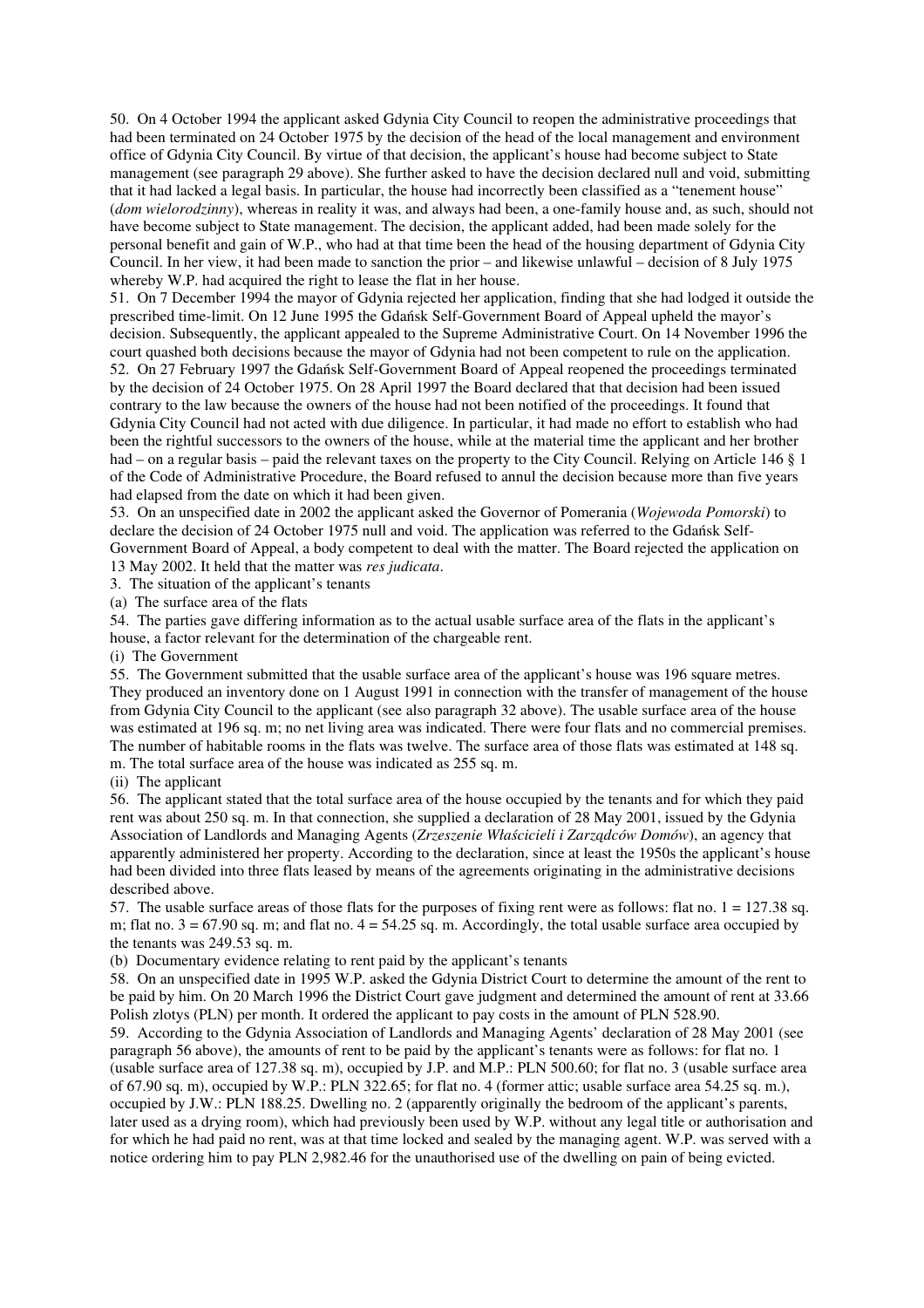50. On 4 October 1994 the applicant asked Gdynia City Council to reopen the administrative proceedings that had been terminated on 24 October 1975 by the decision of the head of the local management and environment office of Gdynia City Council. By virtue of that decision, the applicant's house had become subject to State management (see paragraph 29 above). She further asked to have the decision declared null and void, submitting that it had lacked a legal basis. In particular, the house had incorrectly been classified as a "tenement house" (*dom wielorodzinny*), whereas in reality it was, and always had been, a one-family house and, as such, should not have become subject to State management. The decision, the applicant added, had been made solely for the personal benefit and gain of W.P., who had at that time been the head of the housing department of Gdynia City Council. In her view, it had been made to sanction the prior – and likewise unlawful – decision of 8 July 1975 whereby W.P. had acquired the right to lease the flat in her house.

51. On 7 December 1994 the mayor of Gdynia rejected her application, finding that she had lodged it outside the prescribed time-limit. On 12 June 1995 the Gdańsk Self-Government Board of Appeal upheld the mayor's decision. Subsequently, the applicant appealed to the Supreme Administrative Court. On 14 November 1996 the court quashed both decisions because the mayor of Gdynia had not been competent to rule on the application.

52. On 27 February 1997 the Gdańsk Self-Government Board of Appeal reopened the proceedings terminated by the decision of 24 October 1975. On 28 April 1997 the Board declared that that decision had been issued contrary to the law because the owners of the house had not been notified of the proceedings. It found that Gdynia City Council had not acted with due diligence. In particular, it had made no effort to establish who had been the rightful successors to the owners of the house, while at the material time the applicant and her brother had – on a regular basis – paid the relevant taxes on the property to the City Council. Relying on Article 146 § 1 of the Code of Administrative Procedure, the Board refused to annul the decision because more than five years had elapsed from the date on which it had been given.

53. On an unspecified date in 2002 the applicant asked the Governor of Pomerania (*Wojewoda Pomorski*) to declare the decision of 24 October 1975 null and void. The application was referred to the Gdańsk Self-Government Board of Appeal, a body competent to deal with the matter. The Board rejected the application on 13 May 2002. It held that the matter was *res judicata*.

3. The situation of the applicant's tenants

(a) The surface area of the flats

54. The parties gave differing information as to the actual usable surface area of the flats in the applicant's house, a factor relevant for the determination of the chargeable rent.

(i) The Government

55. The Government submitted that the usable surface area of the applicant's house was 196 square metres. They produced an inventory done on 1 August 1991 in connection with the transfer of management of the house from Gdynia City Council to the applicant (see also paragraph 32 above). The usable surface area of the house was estimated at 196 sq. m; no net living area was indicated. There were four flats and no commercial premises. The number of habitable rooms in the flats was twelve. The surface area of those flats was estimated at 148 sq. m. The total surface area of the house was indicated as 255 sq. m.

(ii) The applicant

56. The applicant stated that the total surface area of the house occupied by the tenants and for which they paid rent was about 250 sq. m. In that connection, she supplied a declaration of 28 May 2001, issued by the Gdynia Association of Landlords and Managing Agents (*Zrzeszenie Właścicieli i Zarządców Domów*), an agency that apparently administered her property. According to the declaration, since at least the 1950s the applicant's house had been divided into three flats leased by means of the agreements originating in the administrative decisions described above.

57. The usable surface areas of those flats for the purposes of fixing rent were as follows: flat no. 1 = 127.38 sq. m; flat no. 3 = 67.90 sq. m; and flat no. 4 = 54.25 sq. m. Accordingly, the total usable surface area occupied by the tenants was 249.53 sq. m.

(b) Documentary evidence relating to rent paid by the applicant's tenants

58. On an unspecified date in 1995 W.P. asked the Gdynia District Court to determine the amount of the rent to be paid by him. On 20 March 1996 the District Court gave judgment and determined the amount of rent at 33.66 Polish zlotys (PLN) per month. It ordered the applicant to pay costs in the amount of PLN 528.90.

59. According to the Gdynia Association of Landlords and Managing Agents' declaration of 28 May 2001 (see paragraph 56 above), the amounts of rent to be paid by the applicant's tenants were as follows: for flat no. 1 (usable surface area of 127.38 sq. m), occupied by J.P. and M.P.: PLN 500.60; for flat no. 3 (usable surface area of 67.90 sq. m), occupied by W.P.: PLN 322.65; for flat no. 4 (former attic; usable surface area 54.25 sq. m.), occupied by J.W.: PLN 188.25. Dwelling no. 2 (apparently originally the bedroom of the applicant's parents, later used as a drying room), which had previously been used by W.P. without any legal title or authorisation and for which he had paid no rent, was at that time locked and sealed by the managing agent. W.P. was served with a notice ordering him to pay PLN 2,982.46 for the unauthorised use of the dwelling on pain of being evicted.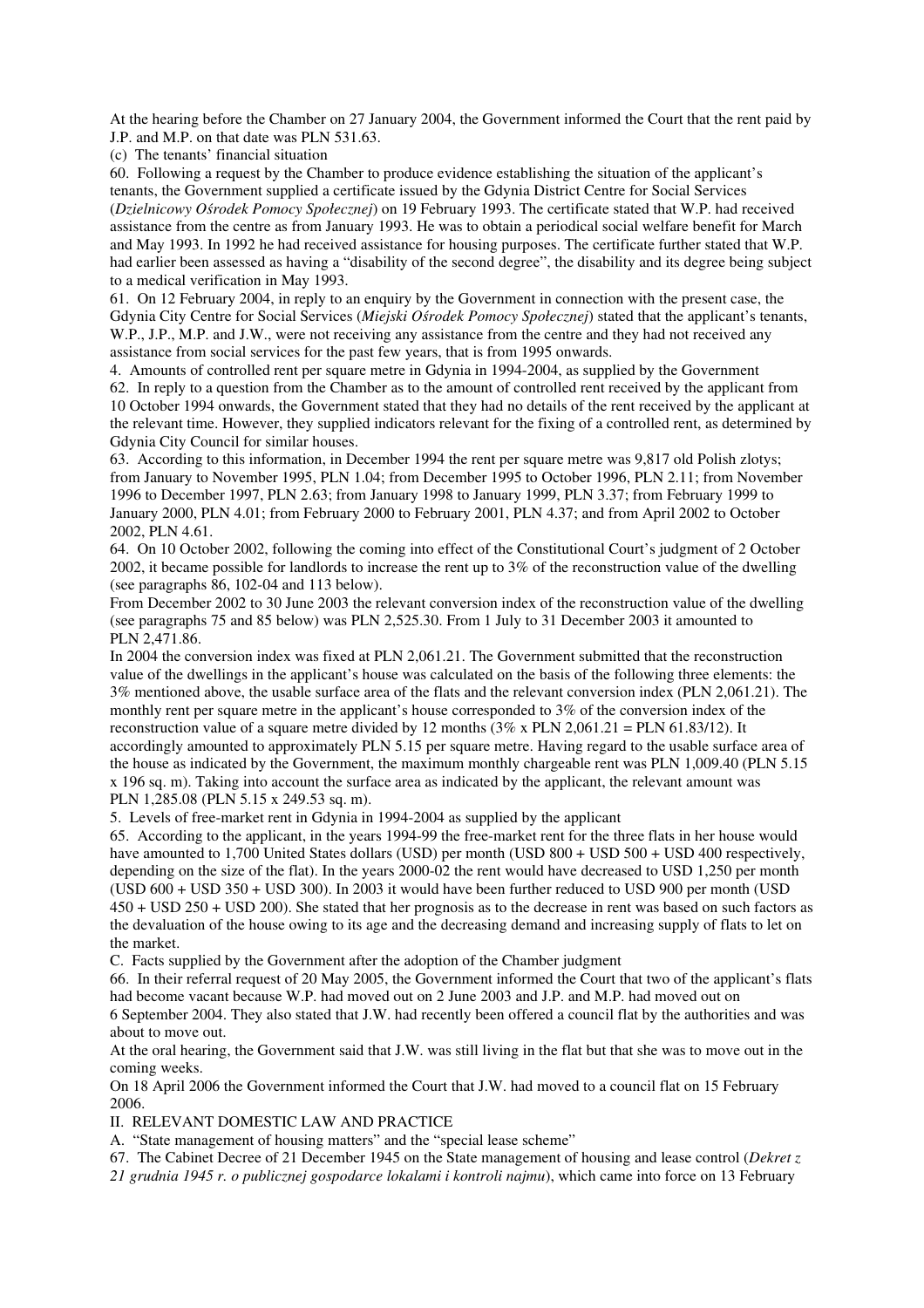At the hearing before the Chamber on 27 January 2004, the Government informed the Court that the rent paid by J.P. and M.P. on that date was PLN 531.63.

(c) The tenants' financial situation

60. Following a request by the Chamber to produce evidence establishing the situation of the applicant's tenants, the Government supplied a certificate issued by the Gdynia District Centre for Social Services (*Dzielnicowy Ośrodek Pomocy Społecznej*) on 19 February 1993. The certificate stated that W.P. had received assistance from the centre as from January 1993. He was to obtain a periodical social welfare benefit for March and May 1993. In 1992 he had received assistance for housing purposes. The certificate further stated that W.P. had earlier been assessed as having a "disability of the second degree", the disability and its degree being subject to a medical verification in May 1993.

61. On 12 February 2004, in reply to an enquiry by the Government in connection with the present case, the Gdynia City Centre for Social Services (*Miejski Ośrodek Pomocy Społecznej*) stated that the applicant's tenants, W.P., J.P., M.P. and J.W., were not receiving any assistance from the centre and they had not received any assistance from social services for the past few years, that is from 1995 onwards.

4. Amounts of controlled rent per square metre in Gdynia in 1994-2004, as supplied by the Government

62. In reply to a question from the Chamber as to the amount of controlled rent received by the applicant from 10 October 1994 onwards, the Government stated that they had no details of the rent received by the applicant at the relevant time. However, they supplied indicators relevant for the fixing of a controlled rent, as determined by Gdynia City Council for similar houses.

63. According to this information, in December 1994 the rent per square metre was 9,817 old Polish zlotys; from January to November 1995, PLN 1.04; from December 1995 to October 1996, PLN 2.11; from November 1996 to December 1997, PLN 2.63; from January 1998 to January 1999, PLN 3.37; from February 1999 to January 2000, PLN 4.01; from February 2000 to February 2001, PLN 4.37; and from April 2002 to October 2002, PLN 4.61.

64. On 10 October 2002, following the coming into effect of the Constitutional Court's judgment of 2 October 2002, it became possible for landlords to increase the rent up to 3% of the reconstruction value of the dwelling (see paragraphs 86, 102-04 and 113 below).

From December 2002 to 30 June 2003 the relevant conversion index of the reconstruction value of the dwelling (see paragraphs 75 and 85 below) was PLN 2,525.30. From 1 July to 31 December 2003 it amounted to PLN 2,471.86.

In 2004 the conversion index was fixed at PLN 2,061.21. The Government submitted that the reconstruction value of the dwellings in the applicant's house was calculated on the basis of the following three elements: the 3% mentioned above, the usable surface area of the flats and the relevant conversion index (PLN 2,061.21). The monthly rent per square metre in the applicant's house corresponded to 3% of the conversion index of the reconstruction value of a square metre divided by 12 months (3% x PLN 2,061.21 = PLN 61.83/12). It accordingly amounted to approximately PLN 5.15 per square metre. Having regard to the usable surface area of the house as indicated by the Government, the maximum monthly chargeable rent was PLN 1,009.40 (PLN 5.15 x 196 sq. m). Taking into account the surface area as indicated by the applicant, the relevant amount was PLN 1,285.08 (PLN 5.15 x 249.53 sq. m).

5. Levels of free-market rent in Gdynia in 1994-2004 as supplied by the applicant

65. According to the applicant, in the years 1994-99 the free-market rent for the three flats in her house would have amounted to 1,700 United States dollars (USD) per month (USD 800 + USD 500 + USD 400 respectively, depending on the size of the flat). In the years 2000-02 the rent would have decreased to USD 1,250 per month (USD 600 + USD 350 + USD 300). In 2003 it would have been further reduced to USD 900 per month (USD 450 + USD 250 + USD 200). She stated that her prognosis as to the decrease in rent was based on such factors as the devaluation of the house owing to its age and the decreasing demand and increasing supply of flats to let on the market.

C. Facts supplied by the Government after the adoption of the Chamber judgment

66. In their referral request of 20 May 2005, the Government informed the Court that two of the applicant's flats had become vacant because W.P. had moved out on 2 June 2003 and J.P. and M.P. had moved out on 6 September 2004. They also stated that J.W. had recently been offered a council flat by the authorities and was about to move out.

At the oral hearing, the Government said that J.W. was still living in the flat but that she was to move out in the coming weeks.

On 18 April 2006 the Government informed the Court that J.W. had moved to a council flat on 15 February 2006.

## II. RELEVANT DOMESTIC LAW AND PRACTICE

### A. "State management of housing matters" and the "special lease scheme"

67. The Cabinet Decree of 21 December 1945 on the State management of housing and lease control (*Dekret z 21 grudnia 1945 r. o publicznej gospodarce lokalami i kontroli najmu*), which came into force on 13 February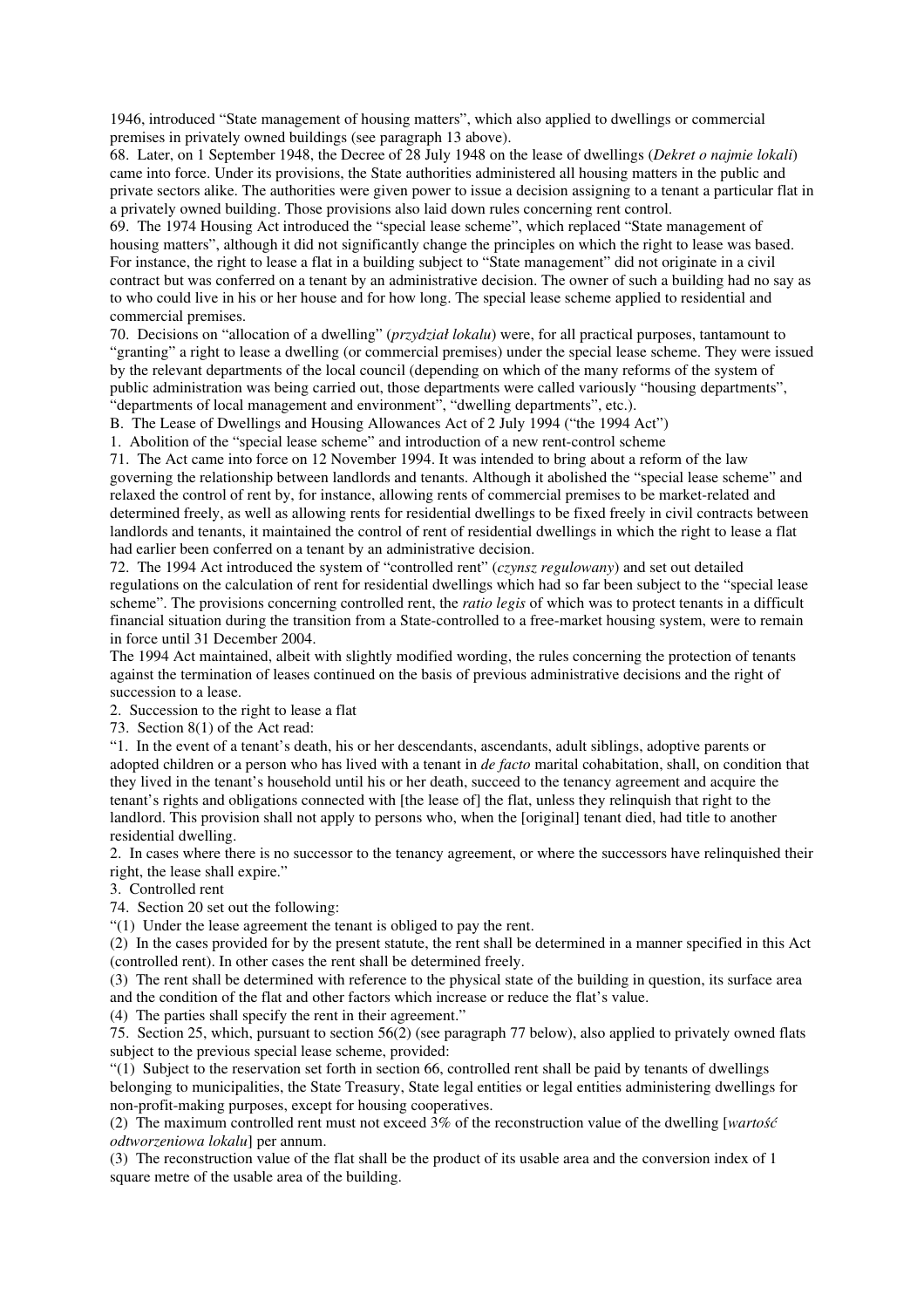1946, introduced "State management of housing matters", which also applied to dwellings or commercial premises in privately owned buildings (see paragraph 13 above).

68. Later, on 1 September 1948, the Decree of 28 July 1948 on the lease of dwellings (*Dekret o najmie lokali*) came into force. Under its provisions, the State authorities administered all housing matters in the public and private sectors alike. The authorities were given power to issue a decision assigning to a tenant a particular flat in a privately owned building. Those provisions also laid down rules concerning rent control.

69. The 1974 Housing Act introduced the "special lease scheme", which replaced "State management of housing matters", although it did not significantly change the principles on which the right to lease was based. For instance, the right to lease a flat in a building subject to "State management" did not originate in a civil contract but was conferred on a tenant by an administrative decision. The owner of such a building had no say as to who could live in his or her house and for how long. The special lease scheme applied to residential and commercial premises.

70. Decisions on "allocation of a dwelling" (*przydział lokalu*) were, for all practical purposes, tantamount to "granting" a right to lease a dwelling (or commercial premises) under the special lease scheme. They were issued by the relevant departments of the local council (depending on which of the many reforms of the system of public administration was being carried out, those departments were called variously "housing departments", "departments of local management and environment", "dwelling departments", etc.).

## B. The Lease of Dwellings and Housing Allowances Act of 2 July 1994 ("the 1994 Act")

### 1. Abolition of the "special lease scheme" and introduction of a new rent-control scheme

71. The Act came into force on 12 November 1994. It was intended to bring about a reform of the law governing the relationship between landlords and tenants. Although it abolished the "special lease scheme" and relaxed the control of rent by, for instance, allowing rents of commercial premises to be market-related and determined freely, as well as allowing rents for residential dwellings to be fixed freely in civil contracts between landlords and tenants, it maintained the control of rent of residential dwellings in which the right to lease a flat had earlier been conferred on a tenant by an administrative decision.

72. The 1994 Act introduced the system of "controlled rent" (*czynsz regulowany*) and set out detailed regulations on the calculation of rent for residential dwellings which had so far been subject to the "special lease scheme". The provisions concerning controlled rent, the *ratio legis* of which was to protect tenants in a difficult financial situation during the transition from a State-controlled to a free-market housing system, were to remain in force until 31 December 2004.

The 1994 Act maintained, albeit with slightly modified wording, the rules concerning the protection of tenants against the termination of leases continued on the basis of previous administrative decisions and the right of succession to a lease.

### 2. Succession to the right to lease a flat

73. Section 8(1) of the Act read:

"1. In the event of a tenant's death, his or her descendants, ascendants, adult siblings, adoptive parents or adopted children or a person who has lived with a tenant in *de facto* marital cohabitation, shall, on condition that they lived in the tenant's household until his or her death, succeed to the tenancy agreement and acquire the tenant's rights and obligations connected with [the lease of] the flat, unless they relinquish that right to the landlord. This provision shall not apply to persons who, when the [original] tenant died, had title to another residential dwelling.

2. In cases where there is no successor to the tenancy agreement, or where the successors have relinquished their right, the lease shall expire."

### 3. Controlled rent

74. Section 20 set out the following:

"(1) Under the lease agreement the tenant is obliged to pay the rent.

(2) In the cases provided for by the present statute, the rent shall be determined in a manner specified in this Act (controlled rent). In other cases the rent shall be determined freely.

(3) The rent shall be determined with reference to the physical state of the building in question, its surface area and the condition of the flat and other factors which increase or reduce the flat's value.

(4) The parties shall specify the rent in their agreement."

75. Section 25, which, pursuant to section 56(2) (see paragraph 77 below), also applied to privately owned flats subject to the previous special lease scheme, provided:

"(1) Subject to the reservation set forth in section 66, controlled rent shall be paid by tenants of dwellings belonging to municipalities, the State Treasury, State legal entities or legal entities administering dwellings for non-profit-making purposes, except for housing cooperatives.

(2) The maximum controlled rent must not exceed 3% of the reconstruction value of the dwelling [*wartość odtworzeniowa lokalu*] per annum.

(3) The reconstruction value of the flat shall be the product of its usable area and the conversion index of 1 square metre of the usable area of the building.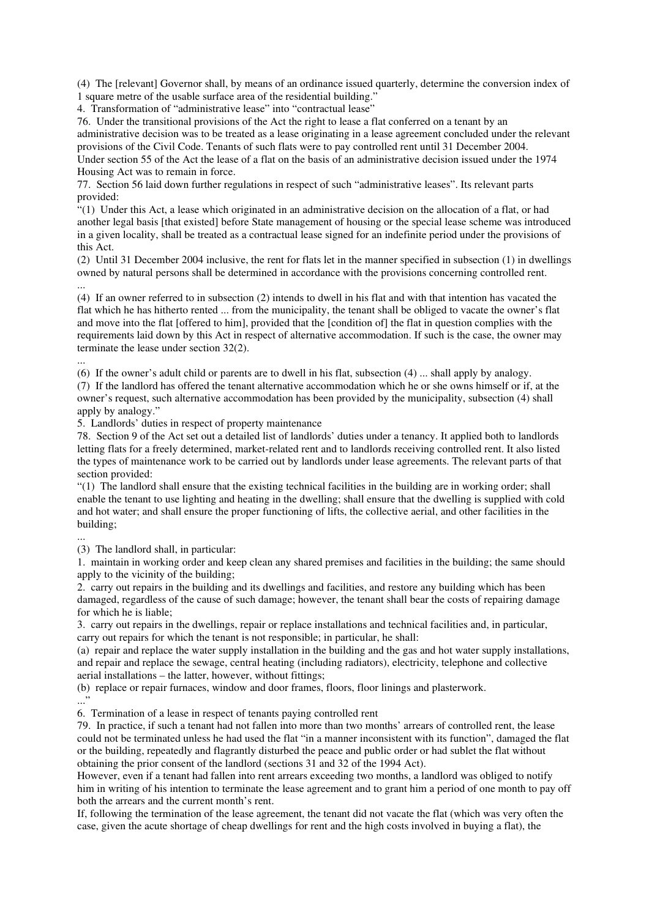(4) The [relevant] Governor shall, by means of an ordinance issued quarterly, determine the conversion index of 1 square metre of the usable surface area of the residential building."

4. Transformation of "administrative lease" into "contractual lease"

76. Under the transitional provisions of the Act the right to lease a flat conferred on a tenant by an administrative decision was to be treated as a lease originating in a lease agreement concluded under the relevant provisions of the Civil Code. Tenants of such flats were to pay controlled rent until 31 December 2004. Under section 55 of the Act the lease of a flat on the basis of an administrative decision issued under the 1974 Housing Act was to remain in force.

77. Section 56 laid down further regulations in respect of such "administrative leases". Its relevant parts provided:

"(1) Under this Act, a lease which originated in an administrative decision on the allocation of a flat, or had another legal basis [that existed] before State management of housing or the special lease scheme was introduced in a given locality, shall be treated as a contractual lease signed for an indefinite period under the provisions of this Act.

(2) Until 31 December 2004 inclusive, the rent for flats let in the manner specified in subsection (1) in dwellings owned by natural persons shall be determined in accordance with the provisions concerning controlled rent.

...

(4) If an owner referred to in subsection (2) intends to dwell in his flat and with that intention has vacated the flat which he has hitherto rented ... from the municipality, the tenant shall be obliged to vacate the owner's flat and move into the flat [offered to him], provided that the [condition of] the flat in question complies with the requirements laid down by this Act in respect of alternative accommodation. If such is the case, the owner may terminate the lease under section 32(2).

...

(6) If the owner's adult child or parents are to dwell in his flat, subsection (4) ... shall apply by analogy.

(7) If the landlord has offered the tenant alternative accommodation which he or she owns himself or if, at the owner's request, such alternative accommodation has been provided by the municipality, subsection (4) shall apply by analogy."

5. Landlords' duties in respect of property maintenance

78. Section 9 of the Act set out a detailed list of landlords' duties under a tenancy. It applied both to landlords letting flats for a freely determined, market-related rent and to landlords receiving controlled rent. It also listed the types of maintenance work to be carried out by landlords under lease agreements. The relevant parts of that section provided:

"(1) The landlord shall ensure that the existing technical facilities in the building are in working order; shall enable the tenant to use lighting and heating in the dwelling; shall ensure that the dwelling is supplied with cold and hot water; and shall ensure the proper functioning of lifts, the collective aerial, and other facilities in the building;

...

(3) The landlord shall, in particular:

1. maintain in working order and keep clean any shared premises and facilities in the building; the same should apply to the vicinity of the building;
2. carry out repairs in the building and its dwellings and facilities, and restore any building which has been damaged, regardless of the cause of such damage; however, the tenant shall bear the costs of repairing damage for which he is liable;
3. carry out repairs in the dwellings, repair or replace installations and technical facilities and, in particular, carry out repairs for which the tenant is not responsible; in particular, he shall:
   (a) repair and replace the water supply installation in the building and the gas and hot water supply installations, and repair and replace the sewage, central heating (including radiators), electricity, telephone and collective aerial installations – the latter, however, without fittings;
   (b) replace or repair furnaces, window and door frames, floors, floor linings and plasterwork.

..."

6. Termination of a lease in respect of tenants paying controlled rent

79. In practice, if such a tenant had not fallen into more than two months' arrears of controlled rent, the lease could not be terminated unless he had used the flat "in a manner inconsistent with its function", damaged the flat or the building, repeatedly and flagrantly disturbed the peace and public order or had sublet the flat without obtaining the prior consent of the landlord (sections 31 and 32 of the 1994 Act).

However, even if a tenant had fallen into rent arrears exceeding two months, a landlord was obliged to notify him in writing of his intention to terminate the lease agreement and to grant him a period of one month to pay off both the arrears and the current month's rent.

If, following the termination of the lease agreement, the tenant did not vacate the flat (which was very often the case, given the acute shortage of cheap dwellings for rent and the high costs involved in buying a flat), the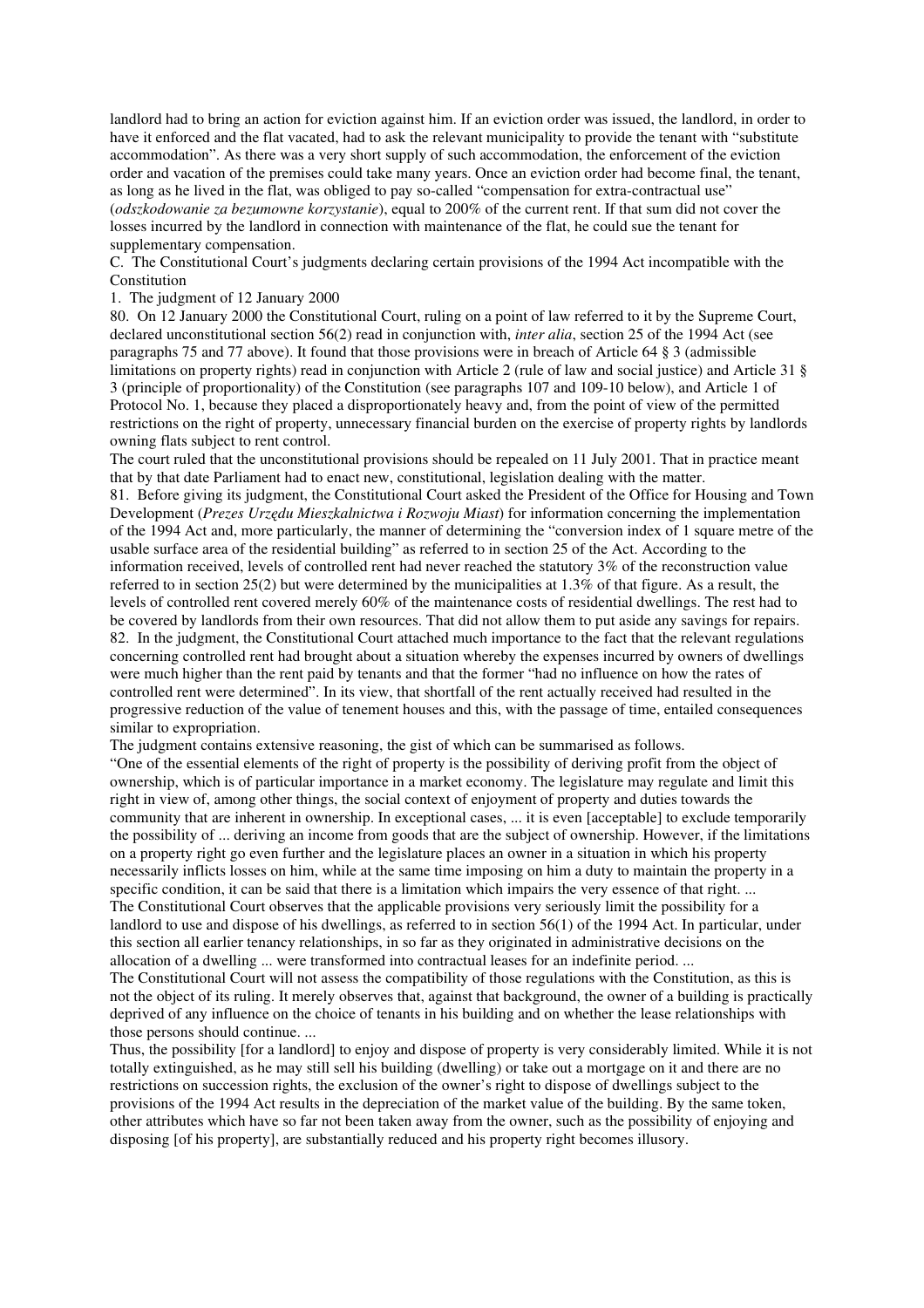landlord had to bring an action for eviction against him. If an eviction order was issued, the landlord, in order to have it enforced and the flat vacated, had to ask the relevant municipality to provide the tenant with "substitute accommodation". As there was a very short supply of such accommodation, the enforcement of the eviction order and vacation of the premises could take many years. Once an eviction order had become final, the tenant, as long as he lived in the flat, was obliged to pay so-called "compensation for extra-contractual use" (*odszkodowanie za bezumowne korzystanie*), equal to 200% of the current rent. If that sum did not cover the losses incurred by the landlord in connection with maintenance of the flat, he could sue the tenant for supplementary compensation.

## C. The Constitutional Court's judgments declaring certain provisions of the 1994 Act incompatible with the Constitution

### 1. The judgment of 12 January 2000

80. On 12 January 2000 the Constitutional Court, ruling on a point of law referred to it by the Supreme Court, declared unconstitutional section 56(2) read in conjunction with, *inter alia*, section 25 of the 1994 Act (see paragraphs 75 and 77 above). It found that those provisions were in breach of Article 64 § 3 (admissible limitations on property rights) read in conjunction with Article 2 (rule of law and social justice) and Article 31 § 3 (principle of proportionality) of the Constitution (see paragraphs 107 and 109-10 below), and Article 1 of Protocol No. 1, because they placed a disproportionately heavy and, from the point of view of the permitted restrictions on the right of property, unnecessary financial burden on the exercise of property rights by landlords owning flats subject to rent control.

The court ruled that the unconstitutional provisions should be repealed on 11 July 2001. That in practice meant that by that date Parliament had to enact new, constitutional, legislation dealing with the matter.

81. Before giving its judgment, the Constitutional Court asked the President of the Office for Housing and Town Development (*Prezes Urzędu Mieszkalnictwa i Rozwoju Miast*) for information concerning the implementation of the 1994 Act and, more particularly, the manner of determining the "conversion index of 1 square metre of the usable surface area of the residential building" as referred to in section 25 of the Act. According to the information received, levels of controlled rent had never reached the statutory 3% of the reconstruction value referred to in section 25(2) but were determined by the municipalities at 1.3% of that figure. As a result, the levels of controlled rent covered merely 60% of the maintenance costs of residential dwellings. The rest had to be covered by landlords from their own resources. That did not allow them to put aside any savings for repairs.

82. In the judgment, the Constitutional Court attached much importance to the fact that the relevant regulations concerning controlled rent had brought about a situation whereby the expenses incurred by owners of dwellings were much higher than the rent paid by tenants and that the former "had no influence on how the rates of controlled rent were determined". In its view, that shortfall of the rent actually received had resulted in the progressive reduction of the value of tenement houses and this, with the passage of time, entailed consequences similar to expropriation.

The judgment contains extensive reasoning, the gist of which can be summarised as follows.

"One of the essential elements of the right of property is the possibility of deriving profit from the object of ownership, which is of particular importance in a market economy. The legislature may regulate and limit this right in view of, among other things, the social context of enjoyment of property and duties towards the community that are inherent in ownership. In exceptional cases, ... it is even [acceptable] to exclude temporarily the possibility of ... deriving an income from goods that are the subject of ownership. However, if the limitations on a property right go even further and the legislature places an owner in a situation in which his property necessarily inflicts losses on him, while at the same time imposing on him a duty to maintain the property in a specific condition, it can be said that there is a limitation which impairs the very essence of that right. ...

The Constitutional Court observes that the applicable provisions very seriously limit the possibility for a landlord to use and dispose of his dwellings, as referred to in section 56(1) of the 1994 Act. In particular, under this section all earlier tenancy relationships, in so far as they originated in administrative decisions on the allocation of a dwelling ... were transformed into contractual leases for an indefinite period. ...

The Constitutional Court will not assess the compatibility of those regulations with the Constitution, as this is not the object of its ruling. It merely observes that, against that background, the owner of a building is practically deprived of any influence on the choice of tenants in his building and on whether the lease relationships with those persons should continue. ...

Thus, the possibility [for a landlord] to enjoy and dispose of property is very considerably limited. While it is not totally extinguished, as he may still sell his building (dwelling) or take out a mortgage on it and there are no restrictions on succession rights, the exclusion of the owner's right to dispose of dwellings subject to the provisions of the 1994 Act results in the depreciation of the market value of the building. By the same token, other attributes which have so far not been taken away from the owner, such as the possibility of enjoying and disposing [of his property], are substantially reduced and his property right becomes illusory.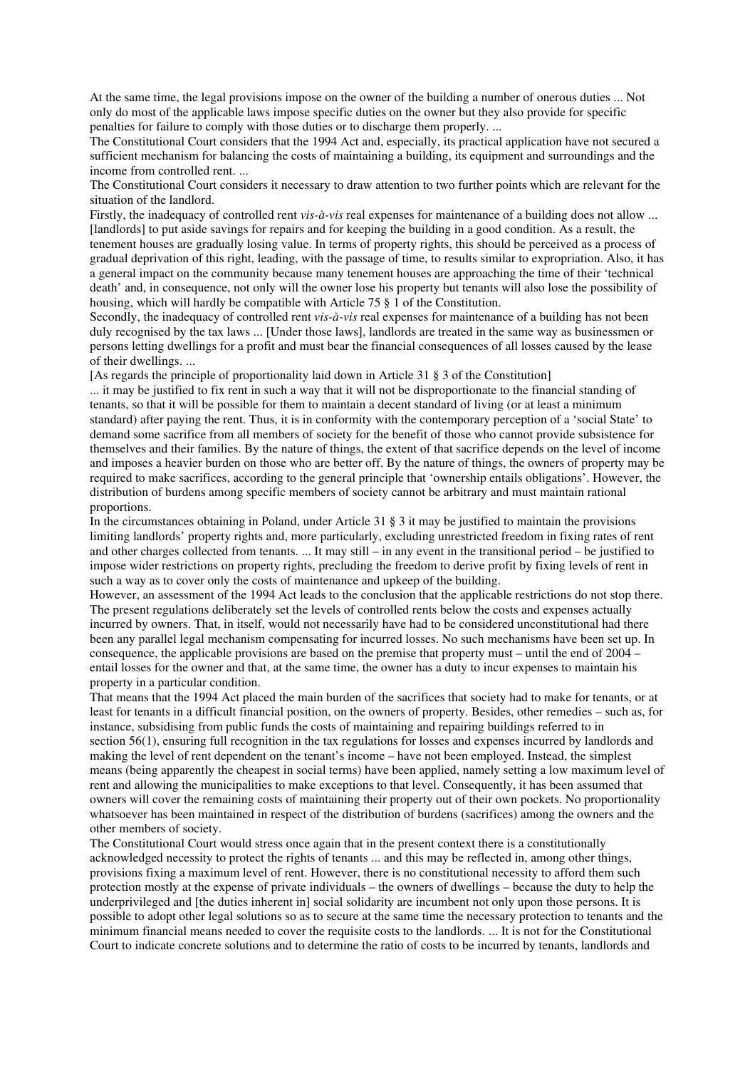At the same time, the legal provisions impose on the owner of the building a number of onerous duties ... Not only do most of the applicable laws impose specific duties on the owner but they also provide for specific penalties for failure to comply with those duties or to discharge them properly. ...

The Constitutional Court considers that the 1994 Act and, especially, its practical application have not secured a sufficient mechanism for balancing the costs of maintaining a building, its equipment and surroundings and the income from controlled rent. ...

The Constitutional Court considers it necessary to draw attention to two further points which are relevant for the situation of the landlord.

Firstly, the inadequacy of controlled rent *vis-à-vis* real expenses for maintenance of a building does not allow ... [landlords] to put aside savings for repairs and for keeping the building in a good condition. As a result, the tenement houses are gradually losing value. In terms of property rights, this should be perceived as a process of gradual deprivation of this right, leading, with the passage of time, to results similar to expropriation. Also, it has a general impact on the community because many tenement houses are approaching the time of their 'technical death' and, in consequence, not only will the owner lose his property but tenants will also lose the possibility of housing, which will hardly be compatible with Article 75 § 1 of the Constitution.

Secondly, the inadequacy of controlled rent *vis-à-vis* real expenses for maintenance of a building has not been duly recognised by the tax laws ... [Under those laws], landlords are treated in the same way as businessmen or persons letting dwellings for a profit and must bear the financial consequences of all losses caused by the lease of their dwellings. ...

[As regards the principle of proportionality laid down in Article 31 § 3 of the Constitution]

... it may be justified to fix rent in such a way that it will not be disproportionate to the financial standing of tenants, so that it will be possible for them to maintain a decent standard of living (or at least a minimum standard) after paying the rent. Thus, it is in conformity with the contemporary perception of a 'social State' to demand some sacrifice from all members of society for the benefit of those who cannot provide subsistence for themselves and their families. By the nature of things, the extent of that sacrifice depends on the level of income and imposes a heavier burden on those who are better off. By the nature of things, the owners of property may be required to make sacrifices, according to the general principle that 'ownership entails obligations'. However, the distribution of burdens among specific members of society cannot be arbitrary and must maintain rational proportions.

In the circumstances obtaining in Poland, under Article 31 § 3 it may be justified to maintain the provisions limiting landlords' property rights and, more particularly, excluding unrestricted freedom in fixing rates of rent and other charges collected from tenants. ... It may still – in any event in the transitional period – be justified to impose wider restrictions on property rights, precluding the freedom to derive profit by fixing levels of rent in such a way as to cover only the costs of maintenance and upkeep of the building.

However, an assessment of the 1994 Act leads to the conclusion that the applicable restrictions do not stop there. The present regulations deliberately set the levels of controlled rents below the costs and expenses actually incurred by owners. That, in itself, would not necessarily have had to be considered unconstitutional had there been any parallel legal mechanism compensating for incurred losses. No such mechanisms have been set up. In consequence, the applicable provisions are based on the premise that property must – until the end of 2004 – entail losses for the owner and that, at the same time, the owner has a duty to incur expenses to maintain his property in a particular condition.

That means that the 1994 Act placed the main burden of the sacrifices that society had to make for tenants, or at least for tenants in a difficult financial position, on the owners of property. Besides, other remedies – such as, for instance, subsidising from public funds the costs of maintaining and repairing buildings referred to in section 56(1), ensuring full recognition in the tax regulations for losses and expenses incurred by landlords and making the level of rent dependent on the tenant's income – have not been employed. Instead, the simplest means (being apparently the cheapest in social terms) have been applied, namely setting a low maximum level of rent and allowing the municipalities to make exceptions to that level. Consequently, it has been assumed that owners will cover the remaining costs of maintaining their property out of their own pockets. No proportionality whatsoever has been maintained in respect of the distribution of burdens (sacrifices) among the owners and the other members of society.

The Constitutional Court would stress once again that in the present context there is a constitutionally acknowledged necessity to protect the rights of tenants ... and this may be reflected in, among other things, provisions fixing a maximum level of rent. However, there is no constitutional necessity to afford them such protection mostly at the expense of private individuals – the owners of dwellings – because the duty to help the underprivileged and [the duties inherent in] social solidarity are incumbent not only upon those persons. It is possible to adopt other legal solutions so as to secure at the same time the necessary protection to tenants and the minimum financial means needed to cover the requisite costs to the landlords. ... It is not for the Constitutional Court to indicate concrete solutions and to determine the ratio of costs to be incurred by tenants, landlords and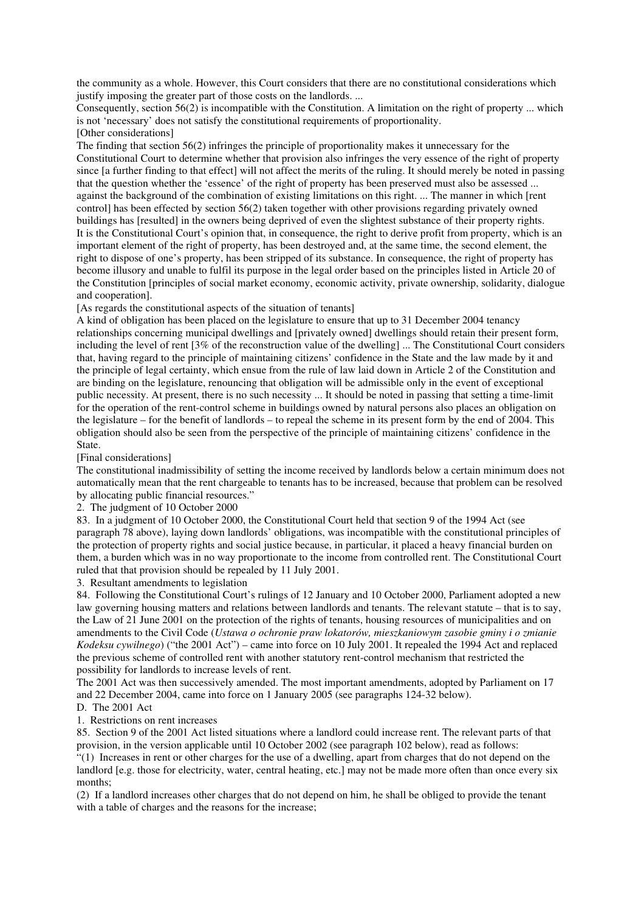the community as a whole. However, this Court considers that there are no constitutional considerations which justify imposing the greater part of those costs on the landlords. ...

Consequently, section 56(2) is incompatible with the Constitution. A limitation on the right of property ... which is not 'necessary' does not satisfy the constitutional requirements of proportionality.

[Other considerations]

The finding that section 56(2) infringes the principle of proportionality makes it unnecessary for the Constitutional Court to determine whether that provision also infringes the very essence of the right of property since [a further finding to that effect] will not affect the merits of the ruling. It should merely be noted in passing that the question whether the 'essence' of the right of property has been preserved must also be assessed ... against the background of the combination of existing limitations on this right. ... The manner in which [rent control] has been effected by section 56(2) taken together with other provisions regarding privately owned buildings has [resulted] in the owners being deprived of even the slightest substance of their property rights.

It is the Constitutional Court's opinion that, in consequence, the right to derive profit from property, which is an important element of the right of property, has been destroyed and, at the same time, the second element, the right to dispose of one's property, has been stripped of its substance. In consequence, the right of property has become illusory and unable to fulfil its purpose in the legal order based on the principles listed in Article 20 of the Constitution [principles of social market economy, economic activity, private ownership, solidarity, dialogue and cooperation].

[As regards the constitutional aspects of the situation of tenants]

A kind of obligation has been placed on the legislature to ensure that up to 31 December 2004 tenancy relationships concerning municipal dwellings and [privately owned] dwellings should retain their present form, including the level of rent [3% of the reconstruction value of the dwelling] ... The Constitutional Court considers that, having regard to the principle of maintaining citizens' confidence in the State and the law made by it and the principle of legal certainty, which ensue from the rule of law laid down in Article 2 of the Constitution and are binding on the legislature, renouncing that obligation will be admissible only in the event of exceptional public necessity. At present, there is no such necessity ... It should be noted in passing that setting a time-limit for the operation of the rent-control scheme in buildings owned by natural persons also places an obligation on the legislature – for the benefit of landlords – to repeal the scheme in its present form by the end of 2004. This obligation should also be seen from the perspective of the principle of maintaining citizens' confidence in the State.

[Final considerations]

The constitutional inadmissibility of setting the income received by landlords below a certain minimum does not automatically mean that the rent chargeable to tenants has to be increased, because that problem can be resolved by allocating public financial resources."

2. The judgment of 10 October 2000

83. In a judgment of 10 October 2000, the Constitutional Court held that section 9 of the 1994 Act (see paragraph 78 above), laying down landlords' obligations, was incompatible with the constitutional principles of the protection of property rights and social justice because, in particular, it placed a heavy financial burden on them, a burden which was in no way proportionate to the income from controlled rent. The Constitutional Court ruled that that provision should be repealed by 11 July 2001.

3. Resultant amendments to legislation

84. Following the Constitutional Court's rulings of 12 January and 10 October 2000, Parliament adopted a new law governing housing matters and relations between landlords and tenants. The relevant statute – that is to say, the Law of 21 June 2001 on the protection of the rights of tenants, housing resources of municipalities and on amendments to the Civil Code (*Ustawa o ochronie praw lokatorów, mieszkaniowym zasobie gminy i o zmianie Kodeksu cywilnego*) ("the 2001 Act") – came into force on 10 July 2001. It repealed the 1994 Act and replaced the previous scheme of controlled rent with another statutory rent-control mechanism that restricted the possibility for landlords to increase levels of rent.

The 2001 Act was then successively amended. The most important amendments, adopted by Parliament on 17 and 22 December 2004, came into force on 1 January 2005 (see paragraphs 124-32 below).

D. The 2001 Act

1. Restrictions on rent increases

85. Section 9 of the 2001 Act listed situations where a landlord could increase rent. The relevant parts of that provision, in the version applicable until 10 October 2002 (see paragraph 102 below), read as follows:

"(1) Increases in rent or other charges for the use of a dwelling, apart from charges that do not depend on the landlord [e.g. those for electricity, water, central heating, etc.] may not be made more often than once every six months;

(2) If a landlord increases other charges that do not depend on him, he shall be obliged to provide the tenant with a table of charges and the reasons for the increase;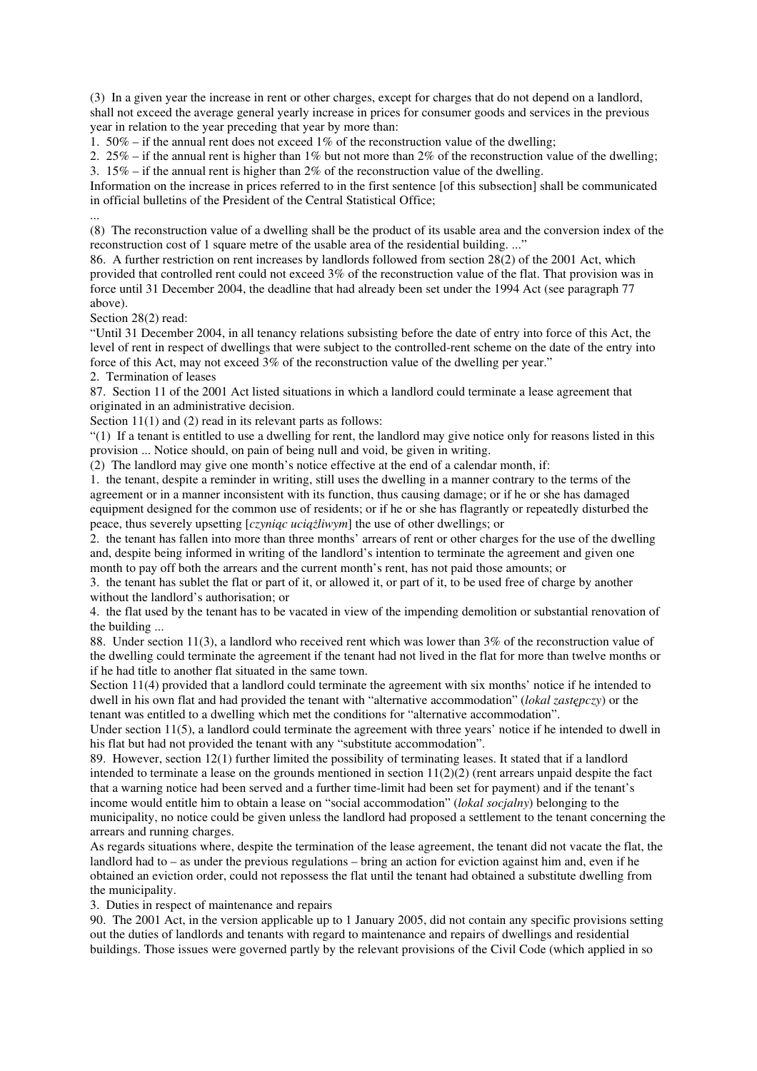(3) In a given year the increase in rent or other charges, except for charges that do not depend on a landlord, shall not exceed the average general yearly increase in prices for consumer goods and services in the previous year in relation to the year preceding that year by more than:

1. 50% – if the annual rent does not exceed 1% of the reconstruction value of the dwelling;
2. 25% – if the annual rent is higher than 1% but not more than 2% of the reconstruction value of the dwelling;
3. 15% – if the annual rent is higher than 2% of the reconstruction value of the dwelling.

Information on the increase in prices referred to in the first sentence [of this subsection] shall be communicated in official bulletins of the President of the Central Statistical Office;

...

(8) The reconstruction value of a dwelling shall be the product of its usable area and the conversion index of the reconstruction cost of 1 square metre of the usable area of the residential building. ..."

86. A further restriction on rent increases by landlords followed from section 28(2) of the 2001 Act, which provided that controlled rent could not exceed 3% of the reconstruction value of the flat. That provision was in force until 31 December 2004, the deadline that had already been set under the 1994 Act (see paragraph 77 above).

Section 28(2) read:

"Until 31 December 2004, in all tenancy relations subsisting before the date of entry into force of this Act, the level of rent in respect of dwellings that were subject to the controlled-rent scheme on the date of the entry into force of this Act, may not exceed 3% of the reconstruction value of the dwelling per year."

2. Termination of leases

87. Section 11 of the 2001 Act listed situations in which a landlord could terminate a lease agreement that originated in an administrative decision.

Section 11(1) and (2) read in its relevant parts as follows:

"(1) If a tenant is entitled to use a dwelling for rent, the landlord may give notice only for reasons listed in this provision ... Notice should, on pain of being null and void, be given in writing.

(2) The landlord may give one month's notice effective at the end of a calendar month, if:

1. the tenant, despite a reminder in writing, still uses the dwelling in a manner contrary to the terms of the agreement or in a manner inconsistent with its function, thus causing damage; or if he or she has damaged equipment designed for the common use of residents; or if he or she has flagrantly or repeatedly disturbed the peace, thus severely upsetting [*czyniąc uciążliwym*] the use of other dwellings; or
2. the tenant has fallen into more than three months' arrears of rent or other charges for the use of the dwelling and, despite being informed in writing of the landlord's intention to terminate the agreement and given one month to pay off both the arrears and the current month's rent, has not paid those amounts; or
3. the tenant has sublet the flat or part of it, or allowed it, or part of it, to be used free of charge by another without the landlord's authorisation; or
4. the flat used by the tenant has to be vacated in view of the impending demolition or substantial renovation of the building ...

88. Under section 11(3), a landlord who received rent which was lower than 3% of the reconstruction value of the dwelling could terminate the agreement if the tenant had not lived in the flat for more than twelve months or if he had title to another flat situated in the same town.

Section 11(4) provided that a landlord could terminate the agreement with six months' notice if he intended to dwell in his own flat and had provided the tenant with "alternative accommodation" (*lokal zastępczy*) or the tenant was entitled to a dwelling which met the conditions for "alternative accommodation".

Under section 11(5), a landlord could terminate the agreement with three years' notice if he intended to dwell in his flat but had not provided the tenant with any "substitute accommodation".

89. However, section 12(1) further limited the possibility of terminating leases. It stated that if a landlord intended to terminate a lease on the grounds mentioned in section 11(2)(2) (rent arrears unpaid despite the fact that a warning notice had been served and a further time-limit had been set for payment) and if the tenant's income would entitle him to obtain a lease on "social accommodation" (*lokal socjalny*) belonging to the municipality, no notice could be given unless the landlord had proposed a settlement to the tenant concerning the arrears and running charges.

As regards situations where, despite the termination of the lease agreement, the tenant did not vacate the flat, the landlord had to – as under the previous regulations – bring an action for eviction against him and, even if he obtained an eviction order, could not repossess the flat until the tenant had obtained a substitute dwelling from the municipality.

3. Duties in respect of maintenance and repairs

90. The 2001 Act, in the version applicable up to 1 January 2005, did not contain any specific provisions setting out the duties of landlords and tenants with regard to maintenance and repairs of dwellings and residential buildings. Those issues were governed partly by the relevant provisions of the Civil Code (which applied in so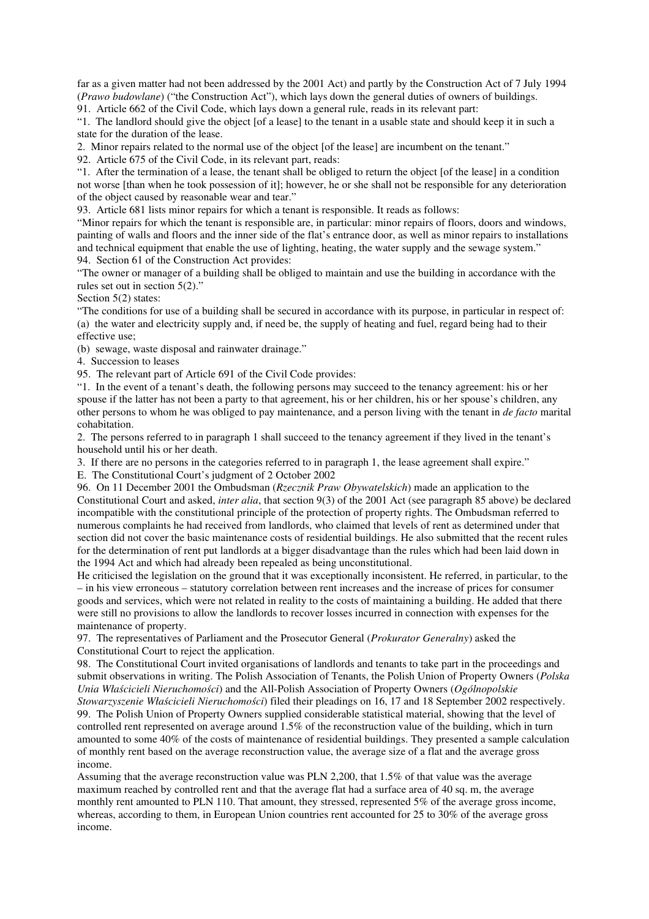far as a given matter had not been addressed by the 2001 Act) and partly by the Construction Act of 7 July 1994 (*Prawo budowlane*) ("the Construction Act"), which lays down the general duties of owners of buildings.

91. Article 662 of the Civil Code, which lays down a general rule, reads in its relevant part:

"1. The landlord should give the object [of a lease] to the tenant in a usable state and should keep it in such a state for the duration of the lease.

2. Minor repairs related to the normal use of the object [of the lease] are incumbent on the tenant."

92. Article 675 of the Civil Code, in its relevant part, reads:

"1. After the termination of a lease, the tenant shall be obliged to return the object [of the lease] in a condition not worse [than when he took possession of it]; however, he or she shall not be responsible for any deterioration of the object caused by reasonable wear and tear."

93. Article 681 lists minor repairs for which a tenant is responsible. It reads as follows:

"Minor repairs for which the tenant is responsible are, in particular: minor repairs of floors, doors and windows, painting of walls and floors and the inner side of the flat's entrance door, as well as minor repairs to installations and technical equipment that enable the use of lighting, heating, the water supply and the sewage system."

94. Section 61 of the Construction Act provides:

"The owner or manager of a building shall be obliged to maintain and use the building in accordance with the rules set out in section 5(2)."

Section 5(2) states:

"The conditions for use of a building shall be secured in accordance with its purpose, in particular in respect of:
(a) the water and electricity supply and, if need be, the supply of heating and fuel, regard being had to their effective use;
(b) sewage, waste disposal and rainwater drainage."

4. Succession to leases

95. The relevant part of Article 691 of the Civil Code provides:

"1. In the event of a tenant's death, the following persons may succeed to the tenancy agreement: his or her spouse if the latter has not been a party to that agreement, his or her children, his or her spouse's children, any other persons to whom he was obliged to pay maintenance, and a person living with the tenant in *de facto* marital cohabitation.

2. The persons referred to in paragraph 1 shall succeed to the tenancy agreement if they lived in the tenant's household until his or her death.

3. If there are no persons in the categories referred to in paragraph 1, the lease agreement shall expire."

E. The Constitutional Court's judgment of 2 October 2002

96. On 11 December 2001 the Ombudsman (*Rzecznik Praw Obywatelskich*) made an application to the Constitutional Court and asked, *inter alia*, that section 9(3) of the 2001 Act (see paragraph 85 above) be declared incompatible with the constitutional principle of the protection of property rights. The Ombudsman referred to numerous complaints he had received from landlords, who claimed that levels of rent as determined under that section did not cover the basic maintenance costs of residential buildings. He also submitted that the recent rules for the determination of rent put landlords at a bigger disadvantage than the rules which had been laid down in the 1994 Act and which had already been repealed as being unconstitutional.

He criticised the legislation on the ground that it was exceptionally inconsistent. He referred, in particular, to the – in his view erroneous – statutory correlation between rent increases and the increase of prices for consumer goods and services, which were not related in reality to the costs of maintaining a building. He added that there were still no provisions to allow the landlords to recover losses incurred in connection with expenses for the maintenance of property.

97. The representatives of Parliament and the Prosecutor General (*Prokurator Generalny*) asked the Constitutional Court to reject the application.

98. The Constitutional Court invited organisations of landlords and tenants to take part in the proceedings and submit observations in writing. The Polish Association of Tenants, the Polish Union of Property Owners (*Polska Unia Właścicieli Nieruchomości*) and the All-Polish Association of Property Owners (*Ogólnopolskie Stowarzyszenie Właścicieli Nieruchomości*) filed their pleadings on 16, 17 and 18 September 2002 respectively.

99. The Polish Union of Property Owners supplied considerable statistical material, showing that the level of controlled rent represented on average around 1.5% of the reconstruction value of the building, which in turn amounted to some 40% of the costs of maintenance of residential buildings. They presented a sample calculation of monthly rent based on the average reconstruction value, the average size of a flat and the average gross income.

Assuming that the average reconstruction value was PLN 2,200, that 1.5% of that value was the average maximum reached by controlled rent and that the average flat had a surface area of 40 sq. m, the average monthly rent amounted to PLN 110. That amount, they stressed, represented 5% of the average gross income, whereas, according to them, in European Union countries rent accounted for 25 to 30% of the average gross income.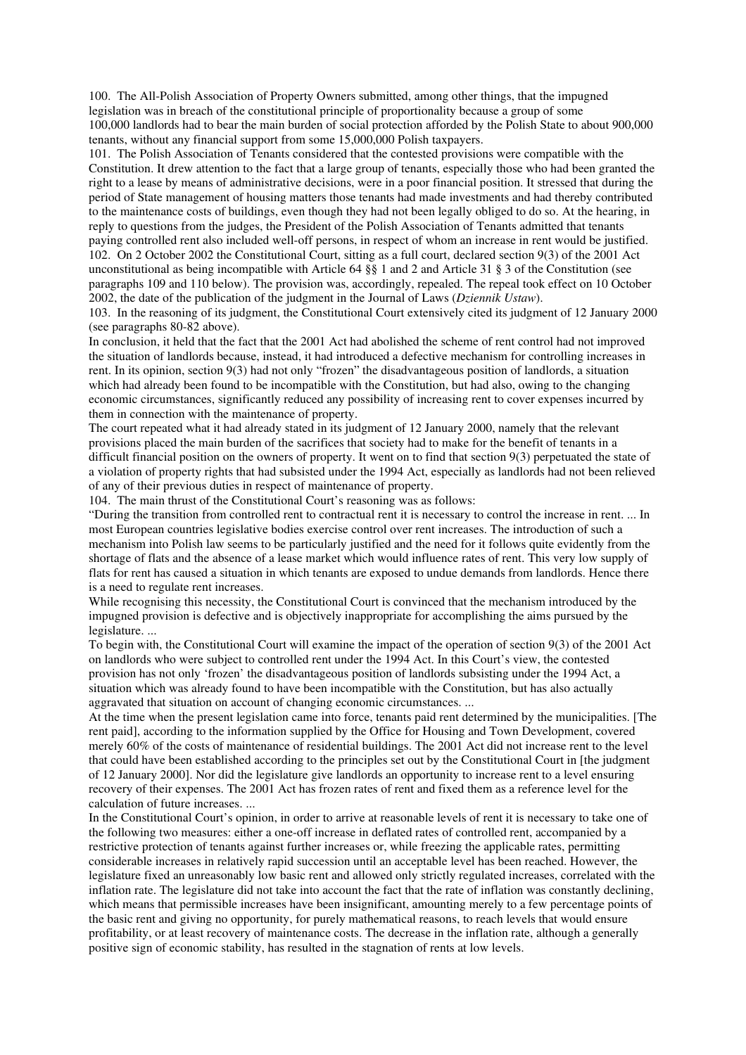100. The All-Polish Association of Property Owners submitted, among other things, that the impugned legislation was in breach of the constitutional principle of proportionality because a group of some 100,000 landlords had to bear the main burden of social protection afforded by the Polish State to about 900,000 tenants, without any financial support from some 15,000,000 Polish taxpayers.

101. The Polish Association of Tenants considered that the contested provisions were compatible with the Constitution. It drew attention to the fact that a large group of tenants, especially those who had been granted the right to a lease by means of administrative decisions, were in a poor financial position. It stressed that during the period of State management of housing matters those tenants had made investments and had thereby contributed to the maintenance costs of buildings, even though they had not been legally obliged to do so. At the hearing, in reply to questions from the judges, the President of the Polish Association of Tenants admitted that tenants paying controlled rent also included well-off persons, in respect of whom an increase in rent would be justified.

102. On 2 October 2002 the Constitutional Court, sitting as a full court, declared section 9(3) of the 2001 Act unconstitutional as being incompatible with Article 64 §§ 1 and 2 and Article 31 § 3 of the Constitution (see paragraphs 109 and 110 below). The provision was, accordingly, repealed. The repeal took effect on 10 October 2002, the date of the publication of the judgment in the Journal of Laws (*Dziennik Ustaw*).

103. In the reasoning of its judgment, the Constitutional Court extensively cited its judgment of 12 January 2000 (see paragraphs 80-82 above).

In conclusion, it held that the fact that the 2001 Act had abolished the scheme of rent control had not improved the situation of landlords because, instead, it had introduced a defective mechanism for controlling increases in rent. In its opinion, section 9(3) had not only "frozen" the disadvantageous position of landlords, a situation which had already been found to be incompatible with the Constitution, but had also, owing to the changing economic circumstances, significantly reduced any possibility of increasing rent to cover expenses incurred by them in connection with the maintenance of property.

The court repeated what it had already stated in its judgment of 12 January 2000, namely that the relevant provisions placed the main burden of the sacrifices that society had to make for the benefit of tenants in a difficult financial position on the owners of property. It went on to find that section 9(3) perpetuated the state of a violation of property rights that had subsisted under the 1994 Act, especially as landlords had not been relieved of any of their previous duties in respect of maintenance of property.

104. The main thrust of the Constitutional Court's reasoning was as follows:

"During the transition from controlled rent to contractual rent it is necessary to control the increase in rent. ... In most European countries legislative bodies exercise control over rent increases. The introduction of such a mechanism into Polish law seems to be particularly justified and the need for it follows quite evidently from the shortage of flats and the absence of a lease market which would influence rates of rent. This very low supply of flats for rent has caused a situation in which tenants are exposed to undue demands from landlords. Hence there is a need to regulate rent increases.

While recognising this necessity, the Constitutional Court is convinced that the mechanism introduced by the impugned provision is defective and is objectively inappropriate for accomplishing the aims pursued by the legislature. ...

To begin with, the Constitutional Court will examine the impact of the operation of section 9(3) of the 2001 Act on landlords who were subject to controlled rent under the 1994 Act. In this Court's view, the contested provision has not only 'frozen' the disadvantageous position of landlords subsisting under the 1994 Act, a situation which was already found to have been incompatible with the Constitution, but has also actually aggravated that situation on account of changing economic circumstances. ...

At the time when the present legislation came into force, tenants paid rent determined by the municipalities. [The rent paid], according to the information supplied by the Office for Housing and Town Development, covered merely 60% of the costs of maintenance of residential buildings. The 2001 Act did not increase rent to the level that could have been established according to the principles set out by the Constitutional Court in [the judgment of 12 January 2000]. Nor did the legislature give landlords an opportunity to increase rent to a level ensuring recovery of their expenses. The 2001 Act has frozen rates of rent and fixed them as a reference level for the calculation of future increases. ...

In the Constitutional Court's opinion, in order to arrive at reasonable levels of rent it is necessary to take one of the following two measures: either a one-off increase in deflated rates of controlled rent, accompanied by a restrictive protection of tenants against further increases or, while freezing the applicable rates, permitting considerable increases in relatively rapid succession until an acceptable level has been reached. However, the legislature fixed an unreasonably low basic rent and allowed only strictly regulated increases, correlated with the inflation rate. The legislature did not take into account the fact that the rate of inflation was constantly declining, which means that permissible increases have been insignificant, amounting merely to a few percentage points of the basic rent and giving no opportunity, for purely mathematical reasons, to reach levels that would ensure profitability, or at least recovery of maintenance costs. The decrease in the inflation rate, although a generally positive sign of economic stability, has resulted in the stagnation of rents at low levels.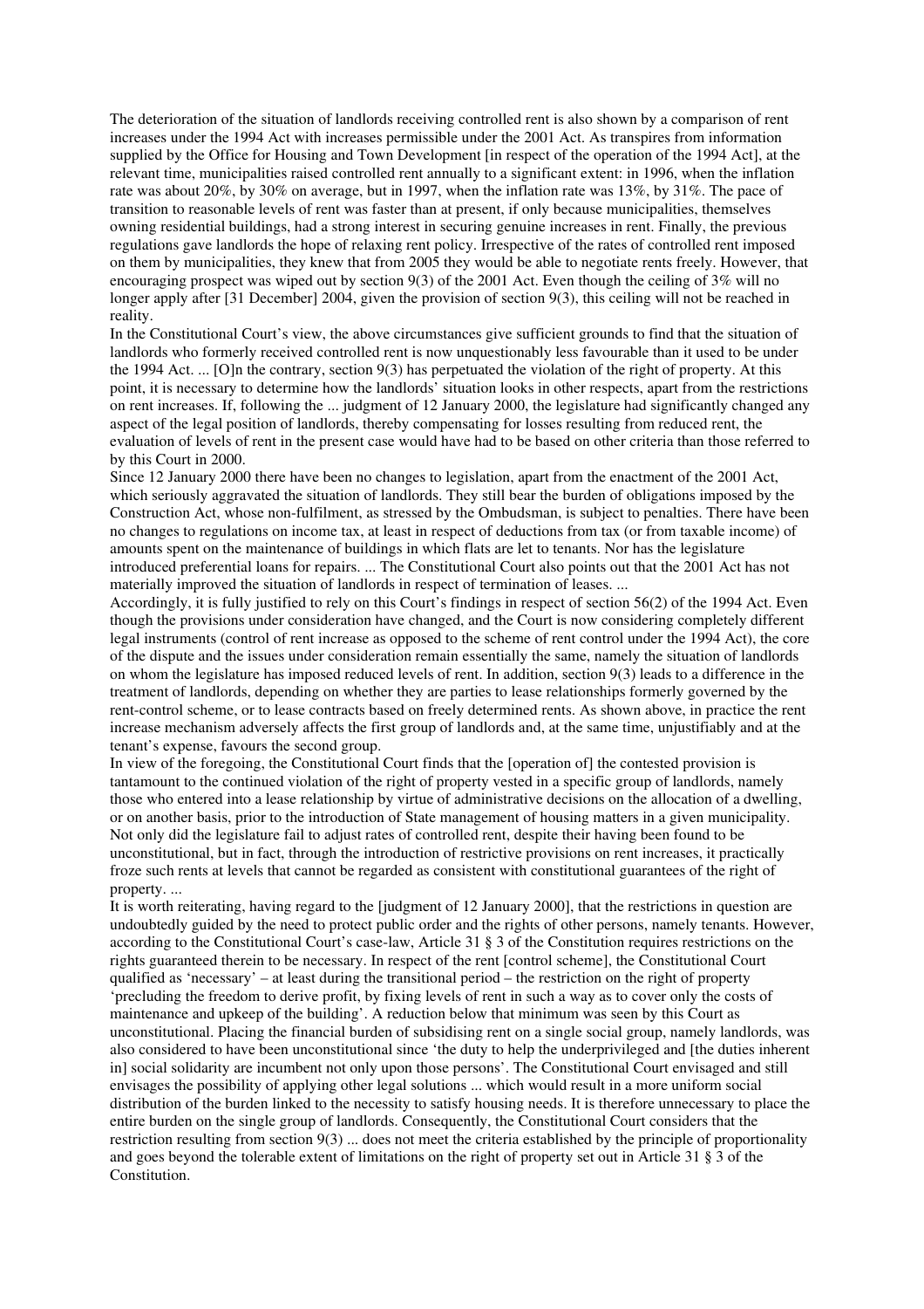The deterioration of the situation of landlords receiving controlled rent is also shown by a comparison of rent increases under the 1994 Act with increases permissible under the 2001 Act. As transpires from information supplied by the Office for Housing and Town Development [in respect of the operation of the 1994 Act], at the relevant time, municipalities raised controlled rent annually to a significant extent: in 1996, when the inflation rate was about 20%, by 30% on average, but in 1997, when the inflation rate was 13%, by 31%. The pace of transition to reasonable levels of rent was faster than at present, if only because municipalities, themselves owning residential buildings, had a strong interest in securing genuine increases in rent. Finally, the previous regulations gave landlords the hope of relaxing rent policy. Irrespective of the rates of controlled rent imposed on them by municipalities, they knew that from 2005 they would be able to negotiate rents freely. However, that encouraging prospect was wiped out by section 9(3) of the 2001 Act. Even though the ceiling of 3% will no longer apply after [31 December] 2004, given the provision of section 9(3), this ceiling will not be reached in reality.

In the Constitutional Court's view, the above circumstances give sufficient grounds to find that the situation of landlords who formerly received controlled rent is now unquestionably less favourable than it used to be under the 1994 Act. ... [O]n the contrary, section 9(3) has perpetuated the violation of the right of property. At this point, it is necessary to determine how the landlords' situation looks in other respects, apart from the restrictions on rent increases. If, following the ... judgment of 12 January 2000, the legislature had significantly changed any aspect of the legal position of landlords, thereby compensating for losses resulting from reduced rent, the evaluation of levels of rent in the present case would have had to be based on other criteria than those referred to by this Court in 2000.

Since 12 January 2000 there have been no changes to legislation, apart from the enactment of the 2001 Act, which seriously aggravated the situation of landlords. They still bear the burden of obligations imposed by the Construction Act, whose non-fulfilment, as stressed by the Ombudsman, is subject to penalties. There have been no changes to regulations on income tax, at least in respect of deductions from tax (or from taxable income) of amounts spent on the maintenance of buildings in which flats are let to tenants. Nor has the legislature introduced preferential loans for repairs. ... The Constitutional Court also points out that the 2001 Act has not materially improved the situation of landlords in respect of termination of leases. ...

Accordingly, it is fully justified to rely on this Court's findings in respect of section 56(2) of the 1994 Act. Even though the provisions under consideration have changed, and the Court is now considering completely different legal instruments (control of rent increase as opposed to the scheme of rent control under the 1994 Act), the core of the dispute and the issues under consideration remain essentially the same, namely the situation of landlords on whom the legislature has imposed reduced levels of rent. In addition, section 9(3) leads to a difference in the treatment of landlords, depending on whether they are parties to lease relationships formerly governed by the rent-control scheme, or to lease contracts based on freely determined rents. As shown above, in practice the rent increase mechanism adversely affects the first group of landlords and, at the same time, unjustifiably and at the tenant's expense, favours the second group.

In view of the foregoing, the Constitutional Court finds that the [operation of] the contested provision is tantamount to the continued violation of the right of property vested in a specific group of landlords, namely those who entered into a lease relationship by virtue of administrative decisions on the allocation of a dwelling, or on another basis, prior to the introduction of State management of housing matters in a given municipality. Not only did the legislature fail to adjust rates of controlled rent, despite their having been found to be unconstitutional, but in fact, through the introduction of restrictive provisions on rent increases, it practically froze such rents at levels that cannot be regarded as consistent with constitutional guarantees of the right of property. ...

It is worth reiterating, having regard to the [judgment of 12 January 2000], that the restrictions in question are undoubtedly guided by the need to protect public order and the rights of other persons, namely tenants. However, according to the Constitutional Court's case-law, Article 31 § 3 of the Constitution requires restrictions on the rights guaranteed therein to be necessary. In respect of the rent [control scheme], the Constitutional Court qualified as 'necessary' – at least during the transitional period – the restriction on the right of property 'precluding the freedom to derive profit, by fixing levels of rent in such a way as to cover only the costs of maintenance and upkeep of the building'. A reduction below that minimum was seen by this Court as unconstitutional. Placing the financial burden of subsidising rent on a single social group, namely landlords, was also considered to have been unconstitutional since 'the duty to help the underprivileged and [the duties inherent in] social solidarity are incumbent not only upon those persons'. The Constitutional Court envisaged and still envisages the possibility of applying other legal solutions ... which would result in a more uniform social distribution of the burden linked to the necessity to satisfy housing needs. It is therefore unnecessary to place the entire burden on the single group of landlords. Consequently, the Constitutional Court considers that the restriction resulting from section 9(3) ... does not meet the criteria established by the principle of proportionality and goes beyond the tolerable extent of limitations on the right of property set out in Article 31 § 3 of the Constitution.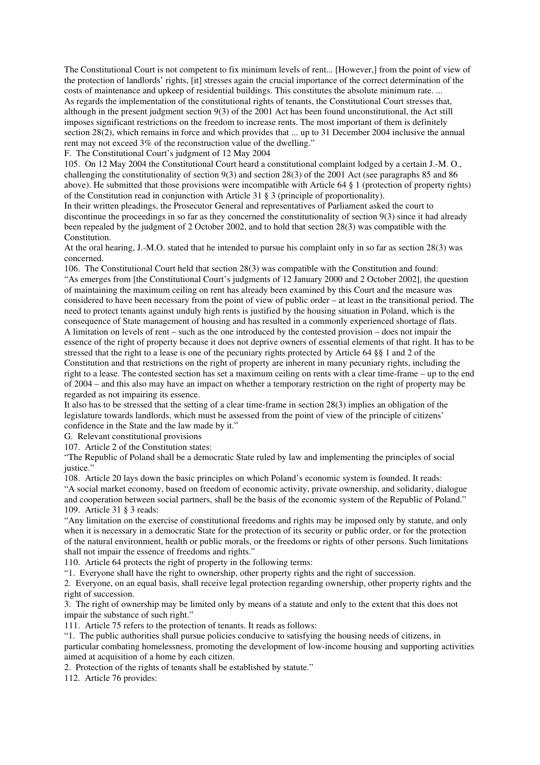The Constitutional Court is not competent to fix minimum levels of rent... [However,] from the point of view of the protection of landlords' rights, [it] stresses again the crucial importance of the correct determination of the costs of maintenance and upkeep of residential buildings. This constitutes the absolute minimum rate. ...

As regards the implementation of the constitutional rights of tenants, the Constitutional Court stresses that, although in the present judgment section 9(3) of the 2001 Act has been found unconstitutional, the Act still imposes significant restrictions on the freedom to increase rents. The most important of them is definitely section 28(2), which remains in force and which provides that ... up to 31 December 2004 inclusive the annual rent may not exceed 3% of the reconstruction value of the dwelling."

### F. The Constitutional Court's judgment of 12 May 2004

105. On 12 May 2004 the Constitutional Court heard a constitutional complaint lodged by a certain J.-M. O., challenging the constitutionality of section 9(3) and section 28(3) of the 2001 Act (see paragraphs 85 and 86 above). He submitted that those provisions were incompatible with Article 64 § 1 (protection of property rights) of the Constitution read in conjunction with Article 31 § 3 (principle of proportionality).

In their written pleadings, the Prosecutor General and representatives of Parliament asked the court to discontinue the proceedings in so far as they concerned the constitutionality of section 9(3) since it had already been repealed by the judgment of 2 October 2002, and to hold that section 28(3) was compatible with the Constitution.

At the oral hearing, J.-M.O. stated that he intended to pursue his complaint only in so far as section 28(3) was concerned.

106. The Constitutional Court held that section 28(3) was compatible with the Constitution and found:

"As emerges from [the Constitutional Court's judgments of 12 January 2000 and 2 October 2002], the question of maintaining the maximum ceiling on rent has already been examined by this Court and the measure was considered to have been necessary from the point of view of public order – at least in the transitional period. The need to protect tenants against unduly high rents is justified by the housing situation in Poland, which is the consequence of State management of housing and has resulted in a commonly experienced shortage of flats.

A limitation on levels of rent – such as the one introduced by the contested provision – does not impair the essence of the right of property because it does not deprive owners of essential elements of that right. It has to be stressed that the right to a lease is one of the pecuniary rights protected by Article 64 §§ 1 and 2 of the Constitution and that restrictions on the right of property are inherent in many pecuniary rights, including the right to a lease. The contested section has set a maximum ceiling on rents with a clear time-frame – up to the end of 2004 – and this also may have an impact on whether a temporary restriction on the right of property may be regarded as not impairing its essence.

It also has to be stressed that the setting of a clear time-frame in section 28(3) implies an obligation of the legislature towards landlords, which must be assessed from the point of view of the principle of citizens' confidence in the State and the law made by it."

### G. Relevant constitutional provisions

107. Article 2 of the Constitution states:

"The Republic of Poland shall be a democratic State ruled by law and implementing the principles of social justice."

108. Article 20 lays down the basic principles on which Poland's economic system is founded. It reads:

"A social market economy, based on freedom of economic activity, private ownership, and solidarity, dialogue and cooperation between social partners, shall be the basis of the economic system of the Republic of Poland."

109. Article 31 § 3 reads:

"Any limitation on the exercise of constitutional freedoms and rights may be imposed only by statute, and only when it is necessary in a democratic State for the protection of its security or public order, or for the protection of the natural environment, health or public morals, or the freedoms or rights of other persons. Such limitations shall not impair the essence of freedoms and rights."

110. Article 64 protects the right of property in the following terms:

"1. Everyone shall have the right to ownership, other property rights and the right of succession.

2. Everyone, on an equal basis, shall receive legal protection regarding ownership, other property rights and the right of succession.

3. The right of ownership may be limited only by means of a statute and only to the extent that this does not impair the substance of such right."

111. Article 75 refers to the protection of tenants. It reads as follows:

"1. The public authorities shall pursue policies conducive to satisfying the housing needs of citizens, in particular combating homelessness, promoting the development of low-income housing and supporting activities aimed at acquisition of a home by each citizen.

2. Protection of the rights of tenants shall be established by statute."

112. Article 76 provides: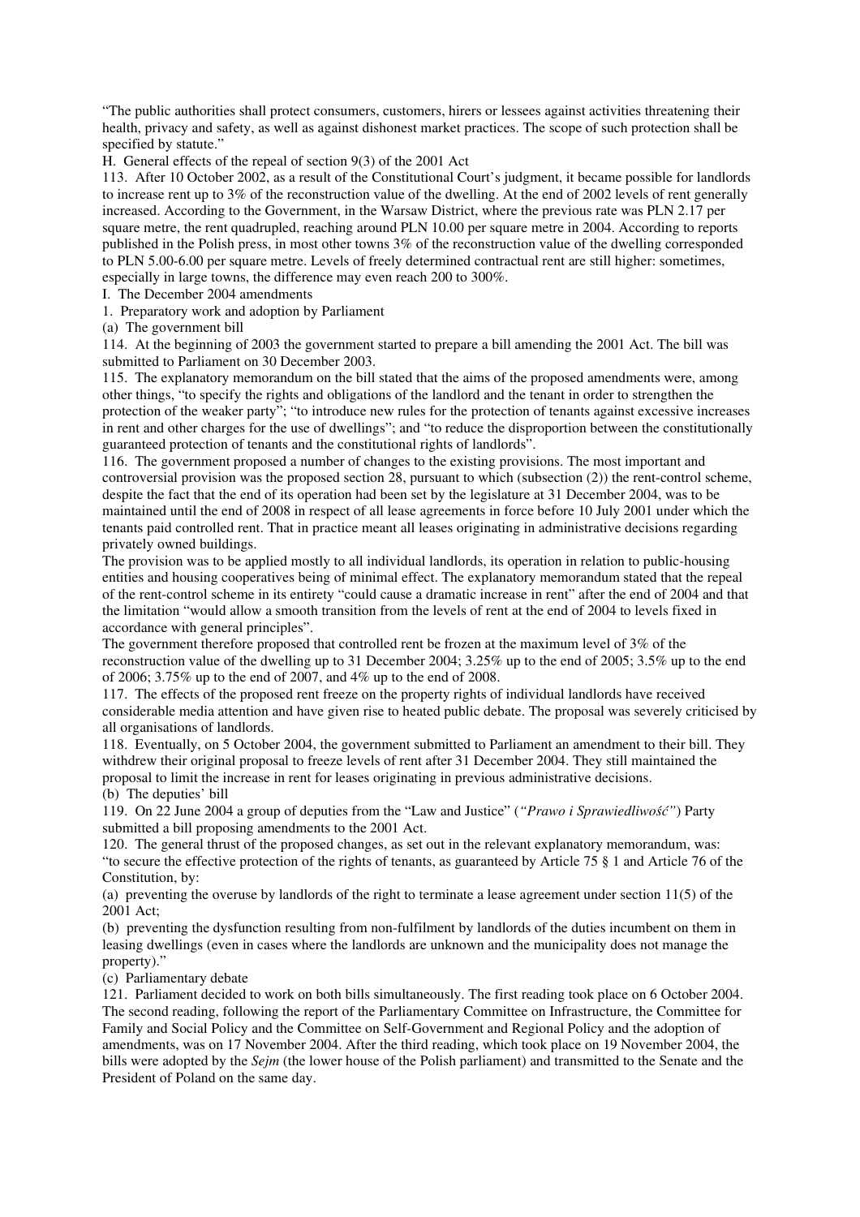"The public authorities shall protect consumers, customers, hirers or lessees against activities threatening their health, privacy and safety, as well as against dishonest market practices. The scope of such protection shall be specified by statute."

H. General effects of the repeal of section 9(3) of the 2001 Act

113. After 10 October 2002, as a result of the Constitutional Court's judgment, it became possible for landlords to increase rent up to 3% of the reconstruction value of the dwelling. At the end of 2002 levels of rent generally increased. According to the Government, in the Warsaw District, where the previous rate was PLN 2.17 per square metre, the rent quadrupled, reaching around PLN 10.00 per square metre in 2004. According to reports published in the Polish press, in most other towns 3% of the reconstruction value of the dwelling corresponded to PLN 5.00-6.00 per square metre. Levels of freely determined contractual rent are still higher: sometimes, especially in large towns, the difference may even reach 200 to 300%.

I. The December 2004 amendments

1. Preparatory work and adoption by Parliament

(a) The government bill

114. At the beginning of 2003 the government started to prepare a bill amending the 2001 Act. The bill was submitted to Parliament on 30 December 2003.

115. The explanatory memorandum on the bill stated that the aims of the proposed amendments were, among other things, "to specify the rights and obligations of the landlord and the tenant in order to strengthen the protection of the weaker party"; "to introduce new rules for the protection of tenants against excessive increases in rent and other charges for the use of dwellings"; and "to reduce the disproportion between the constitutionally guaranteed protection of tenants and the constitutional rights of landlords".

116. The government proposed a number of changes to the existing provisions. The most important and controversial provision was the proposed section 28, pursuant to which (subsection (2)) the rent-control scheme, despite the fact that the end of its operation had been set by the legislature at 31 December 2004, was to be maintained until the end of 2008 in respect of all lease agreements in force before 10 July 2001 under which the tenants paid controlled rent. That in practice meant all leases originating in administrative decisions regarding privately owned buildings.

The provision was to be applied mostly to all individual landlords, its operation in relation to public-housing entities and housing cooperatives being of minimal effect. The explanatory memorandum stated that the repeal of the rent-control scheme in its entirety "could cause a dramatic increase in rent" after the end of 2004 and that the limitation "would allow a smooth transition from the levels of rent at the end of 2004 to levels fixed in accordance with general principles".

The government therefore proposed that controlled rent be frozen at the maximum level of 3% of the reconstruction value of the dwelling up to 31 December 2004; 3.25% up to the end of 2005; 3.5% up to the end of 2006; 3.75% up to the end of 2007, and 4% up to the end of 2008.

117. The effects of the proposed rent freeze on the property rights of individual landlords have received considerable media attention and have given rise to heated public debate. The proposal was severely criticised by all organisations of landlords.

118. Eventually, on 5 October 2004, the government submitted to Parliament an amendment to their bill. They withdrew their original proposal to freeze levels of rent after 31 December 2004. They still maintained the proposal to limit the increase in rent for leases originating in previous administrative decisions.

(b) The deputies' bill

119. On 22 June 2004 a group of deputies from the "Law and Justice" (*"Prawo i Sprawiedliwość"*) Party submitted a bill proposing amendments to the 2001 Act.

120. The general thrust of the proposed changes, as set out in the relevant explanatory memorandum, was: "to secure the effective protection of the rights of tenants, as guaranteed by Article 75 § 1 and Article 76 of the Constitution, by:

(a) preventing the overuse by landlords of the right to terminate a lease agreement under section 11(5) of the 2001 Act;

(b) preventing the dysfunction resulting from non-fulfilment by landlords of the duties incumbent on them in leasing dwellings (even in cases where the landlords are unknown and the municipality does not manage the property)."

(c) Parliamentary debate

121. Parliament decided to work on both bills simultaneously. The first reading took place on 6 October 2004. The second reading, following the report of the Parliamentary Committee on Infrastructure, the Committee for Family and Social Policy and the Committee on Self-Government and Regional Policy and the adoption of amendments, was on 17 November 2004. After the third reading, which took place on 19 November 2004, the bills were adopted by the *Sejm* (the lower house of the Polish parliament) and transmitted to the Senate and the President of Poland on the same day.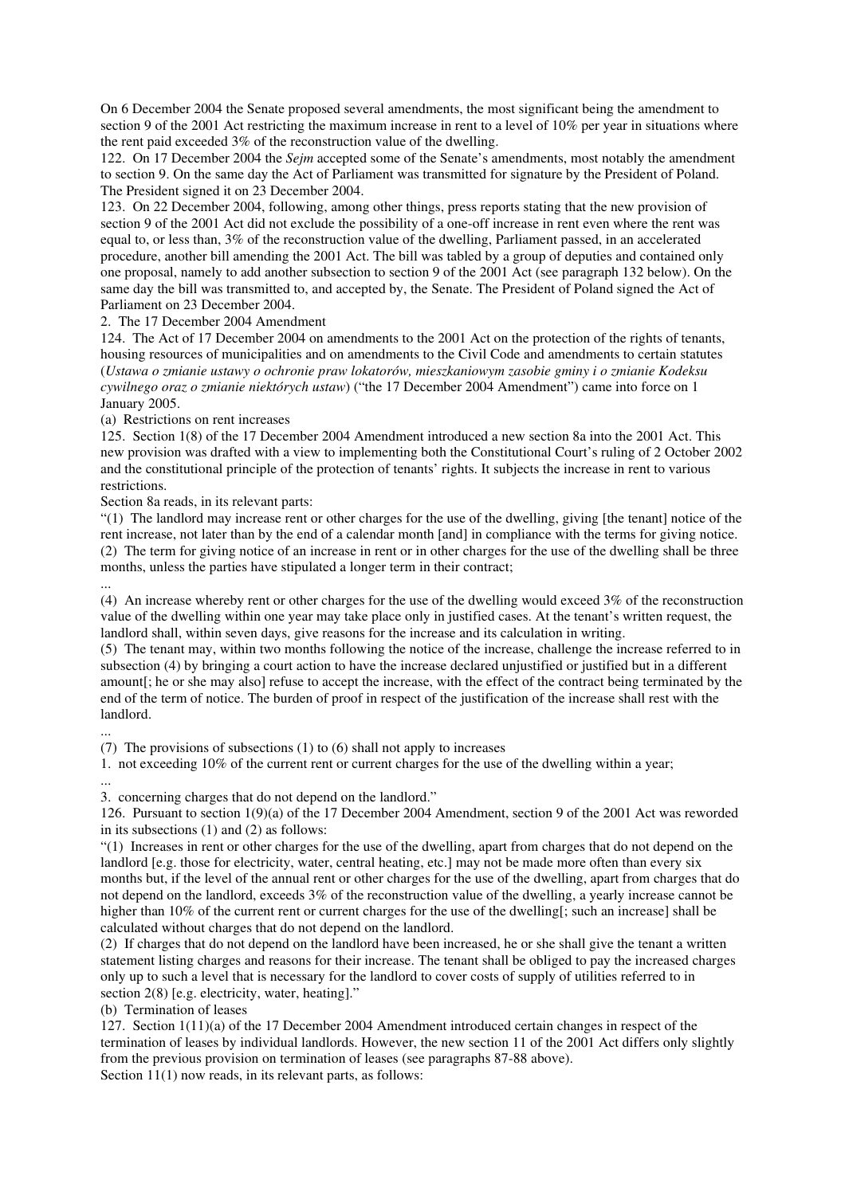On 6 December 2004 the Senate proposed several amendments, the most significant being the amendment to section 9 of the 2001 Act restricting the maximum increase in rent to a level of 10% per year in situations where the rent paid exceeded 3% of the reconstruction value of the dwelling.

122. On 17 December 2004 the *Sejm* accepted some of the Senate's amendments, most notably the amendment to section 9. On the same day the Act of Parliament was transmitted for signature by the President of Poland. The President signed it on 23 December 2004.

123. On 22 December 2004, following, among other things, press reports stating that the new provision of section 9 of the 2001 Act did not exclude the possibility of a one-off increase in rent even where the rent was equal to, or less than, 3% of the reconstruction value of the dwelling, Parliament passed, in an accelerated procedure, another bill amending the 2001 Act. The bill was tabled by a group of deputies and contained only one proposal, namely to add another subsection to section 9 of the 2001 Act (see paragraph 132 below). On the same day the bill was transmitted to, and accepted by, the Senate. The President of Poland signed the Act of Parliament on 23 December 2004.

2. The 17 December 2004 Amendment

124. The Act of 17 December 2004 on amendments to the 2001 Act on the protection of the rights of tenants, housing resources of municipalities and on amendments to the Civil Code and amendments to certain statutes (*Ustawa o zmianie ustawy o ochronie praw lokatorów, mieszkaniowym zasobie gminy i o zmianie Kodeksu cywilnego oraz o zmianie niektórych ustaw*) ("the 17 December 2004 Amendment") came into force on 1 January 2005.

(a) Restrictions on rent increases

125. Section 1(8) of the 17 December 2004 Amendment introduced a new section 8a into the 2001 Act. This new provision was drafted with a view to implementing both the Constitutional Court's ruling of 2 October 2002 and the constitutional principle of the protection of tenants' rights. It subjects the increase in rent to various restrictions.

Section 8a reads, in its relevant parts:

"(1) The landlord may increase rent or other charges for the use of the dwelling, giving [the tenant] notice of the rent increase, not later than by the end of a calendar month [and] in compliance with the terms for giving notice.

(2) The term for giving notice of an increase in rent or in other charges for the use of the dwelling shall be three months, unless the parties have stipulated a longer term in their contract;

...

(4) An increase whereby rent or other charges for the use of the dwelling would exceed 3% of the reconstruction value of the dwelling within one year may take place only in justified cases. At the tenant's written request, the landlord shall, within seven days, give reasons for the increase and its calculation in writing.

(5) The tenant may, within two months following the notice of the increase, challenge the increase referred to in subsection (4) by bringing a court action to have the increase declared unjustified or justified but in a different amount[; he or she may also] refuse to accept the increase, with the effect of the contract being terminated by the end of the term of notice. The burden of proof in respect of the justification of the increase shall rest with the landlord.

...

(7) The provisions of subsections (1) to (6) shall not apply to increases

1. not exceeding 10% of the current rent or current charges for the use of the dwelling within a year;

...

3. concerning charges that do not depend on the landlord."

126. Pursuant to section 1(9)(a) of the 17 December 2004 Amendment, section 9 of the 2001 Act was reworded in its subsections (1) and (2) as follows:

"(1) Increases in rent or other charges for the use of the dwelling, apart from charges that do not depend on the landlord [e.g. those for electricity, water, central heating, etc.] may not be made more often than every six months but, if the level of the annual rent or other charges for the use of the dwelling, apart from charges that do not depend on the landlord, exceeds 3% of the reconstruction value of the dwelling, a yearly increase cannot be higher than 10% of the current rent or current charges for the use of the dwelling[; such an increase] shall be calculated without charges that do not depend on the landlord.

(2) If charges that do not depend on the landlord have been increased, he or she shall give the tenant a written statement listing charges and reasons for their increase. The tenant shall be obliged to pay the increased charges only up to such a level that is necessary for the landlord to cover costs of supply of utilities referred to in section 2(8) [e.g. electricity, water, heating]."

(b) Termination of leases

127. Section 1(11)(a) of the 17 December 2004 Amendment introduced certain changes in respect of the termination of leases by individual landlords. However, the new section 11 of the 2001 Act differs only slightly from the previous provision on termination of leases (see paragraphs 87-88 above).

Section 11(1) now reads, in its relevant parts, as follows: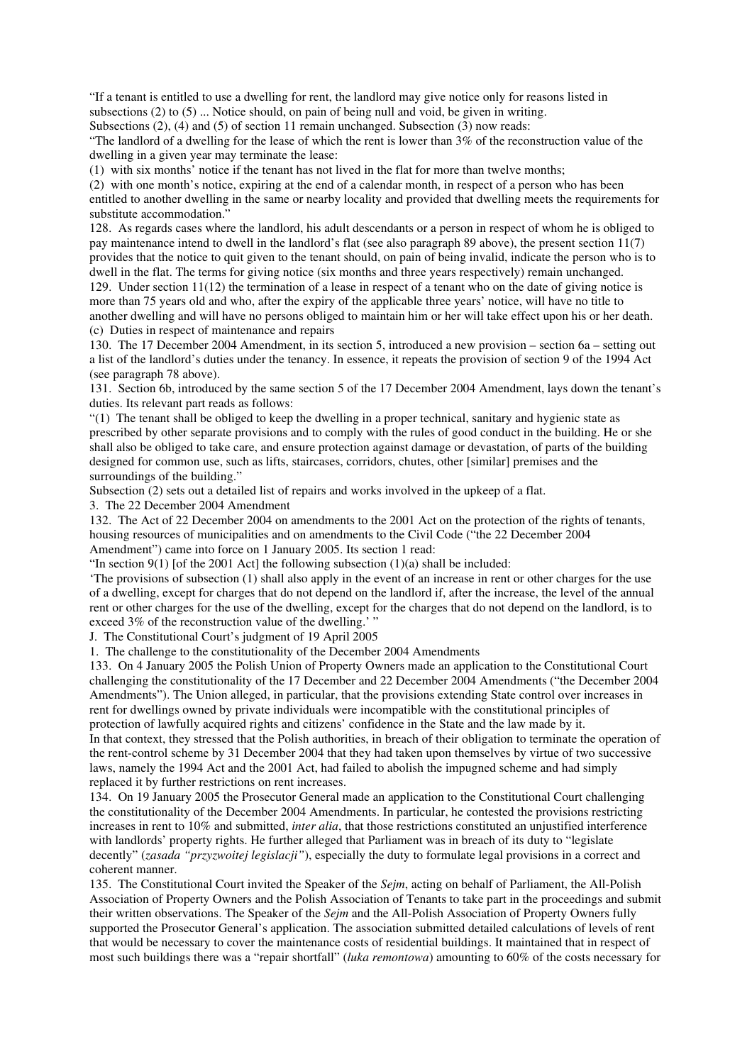"If a tenant is entitled to use a dwelling for rent, the landlord may give notice only for reasons listed in subsections (2) to (5) ... Notice should, on pain of being null and void, be given in writing.

Subsections (2), (4) and (5) of section 11 remain unchanged. Subsection (3) now reads:

"The landlord of a dwelling for the lease of which the rent is lower than 3% of the reconstruction value of the dwelling in a given year may terminate the lease:

(1) with six months' notice if the tenant has not lived in the flat for more than twelve months;

(2) with one month's notice, expiring at the end of a calendar month, in respect of a person who has been entitled to another dwelling in the same or nearby locality and provided that dwelling meets the requirements for substitute accommodation."

128. As regards cases where the landlord, his adult descendants or a person in respect of whom he is obliged to pay maintenance intend to dwell in the landlord's flat (see also paragraph 89 above), the present section 11(7) provides that the notice to quit given to the tenant should, on pain of being invalid, indicate the person who is to dwell in the flat. The terms for giving notice (six months and three years respectively) remain unchanged.

129. Under section 11(12) the termination of a lease in respect of a tenant who on the date of giving notice is more than 75 years old and who, after the expiry of the applicable three years' notice, will have no title to another dwelling and will have no persons obliged to maintain him or her will take effect upon his or her death.

(c) Duties in respect of maintenance and repairs

130. The 17 December 2004 Amendment, in its section 5, introduced a new provision – section 6a – setting out a list of the landlord's duties under the tenancy. In essence, it repeats the provision of section 9 of the 1994 Act (see paragraph 78 above).

131. Section 6b, introduced by the same section 5 of the 17 December 2004 Amendment, lays down the tenant's duties. Its relevant part reads as follows:

"(1) The tenant shall be obliged to keep the dwelling in a proper technical, sanitary and hygienic state as prescribed by other separate provisions and to comply with the rules of good conduct in the building. He or she shall also be obliged to take care, and ensure protection against damage or devastation, of parts of the building designed for common use, such as lifts, staircases, corridors, chutes, other [similar] premises and the surroundings of the building."

Subsection (2) sets out a detailed list of repairs and works involved in the upkeep of a flat.

3. The 22 December 2004 Amendment

132. The Act of 22 December 2004 on amendments to the 2001 Act on the protection of the rights of tenants, housing resources of municipalities and on amendments to the Civil Code ("the 22 December 2004 Amendment") came into force on 1 January 2005. Its section 1 read:

"In section 9(1) [of the 2001 Act] the following subsection (1)(a) shall be included:

'The provisions of subsection (1) shall also apply in the event of an increase in rent or other charges for the use of a dwelling, except for charges that do not depend on the landlord if, after the increase, the level of the annual rent or other charges for the use of the dwelling, except for the charges that do not depend on the landlord, is to exceed 3% of the reconstruction value of the dwelling.' "

J. The Constitutional Court's judgment of 19 April 2005

1. The challenge to the constitutionality of the December 2004 Amendments

133. On 4 January 2005 the Polish Union of Property Owners made an application to the Constitutional Court challenging the constitutionality of the 17 December and 22 December 2004 Amendments ("the December 2004 Amendments"). The Union alleged, in particular, that the provisions extending State control over increases in rent for dwellings owned by private individuals were incompatible with the constitutional principles of protection of lawfully acquired rights and citizens' confidence in the State and the law made by it.

In that context, they stressed that the Polish authorities, in breach of their obligation to terminate the operation of the rent-control scheme by 31 December 2004 that they had taken upon themselves by virtue of two successive laws, namely the 1994 Act and the 2001 Act, had failed to abolish the impugned scheme and had simply replaced it by further restrictions on rent increases.

134. On 19 January 2005 the Prosecutor General made an application to the Constitutional Court challenging the constitutionality of the December 2004 Amendments. In particular, he contested the provisions restricting increases in rent to 10% and submitted, *inter alia*, that those restrictions constituted an unjustified interference with landlords' property rights. He further alleged that Parliament was in breach of its duty to "legislate decently" (*zasada "przyzwoitej legislacji"*), especially the duty to formulate legal provisions in a correct and coherent manner.

135. The Constitutional Court invited the Speaker of the *Sejm*, acting on behalf of Parliament, the All-Polish Association of Property Owners and the Polish Association of Tenants to take part in the proceedings and submit their written observations. The Speaker of the *Sejm* and the All-Polish Association of Property Owners fully supported the Prosecutor General's application. The association submitted detailed calculations of levels of rent that would be necessary to cover the maintenance costs of residential buildings. It maintained that in respect of most such buildings there was a "repair shortfall" (*luka remontowa*) amounting to 60% of the costs necessary for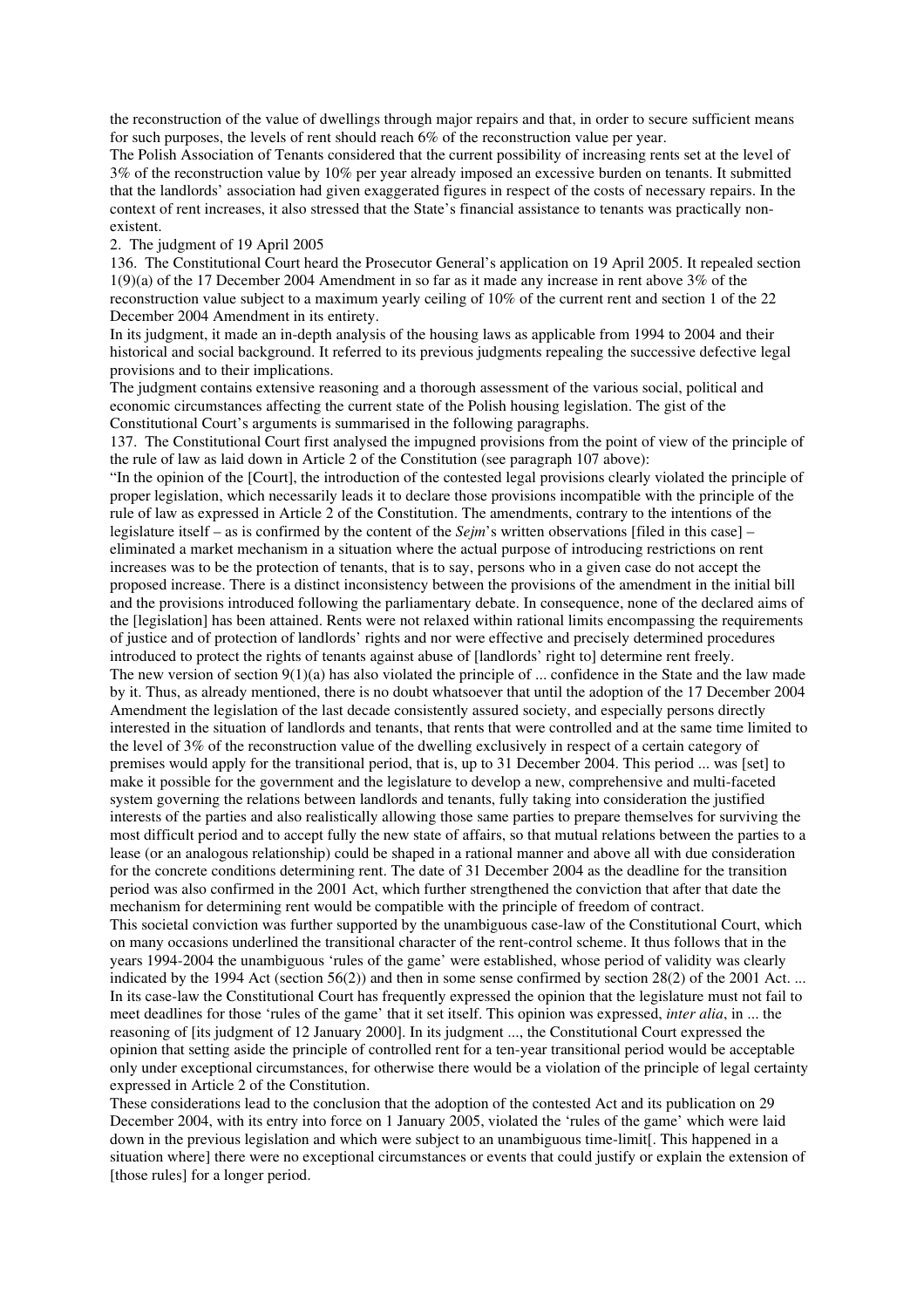the reconstruction of the value of dwellings through major repairs and that, in order to secure sufficient means for such purposes, the levels of rent should reach 6% of the reconstruction value per year.

The Polish Association of Tenants considered that the current possibility of increasing rents set at the level of 3% of the reconstruction value by 10% per year already imposed an excessive burden on tenants. It submitted that the landlords' association had given exaggerated figures in respect of the costs of necessary repairs. In the context of rent increases, it also stressed that the State's financial assistance to tenants was practically non-existent.

2. The judgment of 19 April 2005

136. The Constitutional Court heard the Prosecutor General's application on 19 April 2005. It repealed section 1(9)(a) of the 17 December 2004 Amendment in so far as it made any increase in rent above 3% of the reconstruction value subject to a maximum yearly ceiling of 10% of the current rent and section 1 of the 22 December 2004 Amendment in its entirety.

In its judgment, it made an in-depth analysis of the housing laws as applicable from 1994 to 2004 and their historical and social background. It referred to its previous judgments repealing the successive defective legal provisions and to their implications.

The judgment contains extensive reasoning and a thorough assessment of the various social, political and economic circumstances affecting the current state of the Polish housing legislation. The gist of the Constitutional Court's arguments is summarised in the following paragraphs.

137. The Constitutional Court first analysed the impugned provisions from the point of view of the principle of the rule of law as laid down in Article 2 of the Constitution (see paragraph 107 above):

"In the opinion of the [Court], the introduction of the contested legal provisions clearly violated the principle of proper legislation, which necessarily leads it to declare those provisions incompatible with the principle of the rule of law as expressed in Article 2 of the Constitution. The amendments, contrary to the intentions of the legislature itself – as is confirmed by the content of the *Sejm*'s written observations [filed in this case] – eliminated a market mechanism in a situation where the actual purpose of introducing restrictions on rent increases was to be the protection of tenants, that is to say, persons who in a given case do not accept the proposed increase. There is a distinct inconsistency between the provisions of the amendment in the initial bill and the provisions introduced following the parliamentary debate. In consequence, none of the declared aims of the [legislation] has been attained. Rents were not relaxed within rational limits encompassing the requirements of justice and of protection of landlords' rights and nor were effective and precisely determined procedures introduced to protect the rights of tenants against abuse of [landlords' right to] determine rent freely.

The new version of section 9(1)(a) has also violated the principle of ... confidence in the State and the law made by it. Thus, as already mentioned, there is no doubt whatsoever that until the adoption of the 17 December 2004 Amendment the legislation of the last decade consistently assured society, and especially persons directly interested in the situation of landlords and tenants, that rents that were controlled and at the same time limited to the level of 3% of the reconstruction value of the dwelling exclusively in respect of a certain category of premises would apply for the transitional period, that is, up to 31 December 2004. This period ... was [set] to make it possible for the government and the legislature to develop a new, comprehensive and multi-faceted system governing the relations between landlords and tenants, fully taking into consideration the justified interests of the parties and also realistically allowing those same parties to prepare themselves for surviving the most difficult period and to accept fully the new state of affairs, so that mutual relations between the parties to a lease (or an analogous relationship) could be shaped in a rational manner and above all with due consideration for the concrete conditions determining rent. The date of 31 December 2004 as the deadline for the transition period was also confirmed in the 2001 Act, which further strengthened the conviction that after that date the mechanism for determining rent would be compatible with the principle of freedom of contract.

This societal conviction was further supported by the unambiguous case-law of the Constitutional Court, which on many occasions underlined the transitional character of the rent-control scheme. It thus follows that in the years 1994-2004 the unambiguous 'rules of the game' were established, whose period of validity was clearly indicated by the 1994 Act (section 56(2)) and then in some sense confirmed by section 28(2) of the 2001 Act. ... In its case-law the Constitutional Court has frequently expressed the opinion that the legislature must not fail to meet deadlines for those 'rules of the game' that it set itself. This opinion was expressed, *inter alia*, in ... the reasoning of [its judgment of 12 January 2000]. In its judgment ..., the Constitutional Court expressed the opinion that setting aside the principle of controlled rent for a ten-year transitional period would be acceptable only under exceptional circumstances, for otherwise there would be a violation of the principle of legal certainty expressed in Article 2 of the Constitution.

These considerations lead to the conclusion that the adoption of the contested Act and its publication on 29 December 2004, with its entry into force on 1 January 2005, violated the 'rules of the game' which were laid down in the previous legislation and which were subject to an unambiguous time-limit[. This happened in a situation where] there were no exceptional circumstances or events that could justify or explain the extension of [those rules] for a longer period.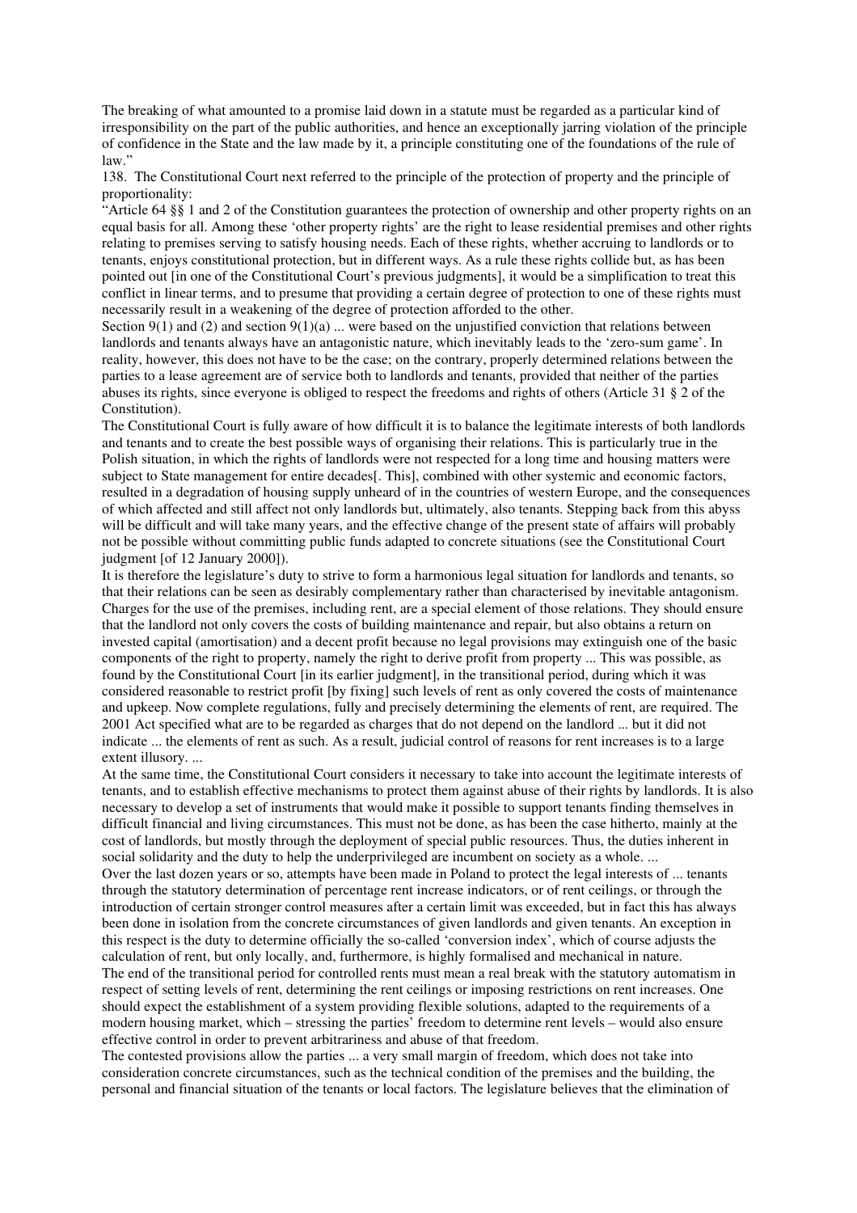The breaking of what amounted to a promise laid down in a statute must be regarded as a particular kind of irresponsibility on the part of the public authorities, and hence an exceptionally jarring violation of the principle of confidence in the State and the law made by it, a principle constituting one of the foundations of the rule of law."

138. The Constitutional Court next referred to the principle of the protection of property and the principle of proportionality:

"Article 64 §§ 1 and 2 of the Constitution guarantees the protection of ownership and other property rights on an equal basis for all. Among these 'other property rights' are the right to lease residential premises and other rights relating to premises serving to satisfy housing needs. Each of these rights, whether accruing to landlords or to tenants, enjoys constitutional protection, but in different ways. As a rule these rights collide but, as has been pointed out [in one of the Constitutional Court's previous judgments], it would be a simplification to treat this conflict in linear terms, and to presume that providing a certain degree of protection to one of these rights must necessarily result in a weakening of the degree of protection afforded to the other.

Section 9(1) and (2) and section 9(1)(a) ... were based on the unjustified conviction that relations between landlords and tenants always have an antagonistic nature, which inevitably leads to the 'zero-sum game'. In reality, however, this does not have to be the case; on the contrary, properly determined relations between the parties to a lease agreement are of service both to landlords and tenants, provided that neither of the parties abuses its rights, since everyone is obliged to respect the freedoms and rights of others (Article 31 § 2 of the Constitution).

The Constitutional Court is fully aware of how difficult it is to balance the legitimate interests of both landlords and tenants and to create the best possible ways of organising their relations. This is particularly true in the Polish situation, in which the rights of landlords were not respected for a long time and housing matters were subject to State management for entire decades[. This], combined with other systemic and economic factors, resulted in a degradation of housing supply unheard of in the countries of western Europe, and the consequences of which affected and still affect not only landlords but, ultimately, also tenants. Stepping back from this abyss will be difficult and will take many years, and the effective change of the present state of affairs will probably not be possible without committing public funds adapted to concrete situations (see the Constitutional Court judgment [of 12 January 2000]).

It is therefore the legislature's duty to strive to form a harmonious legal situation for landlords and tenants, so that their relations can be seen as desirably complementary rather than characterised by inevitable antagonism. Charges for the use of the premises, including rent, are a special element of those relations. They should ensure that the landlord not only covers the costs of building maintenance and repair, but also obtains a return on invested capital (amortisation) and a decent profit because no legal provisions may extinguish one of the basic components of the right to property, namely the right to derive profit from property ... This was possible, as found by the Constitutional Court [in its earlier judgment], in the transitional period, during which it was considered reasonable to restrict profit [by fixing] such levels of rent as only covered the costs of maintenance and upkeep. Now complete regulations, fully and precisely determining the elements of rent, are required. The 2001 Act specified what are to be regarded as charges that do not depend on the landlord ... but it did not indicate ... the elements of rent as such. As a result, judicial control of reasons for rent increases is to a large extent illusory. ...

At the same time, the Constitutional Court considers it necessary to take into account the legitimate interests of tenants, and to establish effective mechanisms to protect them against abuse of their rights by landlords. It is also necessary to develop a set of instruments that would make it possible to support tenants finding themselves in difficult financial and living circumstances. This must not be done, as has been the case hitherto, mainly at the cost of landlords, but mostly through the deployment of special public resources. Thus, the duties inherent in social solidarity and the duty to help the underprivileged are incumbent on society as a whole. ...

Over the last dozen years or so, attempts have been made in Poland to protect the legal interests of ... tenants through the statutory determination of percentage rent increase indicators, or of rent ceilings, or through the introduction of certain stronger control measures after a certain limit was exceeded, but in fact this has always been done in isolation from the concrete circumstances of given landlords and given tenants. An exception in this respect is the duty to determine officially the so-called 'conversion index', which of course adjusts the calculation of rent, but only locally, and, furthermore, is highly formalised and mechanical in nature.

The end of the transitional period for controlled rents must mean a real break with the statutory automatism in respect of setting levels of rent, determining the rent ceilings or imposing restrictions on rent increases. One should expect the establishment of a system providing flexible solutions, adapted to the requirements of a modern housing market, which – stressing the parties' freedom to determine rent levels – would also ensure effective control in order to prevent arbitrariness and abuse of that freedom.

The contested provisions allow the parties ... a very small margin of freedom, which does not take into consideration concrete circumstances, such as the technical condition of the premises and the building, the personal and financial situation of the tenants or local factors. The legislature believes that the elimination of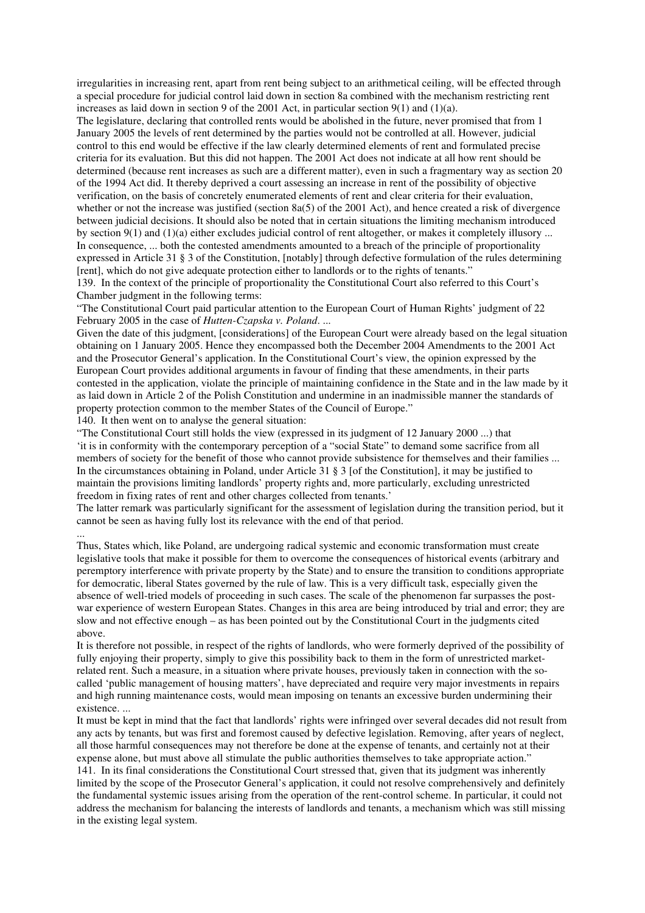irregularities in increasing rent, apart from rent being subject to an arithmetical ceiling, will be effected through a special procedure for judicial control laid down in section 8a combined with the mechanism restricting rent increases as laid down in section 9 of the 2001 Act, in particular section 9(1) and (1)(a).

The legislature, declaring that controlled rents would be abolished in the future, never promised that from 1 January 2005 the levels of rent determined by the parties would not be controlled at all. However, judicial control to this end would be effective if the law clearly determined elements of rent and formulated precise criteria for its evaluation. But this did not happen. The 2001 Act does not indicate at all how rent should be determined (because rent increases as such are a different matter), even in such a fragmentary way as section 20 of the 1994 Act did. It thereby deprived a court assessing an increase in rent of the possibility of objective verification, on the basis of concretely enumerated elements of rent and clear criteria for their evaluation, whether or not the increase was justified (section 8a(5) of the 2001 Act), and hence created a risk of divergence between judicial decisions. It should also be noted that in certain situations the limiting mechanism introduced by section 9(1) and (1)(a) either excludes judicial control of rent altogether, or makes it completely illusory ...

In consequence, ... both the contested amendments amounted to a breach of the principle of proportionality expressed in Article 31 § 3 of the Constitution, [notably] through defective formulation of the rules determining [rent], which do not give adequate protection either to landlords or to the rights of tenants."

139. In the context of the principle of proportionality the Constitutional Court also referred to this Court's Chamber judgment in the following terms:

"The Constitutional Court paid particular attention to the European Court of Human Rights' judgment of 22 February 2005 in the case of *Hutten-Czapska v. Poland*. ...

Given the date of this judgment, [considerations] of the European Court were already based on the legal situation obtaining on 1 January 2005. Hence they encompassed both the December 2004 Amendments to the 2001 Act and the Prosecutor General's application. In the Constitutional Court's view, the opinion expressed by the European Court provides additional arguments in favour of finding that these amendments, in their parts contested in the application, violate the principle of maintaining confidence in the State and in the law made by it as laid down in Article 2 of the Polish Constitution and undermine in an inadmissible manner the standards of property protection common to the member States of the Council of Europe."

140. It then went on to analyse the general situation:

"The Constitutional Court still holds the view (expressed in its judgment of 12 January 2000 ...) that 'it is in conformity with the contemporary perception of a "social State" to demand some sacrifice from all members of society for the benefit of those who cannot provide subsistence for themselves and their families ... In the circumstances obtaining in Poland, under Article 31 § 3 [of the Constitution], it may be justified to maintain the provisions limiting landlords' property rights and, more particularly, excluding unrestricted freedom in fixing rates of rent and other charges collected from tenants.'

The latter remark was particularly significant for the assessment of legislation during the transition period, but it cannot be seen as having fully lost its relevance with the end of that period.

...

Thus, States which, like Poland, are undergoing radical systemic and economic transformation must create legislative tools that make it possible for them to overcome the consequences of historical events (arbitrary and peremptory interference with private property by the State) and to ensure the transition to conditions appropriate for democratic, liberal States governed by the rule of law. This is a very difficult task, especially given the absence of well-tried models of proceeding in such cases. The scale of the phenomenon far surpasses the post-war experience of western European States. Changes in this area are being introduced by trial and error; they are slow and not effective enough – as has been pointed out by the Constitutional Court in the judgments cited above.

It is therefore not possible, in respect of the rights of landlords, who were formerly deprived of the possibility of fully enjoying their property, simply to give this possibility back to them in the form of unrestricted market-related rent. Such a measure, in a situation where private houses, previously taken in connection with the so-called 'public management of housing matters', have depreciated and require very major investments in repairs and high running maintenance costs, would mean imposing on tenants an excessive burden undermining their existence. ...

It must be kept in mind that the fact that landlords' rights were infringed over several decades did not result from any acts by tenants, but was first and foremost caused by defective legislation. Removing, after years of neglect, all those harmful consequences may not therefore be done at the expense of tenants, and certainly not at their expense alone, but must above all stimulate the public authorities themselves to take appropriate action."

141. In its final considerations the Constitutional Court stressed that, given that its judgment was inherently limited by the scope of the Prosecutor General's application, it could not resolve comprehensively and definitely the fundamental systemic issues arising from the operation of the rent-control scheme. In particular, it could not address the mechanism for balancing the interests of landlords and tenants, a mechanism which was still missing in the existing legal system.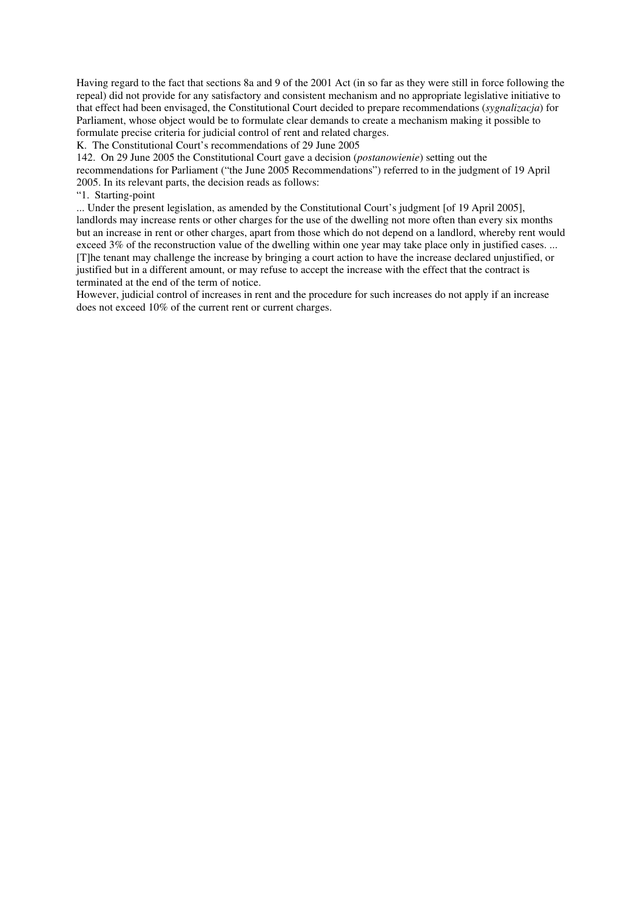Having regard to the fact that sections 8a and 9 of the 2001 Act (in so far as they were still in force following the repeal) did not provide for any satisfactory and consistent mechanism and no appropriate legislative initiative to that effect had been envisaged, the Constitutional Court decided to prepare recommendations (*sygnalizacja*) for Parliament, whose object would be to formulate clear demands to create a mechanism making it possible to formulate precise criteria for judicial control of rent and related charges.

## K. The Constitutional Court's recommendations of 29 June 2005

142. On 29 June 2005 the Constitutional Court gave a decision (*postanowienie*) setting out the recommendations for Parliament ("the June 2005 Recommendations") referred to in the judgment of 19 April 2005. In its relevant parts, the decision reads as follows:

"1. Starting-point

... Under the present legislation, as amended by the Constitutional Court's judgment [of 19 April 2005], landlords may increase rents or other charges for the use of the dwelling not more often than every six months but an increase in rent or other charges, apart from those which do not depend on a landlord, whereby rent would exceed 3% of the reconstruction value of the dwelling within one year may take place only in justified cases. ... [T]he tenant may challenge the increase by bringing a court action to have the increase declared unjustified, or justified but in a different amount, or may refuse to accept the increase with the effect that the contract is terminated at the end of the term of notice.

However, judicial control of increases in rent and the procedure for such increases do not apply if an increase does not exceed 10% of the current rent or current charges.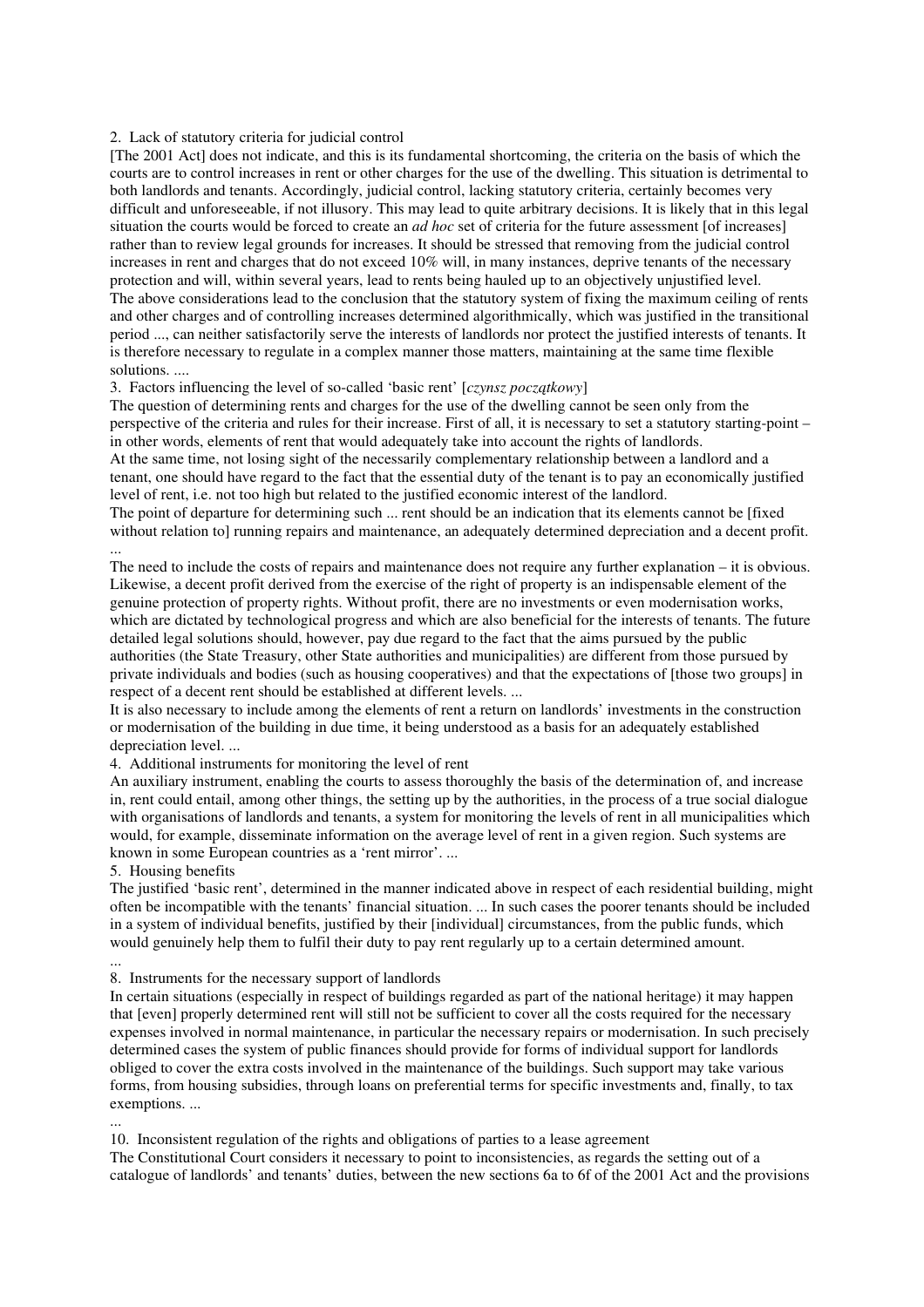2. Lack of statutory criteria for judicial control

[The 2001 Act] does not indicate, and this is its fundamental shortcoming, the criteria on the basis of which the courts are to control increases in rent or other charges for the use of the dwelling. This situation is detrimental to both landlords and tenants. Accordingly, judicial control, lacking statutory criteria, certainly becomes very difficult and unforeseeable, if not illusory. This may lead to quite arbitrary decisions. It is likely that in this legal situation the courts would be forced to create an *ad hoc* set of criteria for the future assessment [of increases] rather than to review legal grounds for increases. It should be stressed that removing from the judicial control increases in rent and charges that do not exceed 10% will, in many instances, deprive tenants of the necessary protection and will, within several years, lead to rents being hauled up to an objectively unjustified level.

The above considerations lead to the conclusion that the statutory system of fixing the maximum ceiling of rents and other charges and of controlling increases determined algorithmically, which was justified in the transitional period ..., can neither satisfactorily serve the interests of landlords nor protect the justified interests of tenants. It is therefore necessary to regulate in a complex manner those matters, maintaining at the same time flexible solutions. ....

3. Factors influencing the level of so-called 'basic rent' [*czynsz początkowy*]

The question of determining rents and charges for the use of the dwelling cannot be seen only from the perspective of the criteria and rules for their increase. First of all, it is necessary to set a statutory starting-point – in other words, elements of rent that would adequately take into account the rights of landlords.

At the same time, not losing sight of the necessarily complementary relationship between a landlord and a tenant, one should have regard to the fact that the essential duty of the tenant is to pay an economically justified level of rent, i.e. not too high but related to the justified economic interest of the landlord.

The point of departure for determining such ... rent should be an indication that its elements cannot be [fixed without relation to] running repairs and maintenance, an adequately determined depreciation and a decent profit. ...

The need to include the costs of repairs and maintenance does not require any further explanation – it is obvious. Likewise, a decent profit derived from the exercise of the right of property is an indispensable element of the genuine protection of property rights. Without profit, there are no investments or even modernisation works, which are dictated by technological progress and which are also beneficial for the interests of tenants. The future detailed legal solutions should, however, pay due regard to the fact that the aims pursued by the public authorities (the State Treasury, other State authorities and municipalities) are different from those pursued by private individuals and bodies (such as housing cooperatives) and that the expectations of [those two groups] in respect of a decent rent should be established at different levels. ...

It is also necessary to include among the elements of rent a return on landlords' investments in the construction or modernisation of the building in due time, it being understood as a basis for an adequately established depreciation level. ...

4. Additional instruments for monitoring the level of rent

An auxiliary instrument, enabling the courts to assess thoroughly the basis of the determination of, and increase in, rent could entail, among other things, the setting up by the authorities, in the process of a true social dialogue with organisations of landlords and tenants, a system for monitoring the levels of rent in all municipalities which would, for example, disseminate information on the average level of rent in a given region. Such systems are known in some European countries as a 'rent mirror'. ...

5. Housing benefits

The justified 'basic rent', determined in the manner indicated above in respect of each residential building, might often be incompatible with the tenants' financial situation. ... In such cases the poorer tenants should be included in a system of individual benefits, justified by their [individual] circumstances, from the public funds, which would genuinely help them to fulfil their duty to pay rent regularly up to a certain determined amount.

...

8. Instruments for the necessary support of landlords

In certain situations (especially in respect of buildings regarded as part of the national heritage) it may happen that [even] properly determined rent will still not be sufficient to cover all the costs required for the necessary expenses involved in normal maintenance, in particular the necessary repairs or modernisation. In such precisely determined cases the system of public finances should provide for forms of individual support for landlords obliged to cover the extra costs involved in the maintenance of the buildings. Such support may take various forms, from housing subsidies, through loans on preferential terms for specific investments and, finally, to tax exemptions. ...

...

10. Inconsistent regulation of the rights and obligations of parties to a lease agreement

The Constitutional Court considers it necessary to point to inconsistencies, as regards the setting out of a catalogue of landlords' and tenants' duties, between the new sections 6a to 6f of the 2001 Act and the provisions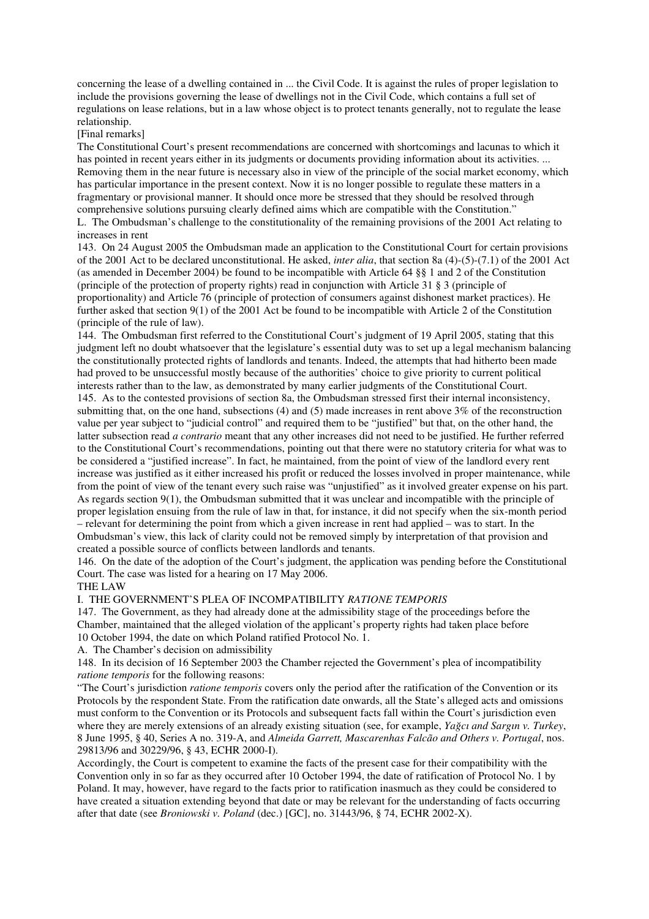concerning the lease of a dwelling contained in ... the Civil Code. It is against the rules of proper legislation to include the provisions governing the lease of dwellings not in the Civil Code, which contains a full set of regulations on lease relations, but in a law whose object is to protect tenants generally, not to regulate the lease relationship.

[Final remarks]

The Constitutional Court's present recommendations are concerned with shortcomings and lacunas to which it has pointed in recent years either in its judgments or documents providing information about its activities. ... Removing them in the near future is necessary also in view of the principle of the social market economy, which has particular importance in the present context. Now it is no longer possible to regulate these matters in a fragmentary or provisional manner. It should once more be stressed that they should be resolved through comprehensive solutions pursuing clearly defined aims which are compatible with the Constitution."

### L. The Ombudsman's challenge to the constitutionality of the remaining provisions of the 2001 Act relating to increases in rent

143. On 24 August 2005 the Ombudsman made an application to the Constitutional Court for certain provisions of the 2001 Act to be declared unconstitutional. He asked, *inter alia*, that section 8a (4)-(5)-(7.1) of the 2001 Act (as amended in December 2004) be found to be incompatible with Article 64 §§ 1 and 2 of the Constitution (principle of the protection of property rights) read in conjunction with Article 31 § 3 (principle of proportionality) and Article 76 (principle of protection of consumers against dishonest market practices). He further asked that section 9(1) of the 2001 Act be found to be incompatible with Article 2 of the Constitution (principle of the rule of law).

144. The Ombudsman first referred to the Constitutional Court's judgment of 19 April 2005, stating that this judgment left no doubt whatsoever that the legislature's essential duty was to set up a legal mechanism balancing the constitutionally protected rights of landlords and tenants. Indeed, the attempts that had hitherto been made had proved to be unsuccessful mostly because of the authorities' choice to give priority to current political interests rather than to the law, as demonstrated by many earlier judgments of the Constitutional Court.

145. As to the contested provisions of section 8a, the Ombudsman stressed first their internal inconsistency, submitting that, on the one hand, subsections (4) and (5) made increases in rent above 3% of the reconstruction value per year subject to "judicial control" and required them to be "justified" but that, on the other hand, the latter subsection read *a contrario* meant that any other increases did not need to be justified. He further referred to the Constitutional Court's recommendations, pointing out that there were no statutory criteria for what was to be considered a "justified increase". In fact, he maintained, from the point of view of the landlord every rent increase was justified as it either increased his profit or reduced the losses involved in proper maintenance, while from the point of view of the tenant every such raise was "unjustified" as it involved greater expense on his part. As regards section 9(1), the Ombudsman submitted that it was unclear and incompatible with the principle of proper legislation ensuing from the rule of law in that, for instance, it did not specify when the six-month period – relevant for determining the point from which a given increase in rent had applied – was to start. In the Ombudsman's view, this lack of clarity could not be removed simply by interpretation of that provision and created a possible source of conflicts between landlords and tenants.

146. On the date of the adoption of the Court's judgment, the application was pending before the Constitutional Court. The case was listed for a hearing on 17 May 2006.

# THE LAW

## I. THE GOVERNMENT'S PLEA OF INCOMPATIBILITY *RATIONE TEMPORIS*

147. The Government, as they had already done at the admissibility stage of the proceedings before the Chamber, maintained that the alleged violation of the applicant's property rights had taken place before 10 October 1994, the date on which Poland ratified Protocol No. 1.

### A. The Chamber's decision on admissibility

148. In its decision of 16 September 2003 the Chamber rejected the Government's plea of incompatibility *ratione temporis* for the following reasons:

"The Court's jurisdiction *ratione temporis* covers only the period after the ratification of the Convention or its Protocols by the respondent State. From the ratification date onwards, all the State's alleged acts and omissions must conform to the Convention or its Protocols and subsequent facts fall within the Court's jurisdiction even where they are merely extensions of an already existing situation (see, for example, *Yağcı and Sargın v. Turkey*, 8 June 1995, § 40, Series A no. 319-A, and *Almeida Garrett, Mascarenhas Falcão and Others v. Portugal*, nos. 29813/96 and 30229/96, § 43, ECHR 2000-I).

Accordingly, the Court is competent to examine the facts of the present case for their compatibility with the Convention only in so far as they occurred after 10 October 1994, the date of ratification of Protocol No. 1 by Poland. It may, however, have regard to the facts prior to ratification inasmuch as they could be considered to have created a situation extending beyond that date or may be relevant for the understanding of facts occurring after that date (see *Broniowski v. Poland* (dec.) [GC], no. 31443/96, § 74, ECHR 2002-X).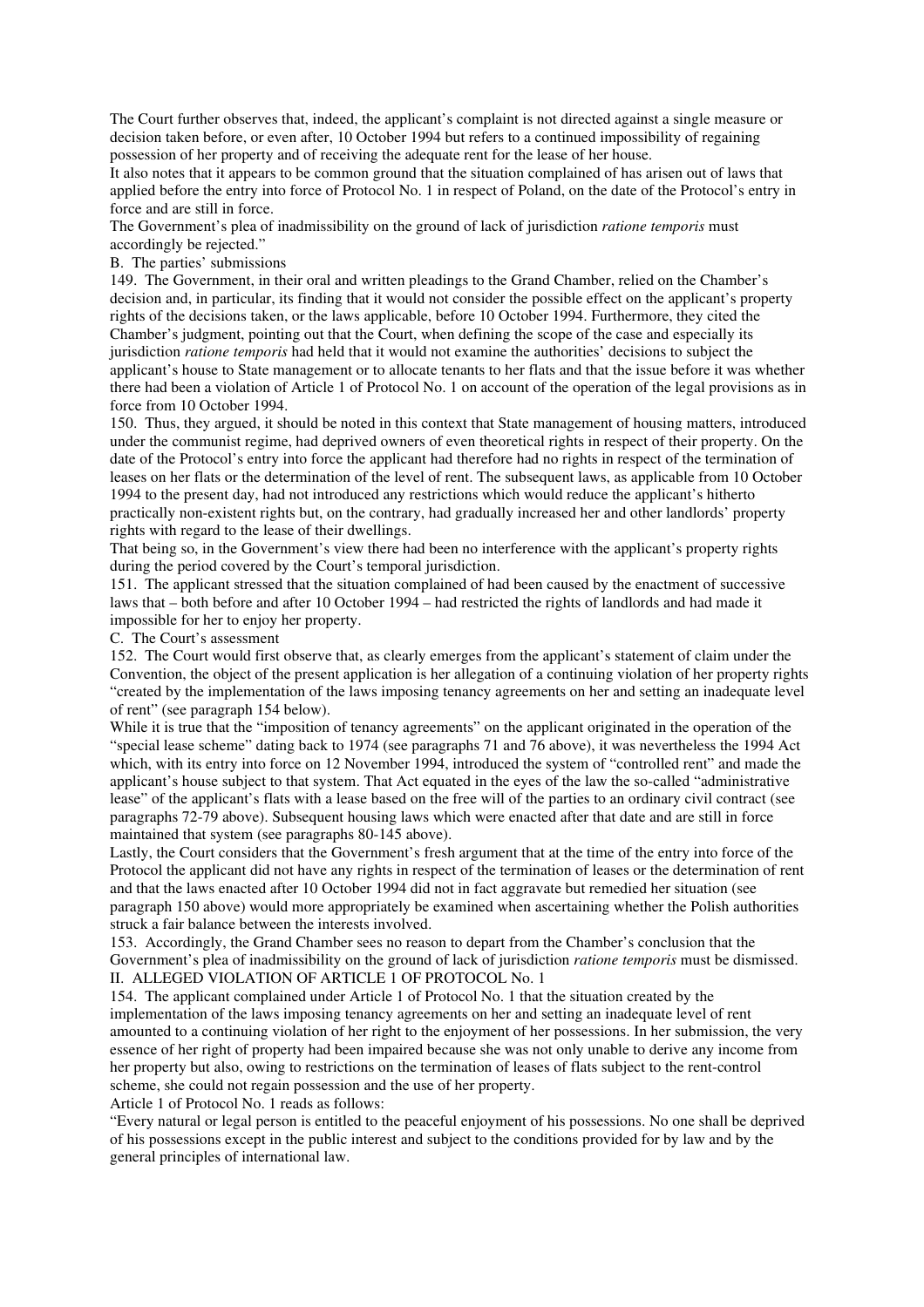The Court further observes that, indeed, the applicant's complaint is not directed against a single measure or decision taken before, or even after, 10 October 1994 but refers to a continued impossibility of regaining possession of her property and of receiving the adequate rent for the lease of her house.

It also notes that it appears to be common ground that the situation complained of has arisen out of laws that applied before the entry into force of Protocol No. 1 in respect of Poland, on the date of the Protocol's entry in force and are still in force.

The Government's plea of inadmissibility on the ground of lack of jurisdiction *ratione temporis* must accordingly be rejected."

B. The parties' submissions

149. The Government, in their oral and written pleadings to the Grand Chamber, relied on the Chamber's decision and, in particular, its finding that it would not consider the possible effect on the applicant's property rights of the decisions taken, or the laws applicable, before 10 October 1994. Furthermore, they cited the Chamber's judgment, pointing out that the Court, when defining the scope of the case and especially its jurisdiction *ratione temporis* had held that it would not examine the authorities' decisions to subject the applicant's house to State management or to allocate tenants to her flats and that the issue before it was whether there had been a violation of Article 1 of Protocol No. 1 on account of the operation of the legal provisions as in force from 10 October 1994.

150. Thus, they argued, it should be noted in this context that State management of housing matters, introduced under the communist regime, had deprived owners of even theoretical rights in respect of their property. On the date of the Protocol's entry into force the applicant had therefore had no rights in respect of the termination of leases on her flats or the determination of the level of rent. The subsequent laws, as applicable from 10 October 1994 to the present day, had not introduced any restrictions which would reduce the applicant's hitherto practically non-existent rights but, on the contrary, had gradually increased her and other landlords' property rights with regard to the lease of their dwellings.

That being so, in the Government's view there had been no interference with the applicant's property rights during the period covered by the Court's temporal jurisdiction.

151. The applicant stressed that the situation complained of had been caused by the enactment of successive laws that – both before and after 10 October 1994 – had restricted the rights of landlords and had made it impossible for her to enjoy her property.

C. The Court's assessment

152. The Court would first observe that, as clearly emerges from the applicant's statement of claim under the Convention, the object of the present application is her allegation of a continuing violation of her property rights "created by the implementation of the laws imposing tenancy agreements on her and setting an inadequate level of rent" (see paragraph 154 below).

While it is true that the "imposition of tenancy agreements" on the applicant originated in the operation of the "special lease scheme" dating back to 1974 (see paragraphs 71 and 76 above), it was nevertheless the 1994 Act which, with its entry into force on 12 November 1994, introduced the system of "controlled rent" and made the applicant's house subject to that system. That Act equated in the eyes of the law the so-called "administrative lease" of the applicant's flats with a lease based on the free will of the parties to an ordinary civil contract (see paragraphs 72-79 above). Subsequent housing laws which were enacted after that date and are still in force maintained that system (see paragraphs 80-145 above).

Lastly, the Court considers that the Government's fresh argument that at the time of the entry into force of the Protocol the applicant did not have any rights in respect of the termination of leases or the determination of rent and that the laws enacted after 10 October 1994 did not in fact aggravate but remedied her situation (see paragraph 150 above) would more appropriately be examined when ascertaining whether the Polish authorities struck a fair balance between the interests involved.

153. Accordingly, the Grand Chamber sees no reason to depart from the Chamber's conclusion that the Government's plea of inadmissibility on the ground of lack of jurisdiction *ratione temporis* must be dismissed.

II. ALLEGED VIOLATION OF ARTICLE 1 OF PROTOCOL No. 1

154. The applicant complained under Article 1 of Protocol No. 1 that the situation created by the implementation of the laws imposing tenancy agreements on her and setting an inadequate level of rent amounted to a continuing violation of her right to the enjoyment of her possessions. In her submission, the very essence of her right of property had been impaired because she was not only unable to derive any income from her property but also, owing to restrictions on the termination of leases of flats subject to the rent-control scheme, she could not regain possession and the use of her property.

Article 1 of Protocol No. 1 reads as follows:

"Every natural or legal person is entitled to the peaceful enjoyment of his possessions. No one shall be deprived of his possessions except in the public interest and subject to the conditions provided for by law and by the general principles of international law.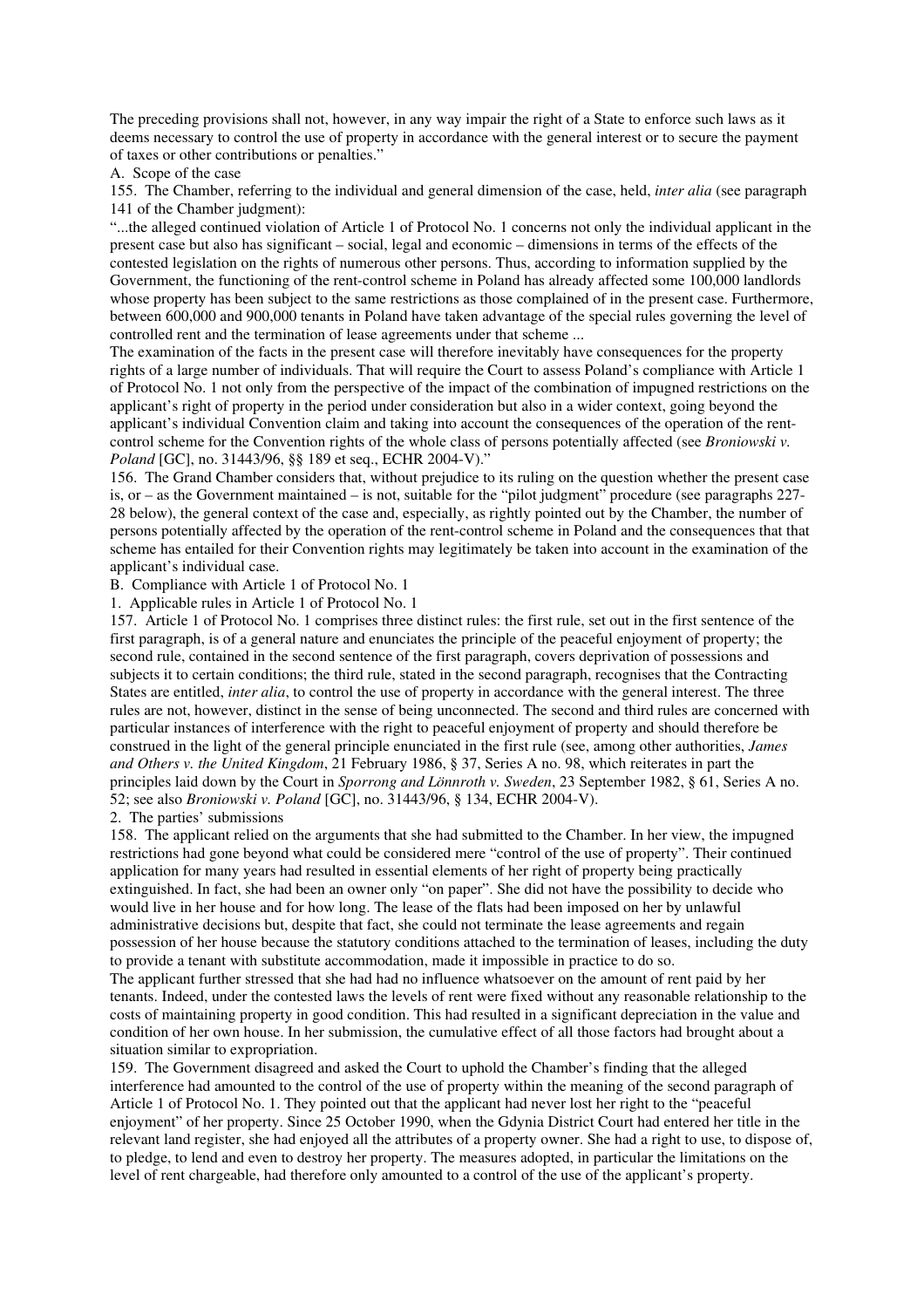The preceding provisions shall not, however, in any way impair the right of a State to enforce such laws as it deems necessary to control the use of property in accordance with the general interest or to secure the payment of taxes or other contributions or penalties."

A. Scope of the case

155. The Chamber, referring to the individual and general dimension of the case, held, *inter alia* (see paragraph 141 of the Chamber judgment):

"...the alleged continued violation of Article 1 of Protocol No. 1 concerns not only the individual applicant in the present case but also has significant – social, legal and economic – dimensions in terms of the effects of the contested legislation on the rights of numerous other persons. Thus, according to information supplied by the Government, the functioning of the rent-control scheme in Poland has already affected some 100,000 landlords whose property has been subject to the same restrictions as those complained of in the present case. Furthermore, between 600,000 and 900,000 tenants in Poland have taken advantage of the special rules governing the level of controlled rent and the termination of lease agreements under that scheme ...

The examination of the facts in the present case will therefore inevitably have consequences for the property rights of a large number of individuals. That will require the Court to assess Poland's compliance with Article 1 of Protocol No. 1 not only from the perspective of the impact of the combination of impugned restrictions on the applicant's right of property in the period under consideration but also in a wider context, going beyond the applicant's individual Convention claim and taking into account the consequences of the operation of the rent-control scheme for the Convention rights of the whole class of persons potentially affected (see *Broniowski v. Poland* [GC], no. 31443/96, §§ 189 et seq., ECHR 2004-V)."

156. The Grand Chamber considers that, without prejudice to its ruling on the question whether the present case is, or – as the Government maintained – is not, suitable for the "pilot judgment" procedure (see paragraphs 227-28 below), the general context of the case and, especially, as rightly pointed out by the Chamber, the number of persons potentially affected by the operation of the rent-control scheme in Poland and the consequences that that scheme has entailed for their Convention rights may legitimately be taken into account in the examination of the applicant's individual case.

B. Compliance with Article 1 of Protocol No. 1

1. Applicable rules in Article 1 of Protocol No. 1

157. Article 1 of Protocol No. 1 comprises three distinct rules: the first rule, set out in the first sentence of the first paragraph, is of a general nature and enunciates the principle of the peaceful enjoyment of property; the second rule, contained in the second sentence of the first paragraph, covers deprivation of possessions and subjects it to certain conditions; the third rule, stated in the second paragraph, recognises that the Contracting States are entitled, *inter alia*, to control the use of property in accordance with the general interest. The three rules are not, however, distinct in the sense of being unconnected. The second and third rules are concerned with particular instances of interference with the right to peaceful enjoyment of property and should therefore be construed in the light of the general principle enunciated in the first rule (see, among other authorities, *James and Others v. the United Kingdom*, 21 February 1986, § 37, Series A no. 98, which reiterates in part the principles laid down by the Court in *Sporrong and Lönnroth v. Sweden*, 23 September 1982, § 61, Series A no. 52; see also *Broniowski v. Poland* [GC], no. 31443/96, § 134, ECHR 2004-V).

2. The parties' submissions

158. The applicant relied on the arguments that she had submitted to the Chamber. In her view, the impugned restrictions had gone beyond what could be considered mere "control of the use of property". Their continued application for many years had resulted in essential elements of her right of property being practically extinguished. In fact, she had been an owner only "on paper". She did not have the possibility to decide who would live in her house and for how long. The lease of the flats had been imposed on her by unlawful administrative decisions but, despite that fact, she could not terminate the lease agreements and regain possession of her house because the statutory conditions attached to the termination of leases, including the duty to provide a tenant with substitute accommodation, made it impossible in practice to do so.

The applicant further stressed that she had had no influence whatsoever on the amount of rent paid by her tenants. Indeed, under the contested laws the levels of rent were fixed without any reasonable relationship to the costs of maintaining property in good condition. This had resulted in a significant depreciation in the value and condition of her own house. In her submission, the cumulative effect of all those factors had brought about a situation similar to expropriation.

159. The Government disagreed and asked the Court to uphold the Chamber's finding that the alleged interference had amounted to the control of the use of property within the meaning of the second paragraph of Article 1 of Protocol No. 1. They pointed out that the applicant had never lost her right to the "peaceful enjoyment" of her property. Since 25 October 1990, when the Gdynia District Court had entered her title in the relevant land register, she had enjoyed all the attributes of a property owner. She had a right to use, to dispose of, to pledge, to lend and even to destroy her property. The measures adopted, in particular the limitations on the level of rent chargeable, had therefore only amounted to a control of the use of the applicant's property.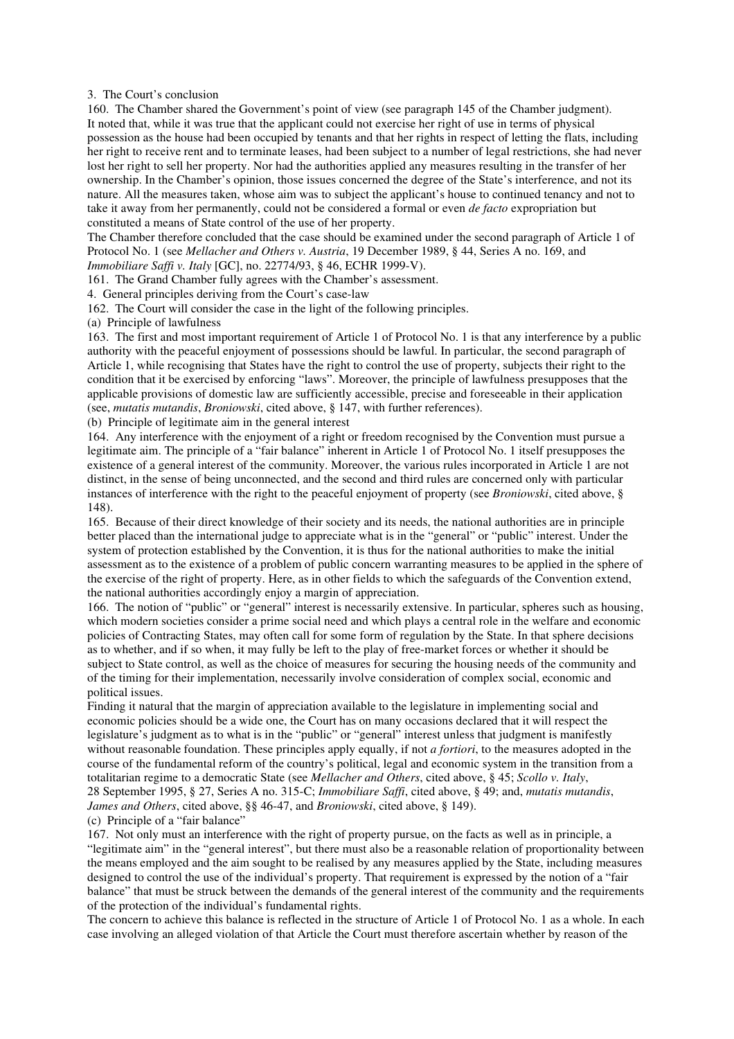### 3. The Court's conclusion

160. The Chamber shared the Government's point of view (see paragraph 145 of the Chamber judgment). It noted that, while it was true that the applicant could not exercise her right of use in terms of physical possession as the house had been occupied by tenants and that her rights in respect of letting the flats, including her right to receive rent and to terminate leases, had been subject to a number of legal restrictions, she had never lost her right to sell her property. Nor had the authorities applied any measures resulting in the transfer of her ownership. In the Chamber's opinion, those issues concerned the degree of the State's interference, and not its nature. All the measures taken, whose aim was to subject the applicant's house to continued tenancy and not to take it away from her permanently, could not be considered a formal or even *de facto* expropriation but constituted a means of State control of the use of her property.

The Chamber therefore concluded that the case should be examined under the second paragraph of Article 1 of Protocol No. 1 (see *Mellacher and Others v. Austria*, 19 December 1989, § 44, Series A no. 169, and *Immobiliare Saffi v. Italy* [GC], no. 22774/93, § 46, ECHR 1999-V).

161. The Grand Chamber fully agrees with the Chamber's assessment.

### 4. General principles deriving from the Court's case-law

162. The Court will consider the case in the light of the following principles.

#### (a) Principle of lawfulness

163. The first and most important requirement of Article 1 of Protocol No. 1 is that any interference by a public authority with the peaceful enjoyment of possessions should be lawful. In particular, the second paragraph of Article 1, while recognising that States have the right to control the use of property, subjects their right to the condition that it be exercised by enforcing "laws". Moreover, the principle of lawfulness presupposes that the applicable provisions of domestic law are sufficiently accessible, precise and foreseeable in their application (see, *mutatis mutandis*, *Broniowski*, cited above, § 147, with further references).

#### (b) Principle of legitimate aim in the general interest

164. Any interference with the enjoyment of a right or freedom recognised by the Convention must pursue a legitimate aim. The principle of a "fair balance" inherent in Article 1 of Protocol No. 1 itself presupposes the existence of a general interest of the community. Moreover, the various rules incorporated in Article 1 are not distinct, in the sense of being unconnected, and the second and third rules are concerned only with particular instances of interference with the right to the peaceful enjoyment of property (see *Broniowski*, cited above, § 148).

165. Because of their direct knowledge of their society and its needs, the national authorities are in principle better placed than the international judge to appreciate what is in the "general" or "public" interest. Under the system of protection established by the Convention, it is thus for the national authorities to make the initial assessment as to the existence of a problem of public concern warranting measures to be applied in the sphere of the exercise of the right of property. Here, as in other fields to which the safeguards of the Convention extend, the national authorities accordingly enjoy a margin of appreciation.

166. The notion of "public" or "general" interest is necessarily extensive. In particular, spheres such as housing, which modern societies consider a prime social need and which plays a central role in the welfare and economic policies of Contracting States, may often call for some form of regulation by the State. In that sphere decisions as to whether, and if so when, it may fully be left to the play of free-market forces or whether it should be subject to State control, as well as the choice of measures for securing the housing needs of the community and of the timing for their implementation, necessarily involve consideration of complex social, economic and political issues.

Finding it natural that the margin of appreciation available to the legislature in implementing social and economic policies should be a wide one, the Court has on many occasions declared that it will respect the legislature's judgment as to what is in the "public" or "general" interest unless that judgment is manifestly without reasonable foundation. These principles apply equally, if not *a fortiori*, to the measures adopted in the course of the fundamental reform of the country's political, legal and economic system in the transition from a totalitarian regime to a democratic State (see *Mellacher and Others*, cited above, § 45; *Scollo v. Italy*, 28 September 1995, § 27, Series A no. 315-C; *Immobiliare Saffi*, cited above, § 49; and, *mutatis mutandis*, *James and Others*, cited above, §§ 46-47, and *Broniowski*, cited above, § 149).

#### (c) Principle of a "fair balance"

167. Not only must an interference with the right of property pursue, on the facts as well as in principle, a "legitimate aim" in the "general interest", but there must also be a reasonable relation of proportionality between the means employed and the aim sought to be realised by any measures applied by the State, including measures designed to control the use of the individual's property. That requirement is expressed by the notion of a "fair balance" that must be struck between the demands of the general interest of the community and the requirements of the protection of the individual's fundamental rights.

The concern to achieve this balance is reflected in the structure of Article 1 of Protocol No. 1 as a whole. In each case involving an alleged violation of that Article the Court must therefore ascertain whether by reason of the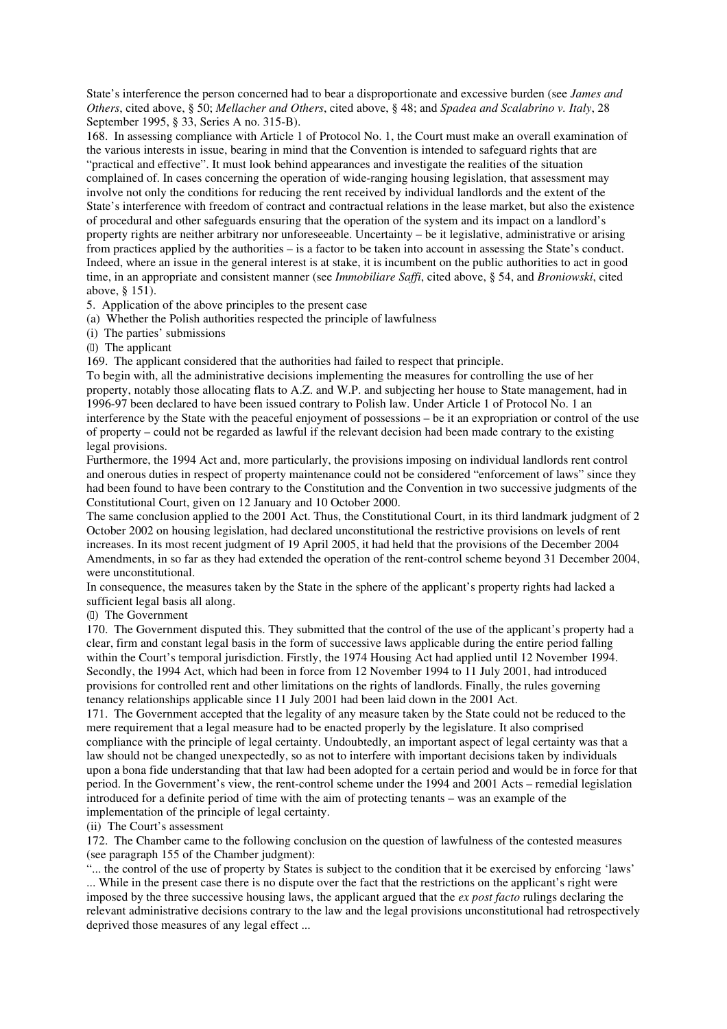State's interference the person concerned had to bear a disproportionate and excessive burden (see *James and Others*, cited above, § 50; *Mellacher and Others*, cited above, § 48; and *Spadea and Scalabrino v. Italy*, 28 September 1995, § 33, Series A no. 315-B).

168. In assessing compliance with Article 1 of Protocol No. 1, the Court must make an overall examination of the various interests in issue, bearing in mind that the Convention is intended to safeguard rights that are "practical and effective". It must look behind appearances and investigate the realities of the situation complained of. In cases concerning the operation of wide-ranging housing legislation, that assessment may involve not only the conditions for reducing the rent received by individual landlords and the extent of the State's interference with freedom of contract and contractual relations in the lease market, but also the existence of procedural and other safeguards ensuring that the operation of the system and its impact on a landlord's property rights are neither arbitrary nor unforeseeable. Uncertainty – be it legislative, administrative or arising from practices applied by the authorities – is a factor to be taken into account in assessing the State's conduct. Indeed, where an issue in the general interest is at stake, it is incumbent on the public authorities to act in good time, in an appropriate and consistent manner (see *Immobiliare Saffi*, cited above, § 54, and *Broniowski*, cited above, § 151).

5. Application of the above principles to the present case

(a) Whether the Polish authorities respected the principle of lawfulness

(i) The parties' submissions

(α) The applicant

169. The applicant considered that the authorities had failed to respect that principle.

To begin with, all the administrative decisions implementing the measures for controlling the use of her property, notably those allocating flats to A.Z. and W.P. and subjecting her house to State management, had in 1996-97 been declared to have been issued contrary to Polish law. Under Article 1 of Protocol No. 1 an interference by the State with the peaceful enjoyment of possessions – be it an expropriation or control of the use of property – could not be regarded as lawful if the relevant decision had been made contrary to the existing legal provisions.

Furthermore, the 1994 Act and, more particularly, the provisions imposing on individual landlords rent control and onerous duties in respect of property maintenance could not be considered "enforcement of laws" since they had been found to have been contrary to the Constitution and the Convention in two successive judgments of the Constitutional Court, given on 12 January and 10 October 2000.

The same conclusion applied to the 2001 Act. Thus, the Constitutional Court, in its third landmark judgment of 2 October 2002 on housing legislation, had declared unconstitutional the restrictive provisions on levels of rent increases. In its most recent judgment of 19 April 2005, it had held that the provisions of the December 2004 Amendments, in so far as they had extended the operation of the rent-control scheme beyond 31 December 2004, were unconstitutional.

In consequence, the measures taken by the State in the sphere of the applicant's property rights had lacked a sufficient legal basis all along.

(β) The Government

170. The Government disputed this. They submitted that the control of the use of the applicant's property had a clear, firm and constant legal basis in the form of successive laws applicable during the entire period falling within the Court's temporal jurisdiction. Firstly, the 1974 Housing Act had applied until 12 November 1994. Secondly, the 1994 Act, which had been in force from 12 November 1994 to 11 July 2001, had introduced provisions for controlled rent and other limitations on the rights of landlords. Finally, the rules governing tenancy relationships applicable since 11 July 2001 had been laid down in the 2001 Act.

171. The Government accepted that the legality of any measure taken by the State could not be reduced to the mere requirement that a legal measure had to be enacted properly by the legislature. It also comprised compliance with the principle of legal certainty. Undoubtedly, an important aspect of legal certainty was that a law should not be changed unexpectedly, so as not to interfere with important decisions taken by individuals upon a bona fide understanding that that law had been adopted for a certain period and would be in force for that period. In the Government's view, the rent-control scheme under the 1994 and 2001 Acts – remedial legislation introduced for a definite period of time with the aim of protecting tenants – was an example of the implementation of the principle of legal certainty.

(ii) The Court's assessment

172. The Chamber came to the following conclusion on the question of lawfulness of the contested measures (see paragraph 155 of the Chamber judgment):

"... the control of the use of property by States is subject to the condition that it be exercised by enforcing 'laws' ... While in the present case there is no dispute over the fact that the restrictions on the applicant's right were imposed by the three successive housing laws, the applicant argued that the *ex post facto* rulings declaring the relevant administrative decisions contrary to the law and the legal provisions unconstitutional had retrospectively deprived those measures of any legal effect ...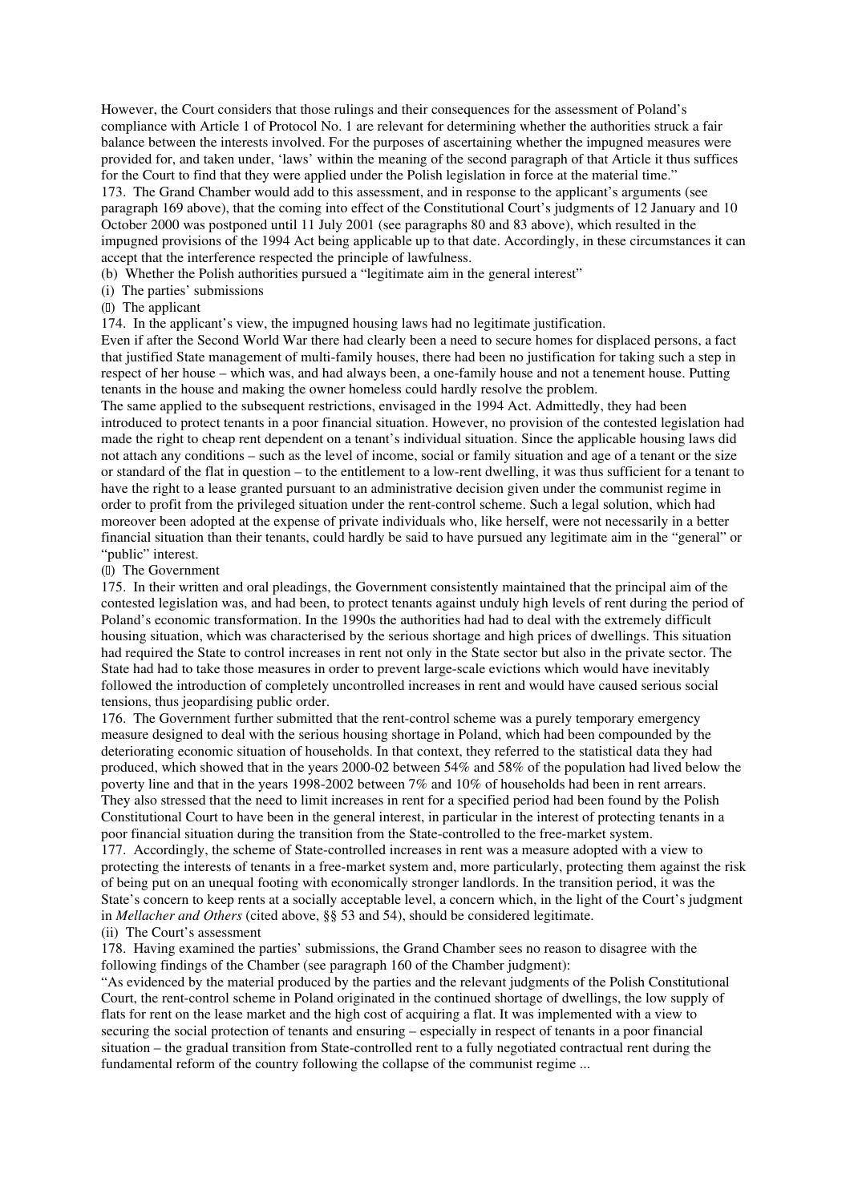However, the Court considers that those rulings and their consequences for the assessment of Poland's compliance with Article 1 of Protocol No. 1 are relevant for determining whether the authorities struck a fair balance between the interests involved. For the purposes of ascertaining whether the impugned measures were provided for, and taken under, 'laws' within the meaning of the second paragraph of that Article it thus suffices for the Court to find that they were applied under the Polish legislation in force at the material time."

173. The Grand Chamber would add to this assessment, and in response to the applicant's arguments (see paragraph 169 above), that the coming into effect of the Constitutional Court's judgments of 12 January and 10 October 2000 was postponed until 11 July 2001 (see paragraphs 80 and 83 above), which resulted in the impugned provisions of the 1994 Act being applicable up to that date. Accordingly, in these circumstances it can accept that the interference respected the principle of lawfulness.

(b) Whether the Polish authorities pursued a "legitimate aim in the general interest"

(i) The parties' submissions

(α) The applicant

174. In the applicant's view, the impugned housing laws had no legitimate justification.

Even if after the Second World War there had clearly been a need to secure homes for displaced persons, a fact that justified State management of multi-family houses, there had been no justification for taking such a step in respect of her house – which was, and had always been, a one-family house and not a tenement house. Putting tenants in the house and making the owner homeless could hardly resolve the problem.

The same applied to the subsequent restrictions, envisaged in the 1994 Act. Admittedly, they had been introduced to protect tenants in a poor financial situation. However, no provision of the contested legislation had made the right to cheap rent dependent on a tenant's individual situation. Since the applicable housing laws did not attach any conditions – such as the level of income, social or family situation and age of a tenant or the size or standard of the flat in question – to the entitlement to a low-rent dwelling, it was thus sufficient for a tenant to have the right to a lease granted pursuant to an administrative decision given under the communist regime in order to profit from the privileged situation under the rent-control scheme. Such a legal solution, which had moreover been adopted at the expense of private individuals who, like herself, were not necessarily in a better financial situation than their tenants, could hardly be said to have pursued any legitimate aim in the "general" or "public" interest.

(β) The Government

175. In their written and oral pleadings, the Government consistently maintained that the principal aim of the contested legislation was, and had been, to protect tenants against unduly high levels of rent during the period of Poland's economic transformation. In the 1990s the authorities had had to deal with the extremely difficult housing situation, which was characterised by the serious shortage and high prices of dwellings. This situation had required the State to control increases in rent not only in the State sector but also in the private sector. The State had had to take those measures in order to prevent large-scale evictions which would have inevitably followed the introduction of completely uncontrolled increases in rent and would have caused serious social tensions, thus jeopardising public order.

176. The Government further submitted that the rent-control scheme was a purely temporary emergency measure designed to deal with the serious housing shortage in Poland, which had been compounded by the deteriorating economic situation of households. In that context, they referred to the statistical data they had produced, which showed that in the years 2000-02 between 54% and 58% of the population had lived below the poverty line and that in the years 1998-2002 between 7% and 10% of households had been in rent arrears. They also stressed that the need to limit increases in rent for a specified period had been found by the Polish Constitutional Court to have been in the general interest, in particular in the interest of protecting tenants in a poor financial situation during the transition from the State-controlled to the free-market system.

177. Accordingly, the scheme of State-controlled increases in rent was a measure adopted with a view to protecting the interests of tenants in a free-market system and, more particularly, protecting them against the risk of being put on an unequal footing with economically stronger landlords. In the transition period, it was the State's concern to keep rents at a socially acceptable level, a concern which, in the light of the Court's judgment in *Mellacher and Others* (cited above, §§ 53 and 54), should be considered legitimate.

(ii) The Court's assessment

178. Having examined the parties' submissions, the Grand Chamber sees no reason to disagree with the following findings of the Chamber (see paragraph 160 of the Chamber judgment):

"As evidenced by the material produced by the parties and the relevant judgments of the Polish Constitutional Court, the rent-control scheme in Poland originated in the continued shortage of dwellings, the low supply of flats for rent on the lease market and the high cost of acquiring a flat. It was implemented with a view to securing the social protection of tenants and ensuring – especially in respect of tenants in a poor financial situation – the gradual transition from State-controlled rent to a fully negotiated contractual rent during the fundamental reform of the country following the collapse of the communist regime ...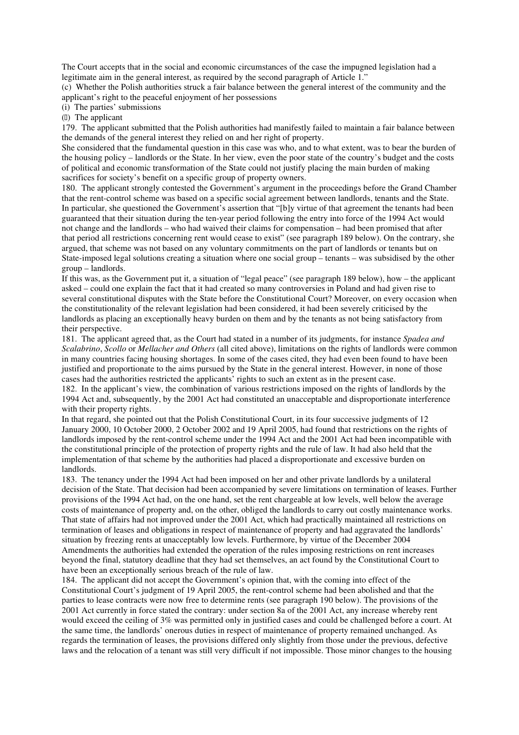The Court accepts that in the social and economic circumstances of the case the impugned legislation had a legitimate aim in the general interest, as required by the second paragraph of Article 1."

(c) Whether the Polish authorities struck a fair balance between the general interest of the community and the applicant's right to the peaceful enjoyment of her possessions

(i) The parties' submissions

(α) The applicant

179. The applicant submitted that the Polish authorities had manifestly failed to maintain a fair balance between the demands of the general interest they relied on and her right of property.

She considered that the fundamental question in this case was who, and to what extent, was to bear the burden of the housing policy – landlords or the State. In her view, even the poor state of the country's budget and the costs of political and economic transformation of the State could not justify placing the main burden of making sacrifices for society's benefit on a specific group of property owners.

180. The applicant strongly contested the Government's argument in the proceedings before the Grand Chamber that the rent-control scheme was based on a specific social agreement between landlords, tenants and the State. In particular, she questioned the Government's assertion that "[b]y virtue of that agreement the tenants had been guaranteed that their situation during the ten-year period following the entry into force of the 1994 Act would not change and the landlords – who had waived their claims for compensation – had been promised that after that period all restrictions concerning rent would cease to exist" (see paragraph 189 below). On the contrary, she argued, that scheme was not based on any voluntary commitments on the part of landlords or tenants but on State-imposed legal solutions creating a situation where one social group – tenants – was subsidised by the other group – landlords.

If this was, as the Government put it, a situation of "legal peace" (see paragraph 189 below), how – the applicant asked – could one explain the fact that it had created so many controversies in Poland and had given rise to several constitutional disputes with the State before the Constitutional Court? Moreover, on every occasion when the constitutionality of the relevant legislation had been considered, it had been severely criticised by the landlords as placing an exceptionally heavy burden on them and by the tenants as not being satisfactory from their perspective.

181. The applicant agreed that, as the Court had stated in a number of its judgments, for instance *Spadea and Scalabrino*, *Scollo* or *Mellacher and Others* (all cited above), limitations on the rights of landlords were common in many countries facing housing shortages. In some of the cases cited, they had even been found to have been justified and proportionate to the aims pursued by the State in the general interest. However, in none of those cases had the authorities restricted the applicants' rights to such an extent as in the present case.

182. In the applicant's view, the combination of various restrictions imposed on the rights of landlords by the 1994 Act and, subsequently, by the 2001 Act had constituted an unacceptable and disproportionate interference with their property rights.

In that regard, she pointed out that the Polish Constitutional Court, in its four successive judgments of 12 January 2000, 10 October 2000, 2 October 2002 and 19 April 2005, had found that restrictions on the rights of landlords imposed by the rent-control scheme under the 1994 Act and the 2001 Act had been incompatible with the constitutional principle of the protection of property rights and the rule of law. It had also held that the implementation of that scheme by the authorities had placed a disproportionate and excessive burden on landlords.

183. The tenancy under the 1994 Act had been imposed on her and other private landlords by a unilateral decision of the State. That decision had been accompanied by severe limitations on termination of leases. Further provisions of the 1994 Act had, on the one hand, set the rent chargeable at low levels, well below the average costs of maintenance of property and, on the other, obliged the landlords to carry out costly maintenance works. That state of affairs had not improved under the 2001 Act, which had practically maintained all restrictions on termination of leases and obligations in respect of maintenance of property and had aggravated the landlords' situation by freezing rents at unacceptably low levels. Furthermore, by virtue of the December 2004 Amendments the authorities had extended the operation of the rules imposing restrictions on rent increases beyond the final, statutory deadline that they had set themselves, an act found by the Constitutional Court to have been an exceptionally serious breach of the rule of law.

184. The applicant did not accept the Government's opinion that, with the coming into effect of the Constitutional Court's judgment of 19 April 2005, the rent-control scheme had been abolished and that the parties to lease contracts were now free to determine rents (see paragraph 190 below). The provisions of the 2001 Act currently in force stated the contrary: under section 8a of the 2001 Act, any increase whereby rent would exceed the ceiling of 3% was permitted only in justified cases and could be challenged before a court. At the same time, the landlords' onerous duties in respect of maintenance of property remained unchanged. As regards the termination of leases, the provisions differed only slightly from those under the previous, defective laws and the relocation of a tenant was still very difficult if not impossible. Those minor changes to the housing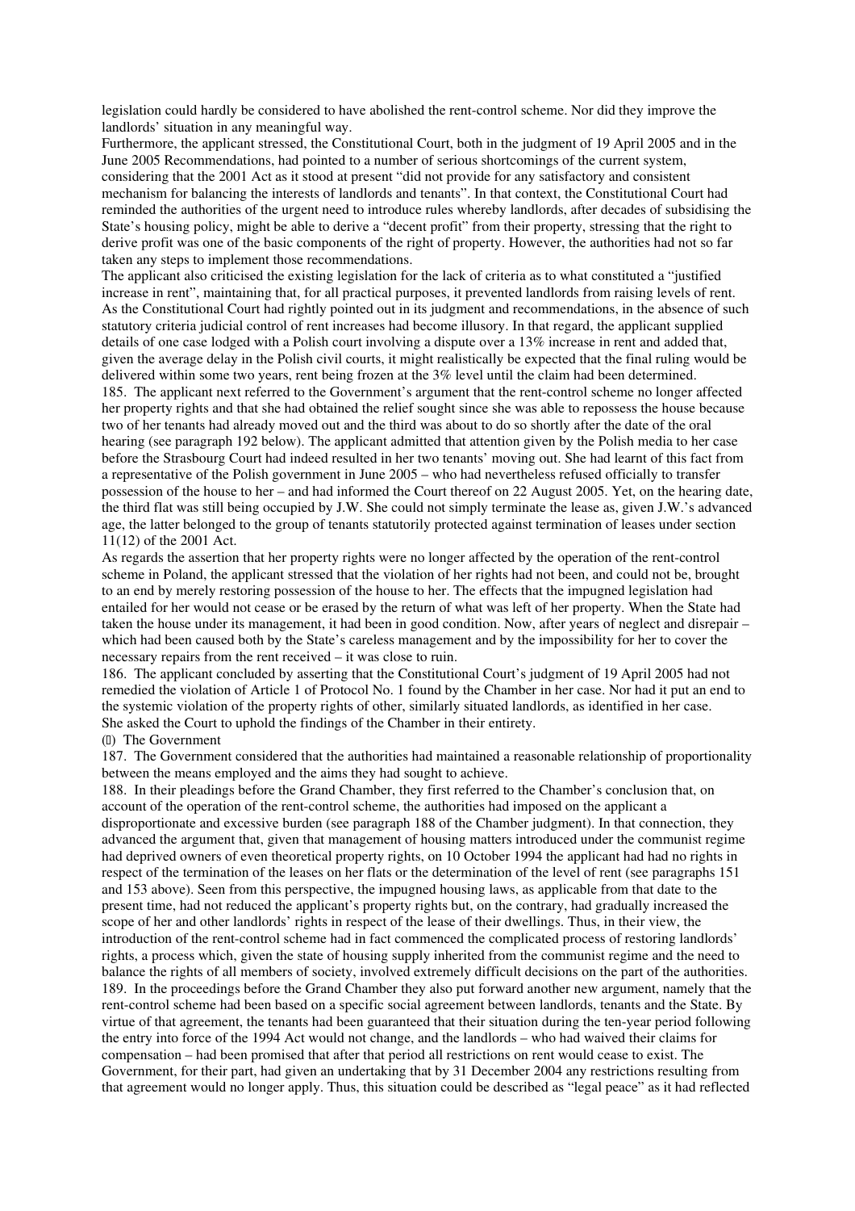legislation could hardly be considered to have abolished the rent-control scheme. Nor did they improve the landlords' situation in any meaningful way.

Furthermore, the applicant stressed, the Constitutional Court, both in the judgment of 19 April 2005 and in the June 2005 Recommendations, had pointed to a number of serious shortcomings of the current system, considering that the 2001 Act as it stood at present "did not provide for any satisfactory and consistent mechanism for balancing the interests of landlords and tenants". In that context, the Constitutional Court had reminded the authorities of the urgent need to introduce rules whereby landlords, after decades of subsidising the State's housing policy, might be able to derive a "decent profit" from their property, stressing that the right to derive profit was one of the basic components of the right of property. However, the authorities had not so far taken any steps to implement those recommendations.

The applicant also criticised the existing legislation for the lack of criteria as to what constituted a "justified increase in rent", maintaining that, for all practical purposes, it prevented landlords from raising levels of rent. As the Constitutional Court had rightly pointed out in its judgment and recommendations, in the absence of such statutory criteria judicial control of rent increases had become illusory. In that regard, the applicant supplied details of one case lodged with a Polish court involving a dispute over a 13% increase in rent and added that, given the average delay in the Polish civil courts, it might realistically be expected that the final ruling would be delivered within some two years, rent being frozen at the 3% level until the claim had been determined.

185. The applicant next referred to the Government's argument that the rent-control scheme no longer affected her property rights and that she had obtained the relief sought since she was able to repossess the house because two of her tenants had already moved out and the third was about to do so shortly after the date of the oral hearing (see paragraph 192 below). The applicant admitted that attention given by the Polish media to her case before the Strasbourg Court had indeed resulted in her two tenants' moving out. She had learnt of this fact from a representative of the Polish government in June 2005 – who had nevertheless refused officially to transfer possession of the house to her – and had informed the Court thereof on 22 August 2005. Yet, on the hearing date, the third flat was still being occupied by J.W. She could not simply terminate the lease as, given J.W.'s advanced age, the latter belonged to the group of tenants statutorily protected against termination of leases under section 11(12) of the 2001 Act.

As regards the assertion that her property rights were no longer affected by the operation of the rent-control scheme in Poland, the applicant stressed that the violation of her rights had not been, and could not be, brought to an end by merely restoring possession of the house to her. The effects that the impugned legislation had entailed for her would not cease or be erased by the return of what was left of her property. When the State had taken the house under its management, it had been in good condition. Now, after years of neglect and disrepair – which had been caused both by the State's careless management and by the impossibility for her to cover the necessary repairs from the rent received – it was close to ruin.

186. The applicant concluded by asserting that the Constitutional Court's judgment of 19 April 2005 had not remedied the violation of Article 1 of Protocol No. 1 found by the Chamber in her case. Nor had it put an end to the systemic violation of the property rights of other, similarly situated landlords, as identified in her case. She asked the Court to uphold the findings of the Chamber in their entirety.

(β) The Government

187. The Government considered that the authorities had maintained a reasonable relationship of proportionality between the means employed and the aims they had sought to achieve.

188. In their pleadings before the Grand Chamber, they first referred to the Chamber's conclusion that, on account of the operation of the rent-control scheme, the authorities had imposed on the applicant a disproportionate and excessive burden (see paragraph 188 of the Chamber judgment). In that connection, they advanced the argument that, given that management of housing matters introduced under the communist regime had deprived owners of even theoretical property rights, on 10 October 1994 the applicant had had no rights in respect of the termination of the leases on her flats or the determination of the level of rent (see paragraphs 151 and 153 above). Seen from this perspective, the impugned housing laws, as applicable from that date to the present time, had not reduced the applicant's property rights but, on the contrary, had gradually increased the scope of her and other landlords' rights in respect of the lease of their dwellings. Thus, in their view, the introduction of the rent-control scheme had in fact commenced the complicated process of restoring landlords' rights, a process which, given the state of housing supply inherited from the communist regime and the need to balance the rights of all members of society, involved extremely difficult decisions on the part of the authorities.

189. In the proceedings before the Grand Chamber they also put forward another new argument, namely that the rent-control scheme had been based on a specific social agreement between landlords, tenants and the State. By virtue of that agreement, the tenants had been guaranteed that their situation during the ten-year period following the entry into force of the 1994 Act would not change, and the landlords – who had waived their claims for compensation – had been promised that after that period all restrictions on rent would cease to exist. The Government, for their part, had given an undertaking that by 31 December 2004 any restrictions resulting from that agreement would no longer apply. Thus, this situation could be described as "legal peace" as it had reflected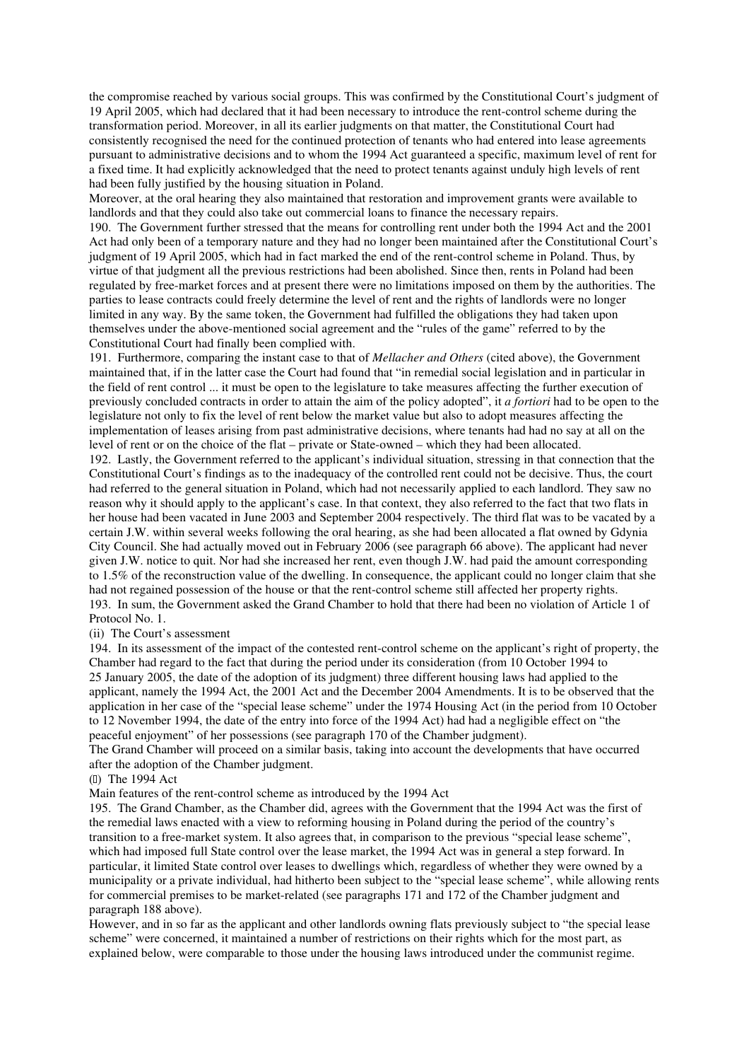the compromise reached by various social groups. This was confirmed by the Constitutional Court's judgment of 19 April 2005, which had declared that it had been necessary to introduce the rent-control scheme during the transformation period. Moreover, in all its earlier judgments on that matter, the Constitutional Court had consistently recognised the need for the continued protection of tenants who had entered into lease agreements pursuant to administrative decisions and to whom the 1994 Act guaranteed a specific, maximum level of rent for a fixed time. It had explicitly acknowledged that the need to protect tenants against unduly high levels of rent had been fully justified by the housing situation in Poland.

Moreover, at the oral hearing they also maintained that restoration and improvement grants were available to landlords and that they could also take out commercial loans to finance the necessary repairs.

190. The Government further stressed that the means for controlling rent under both the 1994 Act and the 2001 Act had only been of a temporary nature and they had no longer been maintained after the Constitutional Court's judgment of 19 April 2005, which had in fact marked the end of the rent-control scheme in Poland. Thus, by virtue of that judgment all the previous restrictions had been abolished. Since then, rents in Poland had been regulated by free-market forces and at present there were no limitations imposed on them by the authorities. The parties to lease contracts could freely determine the level of rent and the rights of landlords were no longer limited in any way. By the same token, the Government had fulfilled the obligations they had taken upon themselves under the above-mentioned social agreement and the "rules of the game" referred to by the Constitutional Court had finally been complied with.

191. Furthermore, comparing the instant case to that of *Mellacher and Others* (cited above), the Government maintained that, if in the latter case the Court had found that "in remedial social legislation and in particular in the field of rent control ... it must be open to the legislature to take measures affecting the further execution of previously concluded contracts in order to attain the aim of the policy adopted", it *a fortiori* had to be open to the legislature not only to fix the level of rent below the market value but also to adopt measures affecting the implementation of leases arising from past administrative decisions, where tenants had had no say at all on the level of rent or on the choice of the flat – private or State-owned – which they had been allocated.

192. Lastly, the Government referred to the applicant's individual situation, stressing in that connection that the Constitutional Court's findings as to the inadequacy of the controlled rent could not be decisive. Thus, the court had referred to the general situation in Poland, which had not necessarily applied to each landlord. They saw no reason why it should apply to the applicant's case. In that context, they also referred to the fact that two flats in her house had been vacated in June 2003 and September 2004 respectively. The third flat was to be vacated by a certain J.W. within several weeks following the oral hearing, as she had been allocated a flat owned by Gdynia City Council. She had actually moved out in February 2006 (see paragraph 66 above). The applicant had never given J.W. notice to quit. Nor had she increased her rent, even though J.W. had paid the amount corresponding to 1.5% of the reconstruction value of the dwelling. In consequence, the applicant could no longer claim that she had not regained possession of the house or that the rent-control scheme still affected her property rights.

193. In sum, the Government asked the Grand Chamber to hold that there had been no violation of Article 1 of Protocol No. 1.

(ii) The Court's assessment

194. In its assessment of the impact of the contested rent-control scheme on the applicant's right of property, the Chamber had regard to the fact that during the period under its consideration (from 10 October 1994 to 25 January 2005, the date of the adoption of its judgment) three different housing laws had applied to the applicant, namely the 1994 Act, the 2001 Act and the December 2004 Amendments. It is to be observed that the application in her case of the "special lease scheme" under the 1974 Housing Act (in the period from 10 October to 12 November 1994, the date of the entry into force of the 1994 Act) had had a negligible effect on "the peaceful enjoyment" of her possessions (see paragraph 170 of the Chamber judgment).

The Grand Chamber will proceed on a similar basis, taking into account the developments that have occurred after the adoption of the Chamber judgment.

(α) The 1994 Act

Main features of the rent-control scheme as introduced by the 1994 Act

195. The Grand Chamber, as the Chamber did, agrees with the Government that the 1994 Act was the first of the remedial laws enacted with a view to reforming housing in Poland during the period of the country's transition to a free-market system. It also agrees that, in comparison to the previous "special lease scheme", which had imposed full State control over the lease market, the 1994 Act was in general a step forward. In particular, it limited State control over leases to dwellings which, regardless of whether they were owned by a municipality or a private individual, had hitherto been subject to the "special lease scheme", while allowing rents for commercial premises to be market-related (see paragraphs 171 and 172 of the Chamber judgment and paragraph 188 above).

However, and in so far as the applicant and other landlords owning flats previously subject to "the special lease scheme" were concerned, it maintained a number of restrictions on their rights which for the most part, as explained below, were comparable to those under the housing laws introduced under the communist regime.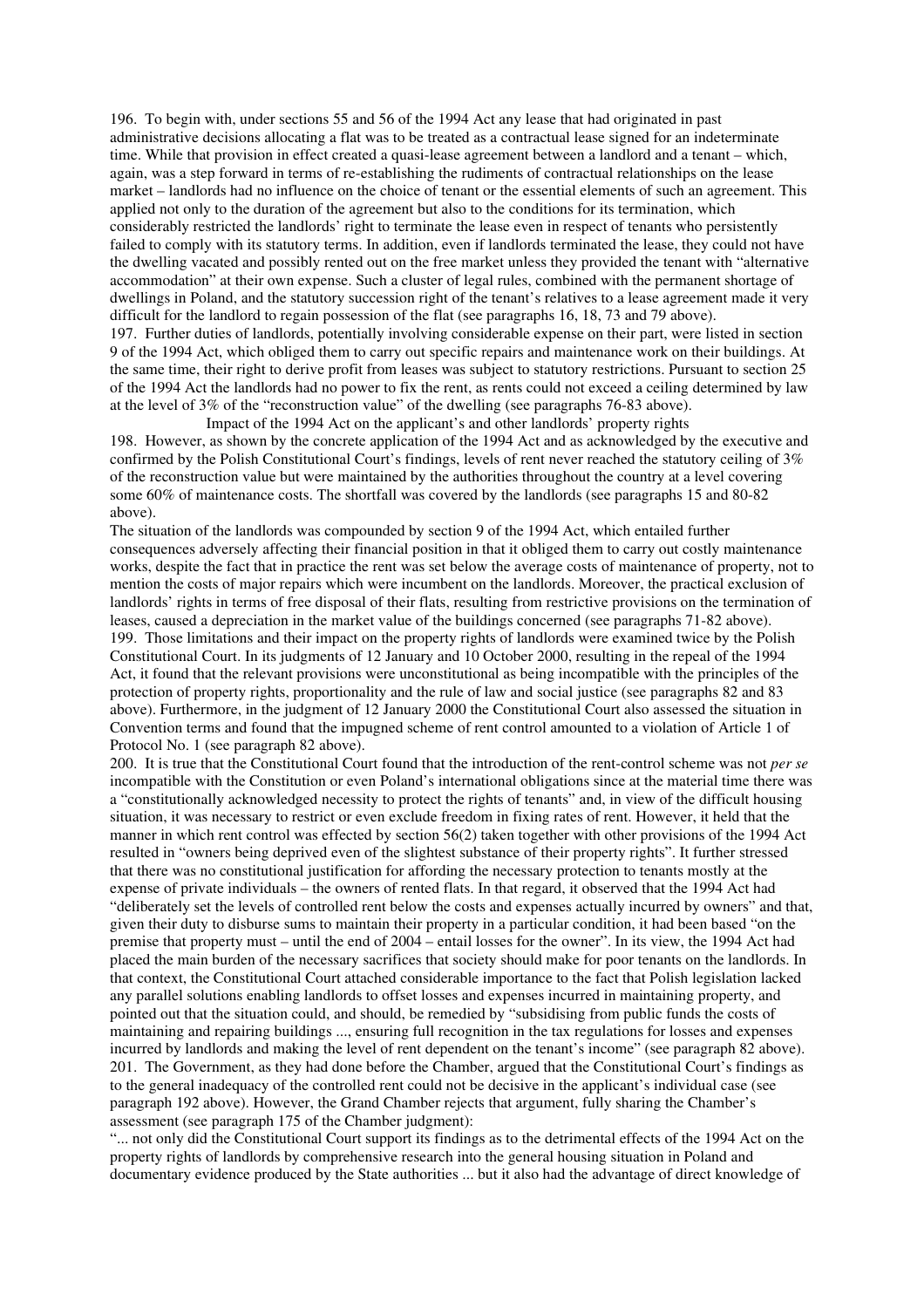196. To begin with, under sections 55 and 56 of the 1994 Act any lease that had originated in past administrative decisions allocating a flat was to be treated as a contractual lease signed for an indeterminate time. While that provision in effect created a quasi-lease agreement between a landlord and a tenant – which, again, was a step forward in terms of re-establishing the rudiments of contractual relationships on the lease market – landlords had no influence on the choice of tenant or the essential elements of such an agreement. This applied not only to the duration of the agreement but also to the conditions for its termination, which considerably restricted the landlords' right to terminate the lease even in respect of tenants who persistently failed to comply with its statutory terms. In addition, even if landlords terminated the lease, they could not have the dwelling vacated and possibly rented out on the free market unless they provided the tenant with "alternative accommodation" at their own expense. Such a cluster of legal rules, combined with the permanent shortage of dwellings in Poland, and the statutory succession right of the tenant's relatives to a lease agreement made it very difficult for the landlord to regain possession of the flat (see paragraphs 16, 18, 73 and 79 above).

197. Further duties of landlords, potentially involving considerable expense on their part, were listed in section 9 of the 1994 Act, which obliged them to carry out specific repairs and maintenance work on their buildings. At the same time, their right to derive profit from leases was subject to statutory restrictions. Pursuant to section 25 of the 1994 Act the landlords had no power to fix the rent, as rents could not exceed a ceiling determined by law at the level of 3% of the "reconstruction value" of the dwelling (see paragraphs 76-83 above).

### Impact of the 1994 Act on the applicant's and other landlords' property rights

198. However, as shown by the concrete application of the 1994 Act and as acknowledged by the executive and confirmed by the Polish Constitutional Court's findings, levels of rent never reached the statutory ceiling of 3% of the reconstruction value but were maintained by the authorities throughout the country at a level covering some 60% of maintenance costs. The shortfall was covered by the landlords (see paragraphs 15 and 80-82 above).

The situation of the landlords was compounded by section 9 of the 1994 Act, which entailed further consequences adversely affecting their financial position in that it obliged them to carry out costly maintenance works, despite the fact that in practice the rent was set below the average costs of maintenance of property, not to mention the costs of major repairs which were incumbent on the landlords. Moreover, the practical exclusion of landlords' rights in terms of free disposal of their flats, resulting from restrictive provisions on the termination of leases, caused a depreciation in the market value of the buildings concerned (see paragraphs 71-82 above).

199. Those limitations and their impact on the property rights of landlords were examined twice by the Polish Constitutional Court. In its judgments of 12 January and 10 October 2000, resulting in the repeal of the 1994 Act, it found that the relevant provisions were unconstitutional as being incompatible with the principles of the protection of property rights, proportionality and the rule of law and social justice (see paragraphs 82 and 83 above). Furthermore, in the judgment of 12 January 2000 the Constitutional Court also assessed the situation in Convention terms and found that the impugned scheme of rent control amounted to a violation of Article 1 of Protocol No. 1 (see paragraph 82 above).

200. It is true that the Constitutional Court found that the introduction of the rent-control scheme was not *per se* incompatible with the Constitution or even Poland's international obligations since at the material time there was a "constitutionally acknowledged necessity to protect the rights of tenants" and, in view of the difficult housing situation, it was necessary to restrict or even exclude freedom in fixing rates of rent. However, it held that the manner in which rent control was effected by section 56(2) taken together with other provisions of the 1994 Act resulted in "owners being deprived even of the slightest substance of their property rights". It further stressed that there was no constitutional justification for affording the necessary protection to tenants mostly at the expense of private individuals – the owners of rented flats. In that regard, it observed that the 1994 Act had "deliberately set the levels of controlled rent below the costs and expenses actually incurred by owners" and that, given their duty to disburse sums to maintain their property in a particular condition, it had been based "on the premise that property must – until the end of 2004 – entail losses for the owner". In its view, the 1994 Act had placed the main burden of the necessary sacrifices that society should make for poor tenants on the landlords. In that context, the Constitutional Court attached considerable importance to the fact that Polish legislation lacked any parallel solutions enabling landlords to offset losses and expenses incurred in maintaining property, and pointed out that the situation could, and should, be remedied by "subsidising from public funds the costs of maintaining and repairing buildings ..., ensuring full recognition in the tax regulations for losses and expenses incurred by landlords and making the level of rent dependent on the tenant's income" (see paragraph 82 above).

201. The Government, as they had done before the Chamber, argued that the Constitutional Court's findings as to the general inadequacy of the controlled rent could not be decisive in the applicant's individual case (see paragraph 192 above). However, the Grand Chamber rejects that argument, fully sharing the Chamber's assessment (see paragraph 175 of the Chamber judgment):

"... not only did the Constitutional Court support its findings as to the detrimental effects of the 1994 Act on the property rights of landlords by comprehensive research into the general housing situation in Poland and documentary evidence produced by the State authorities ... but it also had the advantage of direct knowledge of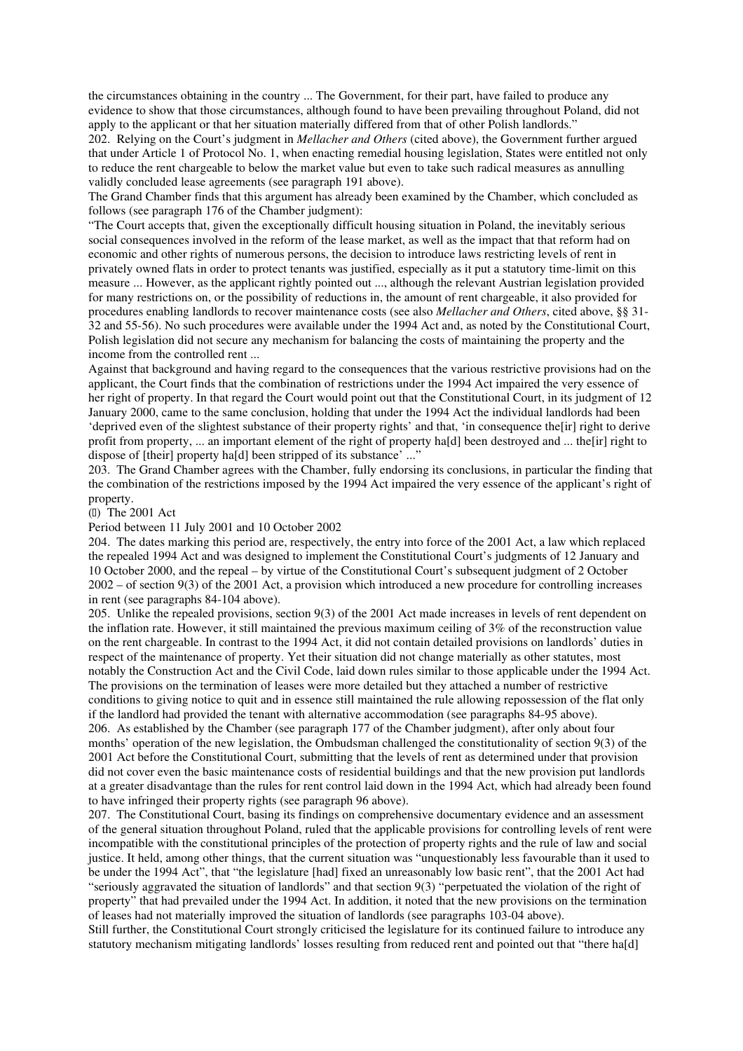the circumstances obtaining in the country ... The Government, for their part, have failed to produce any evidence to show that those circumstances, although found to have been prevailing throughout Poland, did not apply to the applicant or that her situation materially differed from that of other Polish landlords."

202. Relying on the Court's judgment in *Mellacher and Others* (cited above), the Government further argued that under Article 1 of Protocol No. 1, when enacting remedial housing legislation, States were entitled not only to reduce the rent chargeable to below the market value but even to take such radical measures as annulling validly concluded lease agreements (see paragraph 191 above).

The Grand Chamber finds that this argument has already been examined by the Chamber, which concluded as follows (see paragraph 176 of the Chamber judgment):

"The Court accepts that, given the exceptionally difficult housing situation in Poland, the inevitably serious social consequences involved in the reform of the lease market, as well as the impact that that reform had on economic and other rights of numerous persons, the decision to introduce laws restricting levels of rent in privately owned flats in order to protect tenants was justified, especially as it put a statutory time-limit on this measure ... However, as the applicant rightly pointed out ..., although the relevant Austrian legislation provided for many restrictions on, or the possibility of reductions in, the amount of rent chargeable, it also provided for procedures enabling landlords to recover maintenance costs (see also *Mellacher and Others*, cited above, §§ 31-32 and 55-56). No such procedures were available under the 1994 Act and, as noted by the Constitutional Court, Polish legislation did not secure any mechanism for balancing the costs of maintaining the property and the income from the controlled rent ...

Against that background and having regard to the consequences that the various restrictive provisions had on the applicant, the Court finds that the combination of restrictions under the 1994 Act impaired the very essence of her right of property. In that regard the Court would point out that the Constitutional Court, in its judgment of 12 January 2000, came to the same conclusion, holding that under the 1994 Act the individual landlords had been 'deprived even of the slightest substance of their property rights' and that, 'in consequence the[ir] right to derive profit from property, ... an important element of the right of property ha[d] been destroyed and ... the[ir] right to dispose of [their] property ha[d] been stripped of its substance' ..."

203. The Grand Chamber agrees with the Chamber, fully endorsing its conclusions, in particular the finding that the combination of the restrictions imposed by the 1994 Act impaired the very essence of the applicant's right of property.

(β) The 2001 Act

Period between 11 July 2001 and 10 October 2002

204. The dates marking this period are, respectively, the entry into force of the 2001 Act, a law which replaced the repealed 1994 Act and was designed to implement the Constitutional Court's judgments of 12 January and 10 October 2000, and the repeal – by virtue of the Constitutional Court's subsequent judgment of 2 October 2002 – of section 9(3) of the 2001 Act, a provision which introduced a new procedure for controlling increases in rent (see paragraphs 84-104 above).

205. Unlike the repealed provisions, section 9(3) of the 2001 Act made increases in levels of rent dependent on the inflation rate. However, it still maintained the previous maximum ceiling of 3% of the reconstruction value on the rent chargeable. In contrast to the 1994 Act, it did not contain detailed provisions on landlords' duties in respect of the maintenance of property. Yet their situation did not change materially as other statutes, most notably the Construction Act and the Civil Code, laid down rules similar to those applicable under the 1994 Act. The provisions on the termination of leases were more detailed but they attached a number of restrictive conditions to giving notice to quit and in essence still maintained the rule allowing repossession of the flat only if the landlord had provided the tenant with alternative accommodation (see paragraphs 84-95 above).

206. As established by the Chamber (see paragraph 177 of the Chamber judgment), after only about four months' operation of the new legislation, the Ombudsman challenged the constitutionality of section 9(3) of the 2001 Act before the Constitutional Court, submitting that the levels of rent as determined under that provision did not cover even the basic maintenance costs of residential buildings and that the new provision put landlords at a greater disadvantage than the rules for rent control laid down in the 1994 Act, which had already been found to have infringed their property rights (see paragraph 96 above).

207. The Constitutional Court, basing its findings on comprehensive documentary evidence and an assessment of the general situation throughout Poland, ruled that the applicable provisions for controlling levels of rent were incompatible with the constitutional principles of the protection of property rights and the rule of law and social justice. It held, among other things, that the current situation was "unquestionably less favourable than it used to be under the 1994 Act", that "the legislature [had] fixed an unreasonably low basic rent", that the 2001 Act had "seriously aggravated the situation of landlords" and that section 9(3) "perpetuated the violation of the right of property" that had prevailed under the 1994 Act. In addition, it noted that the new provisions on the termination of leases had not materially improved the situation of landlords (see paragraphs 103-04 above).

Still further, the Constitutional Court strongly criticised the legislature for its continued failure to introduce any statutory mechanism mitigating landlords' losses resulting from reduced rent and pointed out that "there ha[d]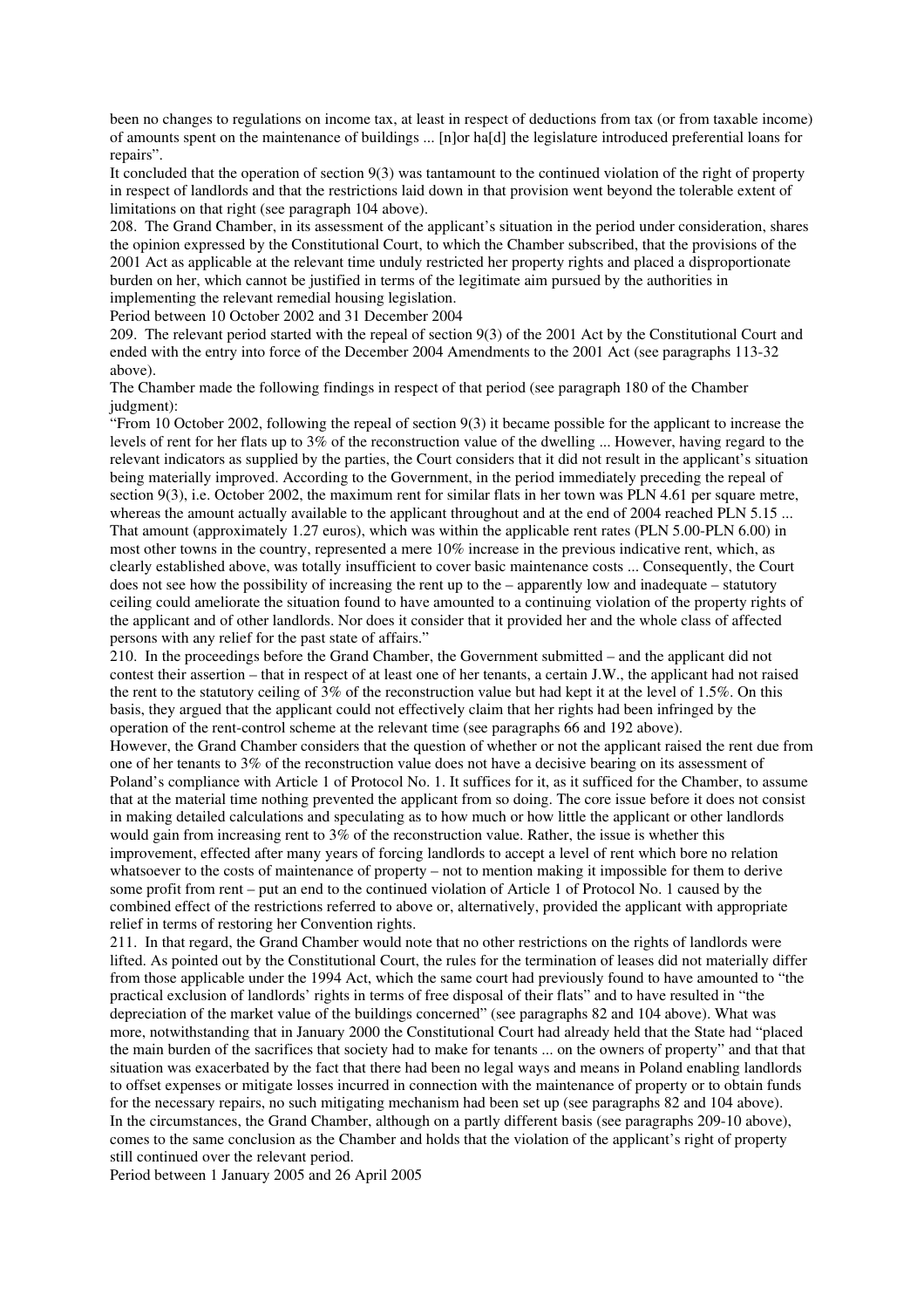been no changes to regulations on income tax, at least in respect of deductions from tax (or from taxable income) of amounts spent on the maintenance of buildings ... [n]or ha[d] the legislature introduced preferential loans for repairs".

It concluded that the operation of section 9(3) was tantamount to the continued violation of the right of property in respect of landlords and that the restrictions laid down in that provision went beyond the tolerable extent of limitations on that right (see paragraph 104 above).

208. The Grand Chamber, in its assessment of the applicant's situation in the period under consideration, shares the opinion expressed by the Constitutional Court, to which the Chamber subscribed, that the provisions of the 2001 Act as applicable at the relevant time unduly restricted her property rights and placed a disproportionate burden on her, which cannot be justified in terms of the legitimate aim pursued by the authorities in implementing the relevant remedial housing legislation.

Period between 10 October 2002 and 31 December 2004

209. The relevant period started with the repeal of section 9(3) of the 2001 Act by the Constitutional Court and ended with the entry into force of the December 2004 Amendments to the 2001 Act (see paragraphs 113-32 above).

The Chamber made the following findings in respect of that period (see paragraph 180 of the Chamber judgment):

"From 10 October 2002, following the repeal of section 9(3) it became possible for the applicant to increase the levels of rent for her flats up to 3% of the reconstruction value of the dwelling ... However, having regard to the relevant indicators as supplied by the parties, the Court considers that it did not result in the applicant's situation being materially improved. According to the Government, in the period immediately preceding the repeal of section 9(3), i.e. October 2002, the maximum rent for similar flats in her town was PLN 4.61 per square metre, whereas the amount actually available to the applicant throughout and at the end of 2004 reached PLN 5.15 ... That amount (approximately 1.27 euros), which was within the applicable rent rates (PLN 5.00-PLN 6.00) in most other towns in the country, represented a mere 10% increase in the previous indicative rent, which, as clearly established above, was totally insufficient to cover basic maintenance costs ... Consequently, the Court does not see how the possibility of increasing the rent up to the – apparently low and inadequate – statutory ceiling could ameliorate the situation found to have amounted to a continuing violation of the property rights of the applicant and of other landlords. Nor does it consider that it provided her and the whole class of affected persons with any relief for the past state of affairs."

210. In the proceedings before the Grand Chamber, the Government submitted – and the applicant did not contest their assertion – that in respect of at least one of her tenants, a certain J.W., the applicant had not raised the rent to the statutory ceiling of 3% of the reconstruction value but had kept it at the level of 1.5%. On this basis, they argued that the applicant could not effectively claim that her rights had been infringed by the operation of the rent-control scheme at the relevant time (see paragraphs 66 and 192 above).

However, the Grand Chamber considers that the question of whether or not the applicant raised the rent due from one of her tenants to 3% of the reconstruction value does not have a decisive bearing on its assessment of Poland's compliance with Article 1 of Protocol No. 1. It suffices for it, as it sufficed for the Chamber, to assume that at the material time nothing prevented the applicant from so doing. The core issue before it does not consist in making detailed calculations and speculating as to how much or how little the applicant or other landlords would gain from increasing rent to 3% of the reconstruction value. Rather, the issue is whether this improvement, effected after many years of forcing landlords to accept a level of rent which bore no relation whatsoever to the costs of maintenance of property – not to mention making it impossible for them to derive some profit from rent – put an end to the continued violation of Article 1 of Protocol No. 1 caused by the combined effect of the restrictions referred to above or, alternatively, provided the applicant with appropriate relief in terms of restoring her Convention rights.

211. In that regard, the Grand Chamber would note that no other restrictions on the rights of landlords were lifted. As pointed out by the Constitutional Court, the rules for the termination of leases did not materially differ from those applicable under the 1994 Act, which the same court had previously found to have amounted to "the practical exclusion of landlords' rights in terms of free disposal of their flats" and to have resulted in "the depreciation of the market value of the buildings concerned" (see paragraphs 82 and 104 above). What was more, notwithstanding that in January 2000 the Constitutional Court had already held that the State had "placed the main burden of the sacrifices that society had to make for tenants ... on the owners of property" and that that situation was exacerbated by the fact that there had been no legal ways and means in Poland enabling landlords to offset expenses or mitigate losses incurred in connection with the maintenance of property or to obtain funds for the necessary repairs, no such mitigating mechanism had been set up (see paragraphs 82 and 104 above).

In the circumstances, the Grand Chamber, although on a partly different basis (see paragraphs 209-10 above), comes to the same conclusion as the Chamber and holds that the violation of the applicant's right of property still continued over the relevant period.

Period between 1 January 2005 and 26 April 2005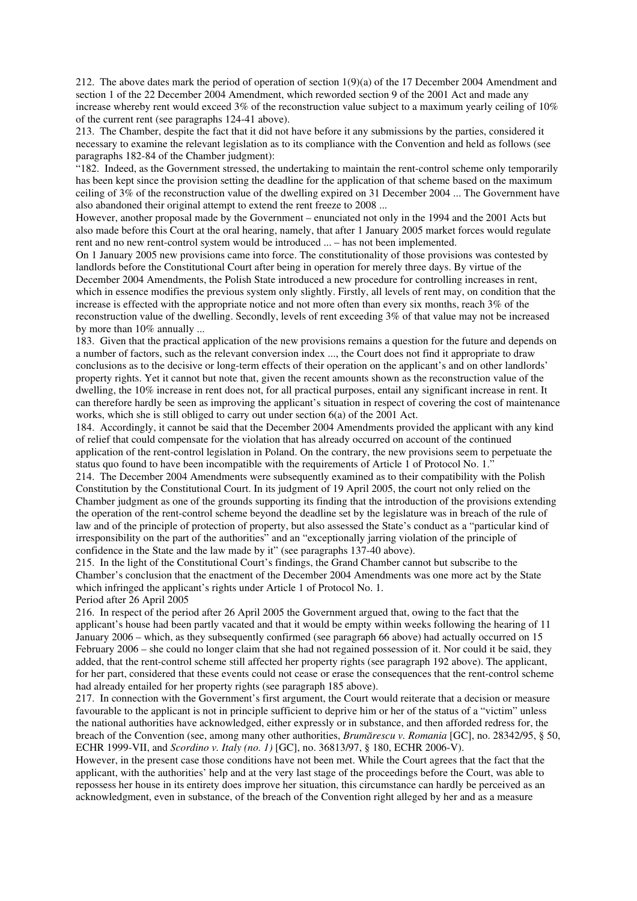212. The above dates mark the period of operation of section 1(9)(a) of the 17 December 2004 Amendment and section 1 of the 22 December 2004 Amendment, which reworded section 9 of the 2001 Act and made any increase whereby rent would exceed 3% of the reconstruction value subject to a maximum yearly ceiling of 10% of the current rent (see paragraphs 124-41 above).

213. The Chamber, despite the fact that it did not have before it any submissions by the parties, considered it necessary to examine the relevant legislation as to its compliance with the Convention and held as follows (see paragraphs 182-84 of the Chamber judgment):

"182. Indeed, as the Government stressed, the undertaking to maintain the rent-control scheme only temporarily has been kept since the provision setting the deadline for the application of that scheme based on the maximum ceiling of 3% of the reconstruction value of the dwelling expired on 31 December 2004 ... The Government have also abandoned their original attempt to extend the rent freeze to 2008 ...

However, another proposal made by the Government – enunciated not only in the 1994 and the 2001 Acts but also made before this Court at the oral hearing, namely, that after 1 January 2005 market forces would regulate rent and no new rent-control system would be introduced ... – has not been implemented.

On 1 January 2005 new provisions came into force. The constitutionality of those provisions was contested by landlords before the Constitutional Court after being in operation for merely three days. By virtue of the December 2004 Amendments, the Polish State introduced a new procedure for controlling increases in rent, which in essence modifies the previous system only slightly. Firstly, all levels of rent may, on condition that the increase is effected with the appropriate notice and not more often than every six months, reach 3% of the reconstruction value of the dwelling. Secondly, levels of rent exceeding 3% of that value may not be increased by more than 10% annually ...

183. Given that the practical application of the new provisions remains a question for the future and depends on a number of factors, such as the relevant conversion index ..., the Court does not find it appropriate to draw conclusions as to the decisive or long-term effects of their operation on the applicant's and on other landlords' property rights. Yet it cannot but note that, given the recent amounts shown as the reconstruction value of the dwelling, the 10% increase in rent does not, for all practical purposes, entail any significant increase in rent. It can therefore hardly be seen as improving the applicant's situation in respect of covering the cost of maintenance works, which she is still obliged to carry out under section 6(a) of the 2001 Act.

184. Accordingly, it cannot be said that the December 2004 Amendments provided the applicant with any kind of relief that could compensate for the violation that has already occurred on account of the continued application of the rent-control legislation in Poland. On the contrary, the new provisions seem to perpetuate the status quo found to have been incompatible with the requirements of Article 1 of Protocol No. 1."

214. The December 2004 Amendments were subsequently examined as to their compatibility with the Polish Constitution by the Constitutional Court. In its judgment of 19 April 2005, the court not only relied on the Chamber judgment as one of the grounds supporting its finding that the introduction of the provisions extending the operation of the rent-control scheme beyond the deadline set by the legislature was in breach of the rule of law and of the principle of protection of property, but also assessed the State's conduct as a "particular kind of irresponsibility on the part of the authorities" and an "exceptionally jarring violation of the principle of confidence in the State and the law made by it" (see paragraphs 137-40 above).

215. In the light of the Constitutional Court's findings, the Grand Chamber cannot but subscribe to the Chamber's conclusion that the enactment of the December 2004 Amendments was one more act by the State which infringed the applicant's rights under Article 1 of Protocol No. 1.

Period after 26 April 2005

216. In respect of the period after 26 April 2005 the Government argued that, owing to the fact that the applicant's house had been partly vacated and that it would be empty within weeks following the hearing of 11 January 2006 – which, as they subsequently confirmed (see paragraph 66 above) had actually occurred on 15 February 2006 – she could no longer claim that she had not regained possession of it. Nor could it be said, they added, that the rent-control scheme still affected her property rights (see paragraph 192 above). The applicant, for her part, considered that these events could not cease or erase the consequences that the rent-control scheme had already entailed for her property rights (see paragraph 185 above).

217. In connection with the Government's first argument, the Court would reiterate that a decision or measure favourable to the applicant is not in principle sufficient to deprive him or her of the status of a "victim" unless the national authorities have acknowledged, either expressly or in substance, and then afforded redress for, the breach of the Convention (see, among many other authorities, *Brumărescu v. Romania* [GC], no. 28342/95, § 50, ECHR 1999-VII, and *Scordino v. Italy (no. 1)* [GC], no. 36813/97, § 180, ECHR 2006-V).

However, in the present case those conditions have not been met. While the Court agrees that the fact that the applicant, with the authorities' help and at the very last stage of the proceedings before the Court, was able to repossess her house in its entirety does improve her situation, this circumstance can hardly be perceived as an acknowledgment, even in substance, of the breach of the Convention right alleged by her and as a measure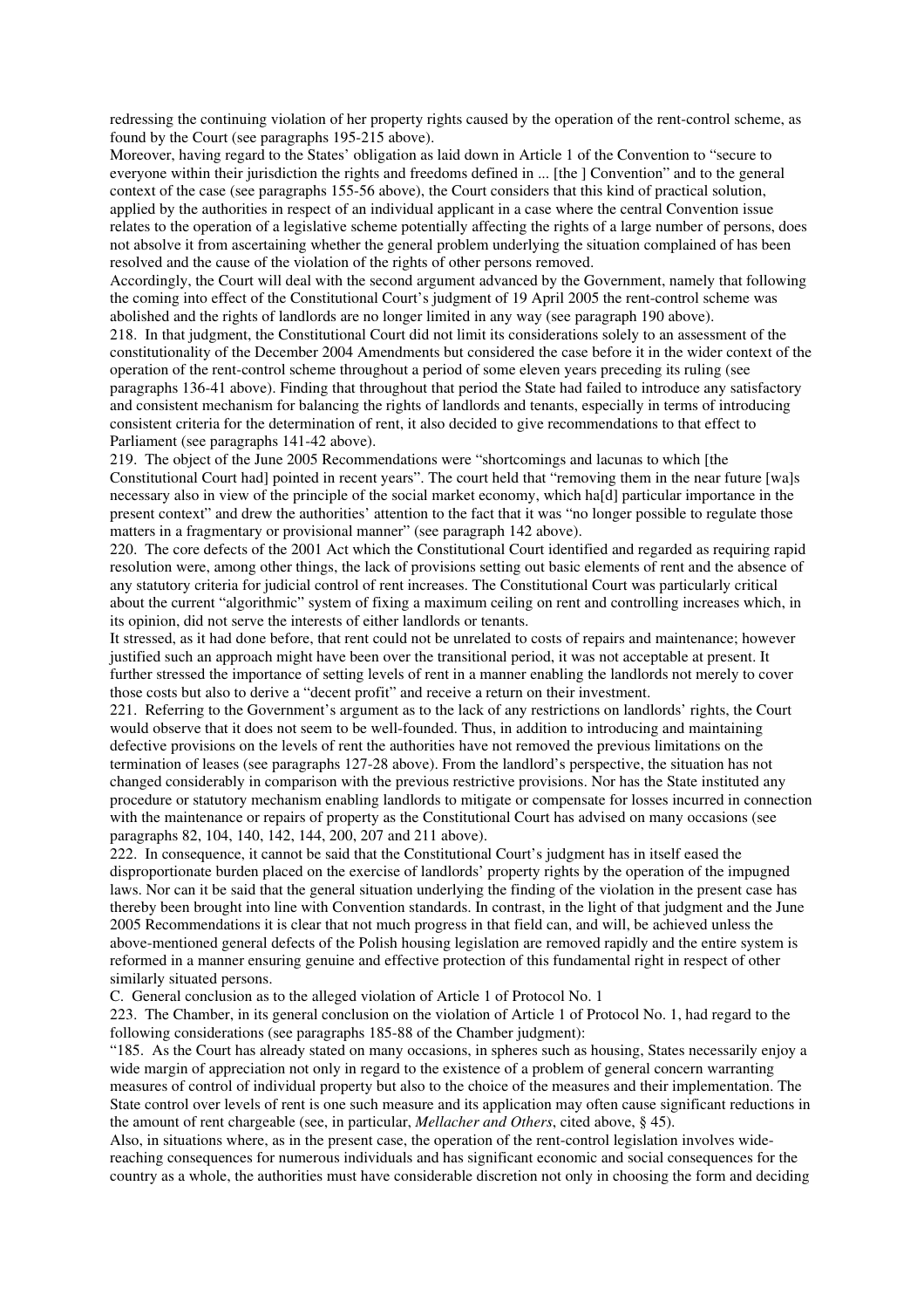redressing the continuing violation of her property rights caused by the operation of the rent-control scheme, as found by the Court (see paragraphs 195-215 above).

Moreover, having regard to the States' obligation as laid down in Article 1 of the Convention to "secure to everyone within their jurisdiction the rights and freedoms defined in ... [the ] Convention" and to the general context of the case (see paragraphs 155-56 above), the Court considers that this kind of practical solution, applied by the authorities in respect of an individual applicant in a case where the central Convention issue relates to the operation of a legislative scheme potentially affecting the rights of a large number of persons, does not absolve it from ascertaining whether the general problem underlying the situation complained of has been resolved and the cause of the violation of the rights of other persons removed.

Accordingly, the Court will deal with the second argument advanced by the Government, namely that following the coming into effect of the Constitutional Court's judgment of 19 April 2005 the rent-control scheme was abolished and the rights of landlords are no longer limited in any way (see paragraph 190 above).

218. In that judgment, the Constitutional Court did not limit its considerations solely to an assessment of the constitutionality of the December 2004 Amendments but considered the case before it in the wider context of the operation of the rent-control scheme throughout a period of some eleven years preceding its ruling (see paragraphs 136-41 above). Finding that throughout that period the State had failed to introduce any satisfactory and consistent mechanism for balancing the rights of landlords and tenants, especially in terms of introducing consistent criteria for the determination of rent, it also decided to give recommendations to that effect to Parliament (see paragraphs 141-42 above).

219. The object of the June 2005 Recommendations were "shortcomings and lacunas to which [the Constitutional Court had] pointed in recent years". The court held that "removing them in the near future [wa]s necessary also in view of the principle of the social market economy, which ha[d] particular importance in the present context" and drew the authorities' attention to the fact that it was "no longer possible to regulate those matters in a fragmentary or provisional manner" (see paragraph 142 above).

220. The core defects of the 2001 Act which the Constitutional Court identified and regarded as requiring rapid resolution were, among other things, the lack of provisions setting out basic elements of rent and the absence of any statutory criteria for judicial control of rent increases. The Constitutional Court was particularly critical about the current "algorithmic" system of fixing a maximum ceiling on rent and controlling increases which, in its opinion, did not serve the interests of either landlords or tenants.

It stressed, as it had done before, that rent could not be unrelated to costs of repairs and maintenance; however justified such an approach might have been over the transitional period, it was not acceptable at present. It further stressed the importance of setting levels of rent in a manner enabling the landlords not merely to cover those costs but also to derive a "decent profit" and receive a return on their investment.

221. Referring to the Government's argument as to the lack of any restrictions on landlords' rights, the Court would observe that it does not seem to be well-founded. Thus, in addition to introducing and maintaining defective provisions on the levels of rent the authorities have not removed the previous limitations on the termination of leases (see paragraphs 127-28 above). From the landlord's perspective, the situation has not changed considerably in comparison with the previous restrictive provisions. Nor has the State instituted any procedure or statutory mechanism enabling landlords to mitigate or compensate for losses incurred in connection with the maintenance or repairs of property as the Constitutional Court has advised on many occasions (see paragraphs 82, 104, 140, 142, 144, 200, 207 and 211 above).

222. In consequence, it cannot be said that the Constitutional Court's judgment has in itself eased the disproportionate burden placed on the exercise of landlords' property rights by the operation of the impugned laws. Nor can it be said that the general situation underlying the finding of the violation in the present case has thereby been brought into line with Convention standards. In contrast, in the light of that judgment and the June 2005 Recommendations it is clear that not much progress in that field can, and will, be achieved unless the above-mentioned general defects of the Polish housing legislation are removed rapidly and the entire system is reformed in a manner ensuring genuine and effective protection of this fundamental right in respect of other similarly situated persons.

## C. General conclusion as to the alleged violation of Article 1 of Protocol No. 1

223. The Chamber, in its general conclusion on the violation of Article 1 of Protocol No. 1, had regard to the following considerations (see paragraphs 185-88 of the Chamber judgment):

"185. As the Court has already stated on many occasions, in spheres such as housing, States necessarily enjoy a wide margin of appreciation not only in regard to the existence of a problem of general concern warranting measures of control of individual property but also to the choice of the measures and their implementation. The State control over levels of rent is one such measure and its application may often cause significant reductions in the amount of rent chargeable (see, in particular, *Mellacher and Others*, cited above, § 45).

Also, in situations where, as in the present case, the operation of the rent-control legislation involves wide-reaching consequences for numerous individuals and has significant economic and social consequences for the country as a whole, the authorities must have considerable discretion not only in choosing the form and deciding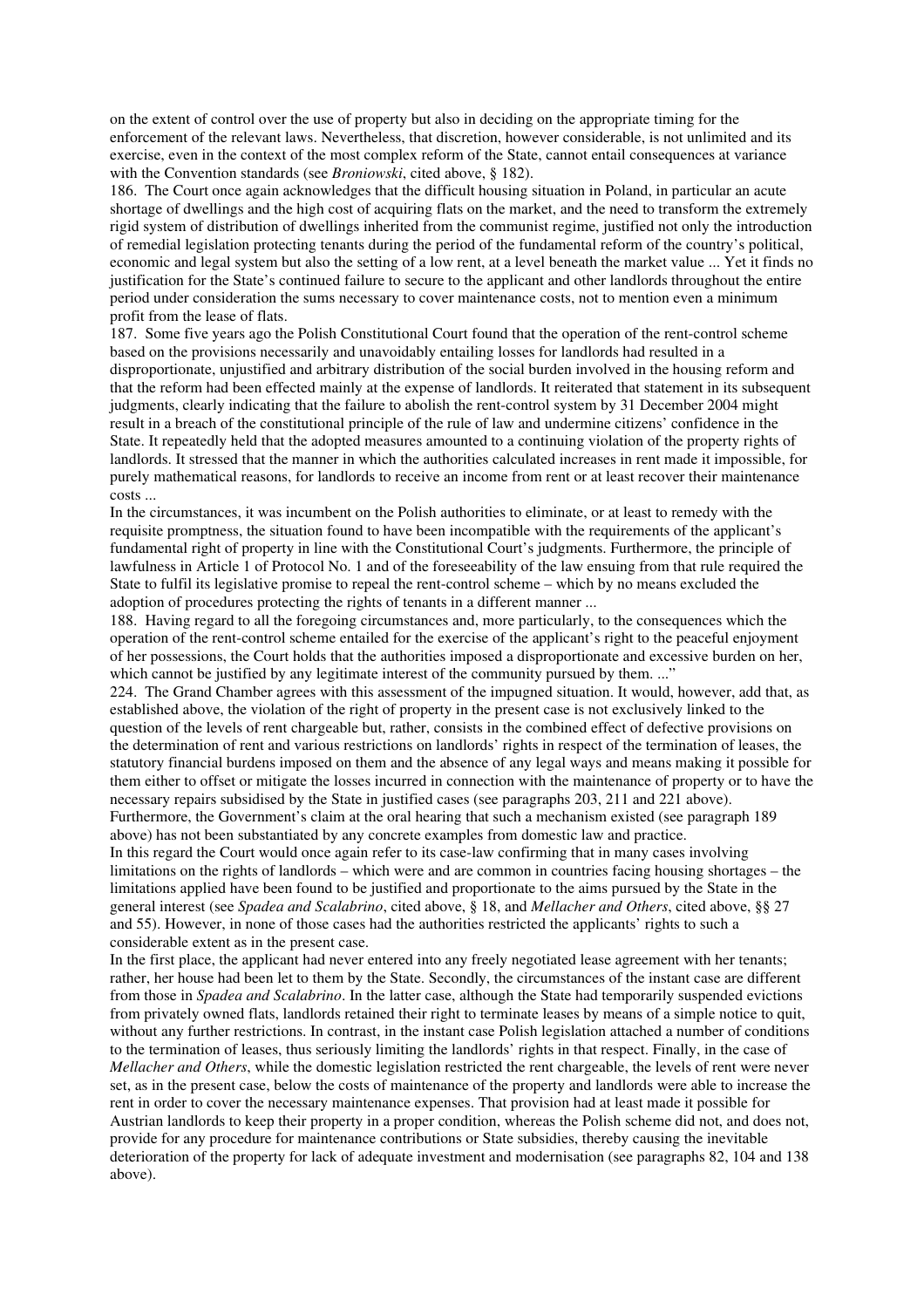on the extent of control over the use of property but also in deciding on the appropriate timing for the enforcement of the relevant laws. Nevertheless, that discretion, however considerable, is not unlimited and its exercise, even in the context of the most complex reform of the State, cannot entail consequences at variance with the Convention standards (see *Broniowski*, cited above, § 182).

186. The Court once again acknowledges that the difficult housing situation in Poland, in particular an acute shortage of dwellings and the high cost of acquiring flats on the market, and the need to transform the extremely rigid system of distribution of dwellings inherited from the communist regime, justified not only the introduction of remedial legislation protecting tenants during the period of the fundamental reform of the country's political, economic and legal system but also the setting of a low rent, at a level beneath the market value ... Yet it finds no justification for the State's continued failure to secure to the applicant and other landlords throughout the entire period under consideration the sums necessary to cover maintenance costs, not to mention even a minimum profit from the lease of flats.

187. Some five years ago the Polish Constitutional Court found that the operation of the rent-control scheme based on the provisions necessarily and unavoidably entailing losses for landlords had resulted in a disproportionate, unjustified and arbitrary distribution of the social burden involved in the housing reform and that the reform had been effected mainly at the expense of landlords. It reiterated that statement in its subsequent judgments, clearly indicating that the failure to abolish the rent-control system by 31 December 2004 might result in a breach of the constitutional principle of the rule of law and undermine citizens' confidence in the State. It repeatedly held that the adopted measures amounted to a continuing violation of the property rights of landlords. It stressed that the manner in which the authorities calculated increases in rent made it impossible, for purely mathematical reasons, for landlords to receive an income from rent or at least recover their maintenance costs ...

In the circumstances, it was incumbent on the Polish authorities to eliminate, or at least to remedy with the requisite promptness, the situation found to have been incompatible with the requirements of the applicant's fundamental right of property in line with the Constitutional Court's judgments. Furthermore, the principle of lawfulness in Article 1 of Protocol No. 1 and of the foreseeability of the law ensuing from that rule required the State to fulfil its legislative promise to repeal the rent-control scheme – which by no means excluded the adoption of procedures protecting the rights of tenants in a different manner ...

188. Having regard to all the foregoing circumstances and, more particularly, to the consequences which the operation of the rent-control scheme entailed for the exercise of the applicant's right to the peaceful enjoyment of her possessions, the Court holds that the authorities imposed a disproportionate and excessive burden on her, which cannot be justified by any legitimate interest of the community pursued by them. ..."

224. The Grand Chamber agrees with this assessment of the impugned situation. It would, however, add that, as established above, the violation of the right of property in the present case is not exclusively linked to the question of the levels of rent chargeable but, rather, consists in the combined effect of defective provisions on the determination of rent and various restrictions on landlords' rights in respect of the termination of leases, the statutory financial burdens imposed on them and the absence of any legal ways and means making it possible for them either to offset or mitigate the losses incurred in connection with the maintenance of property or to have the necessary repairs subsidised by the State in justified cases (see paragraphs 203, 211 and 221 above). Furthermore, the Government's claim at the oral hearing that such a mechanism existed (see paragraph 189 above) has not been substantiated by any concrete examples from domestic law and practice.

In this regard the Court would once again refer to its case-law confirming that in many cases involving limitations on the rights of landlords – which were and are common in countries facing housing shortages – the limitations applied have been found to be justified and proportionate to the aims pursued by the State in the general interest (see *Spadea and Scalabrino*, cited above, § 18, and *Mellacher and Others*, cited above, §§ 27 and 55). However, in none of those cases had the authorities restricted the applicants' rights to such a considerable extent as in the present case.

In the first place, the applicant had never entered into any freely negotiated lease agreement with her tenants; rather, her house had been let to them by the State. Secondly, the circumstances of the instant case are different from those in *Spadea and Scalabrino*. In the latter case, although the State had temporarily suspended evictions from privately owned flats, landlords retained their right to terminate leases by means of a simple notice to quit, without any further restrictions. In contrast, in the instant case Polish legislation attached a number of conditions to the termination of leases, thus seriously limiting the landlords' rights in that respect. Finally, in the case of *Mellacher and Others*, while the domestic legislation restricted the rent chargeable, the levels of rent were never set, as in the present case, below the costs of maintenance of the property and landlords were able to increase the rent in order to cover the necessary maintenance expenses. That provision had at least made it possible for Austrian landlords to keep their property in a proper condition, whereas the Polish scheme did not, and does not, provide for any procedure for maintenance contributions or State subsidies, thereby causing the inevitable deterioration of the property for lack of adequate investment and modernisation (see paragraphs 82, 104 and 138 above).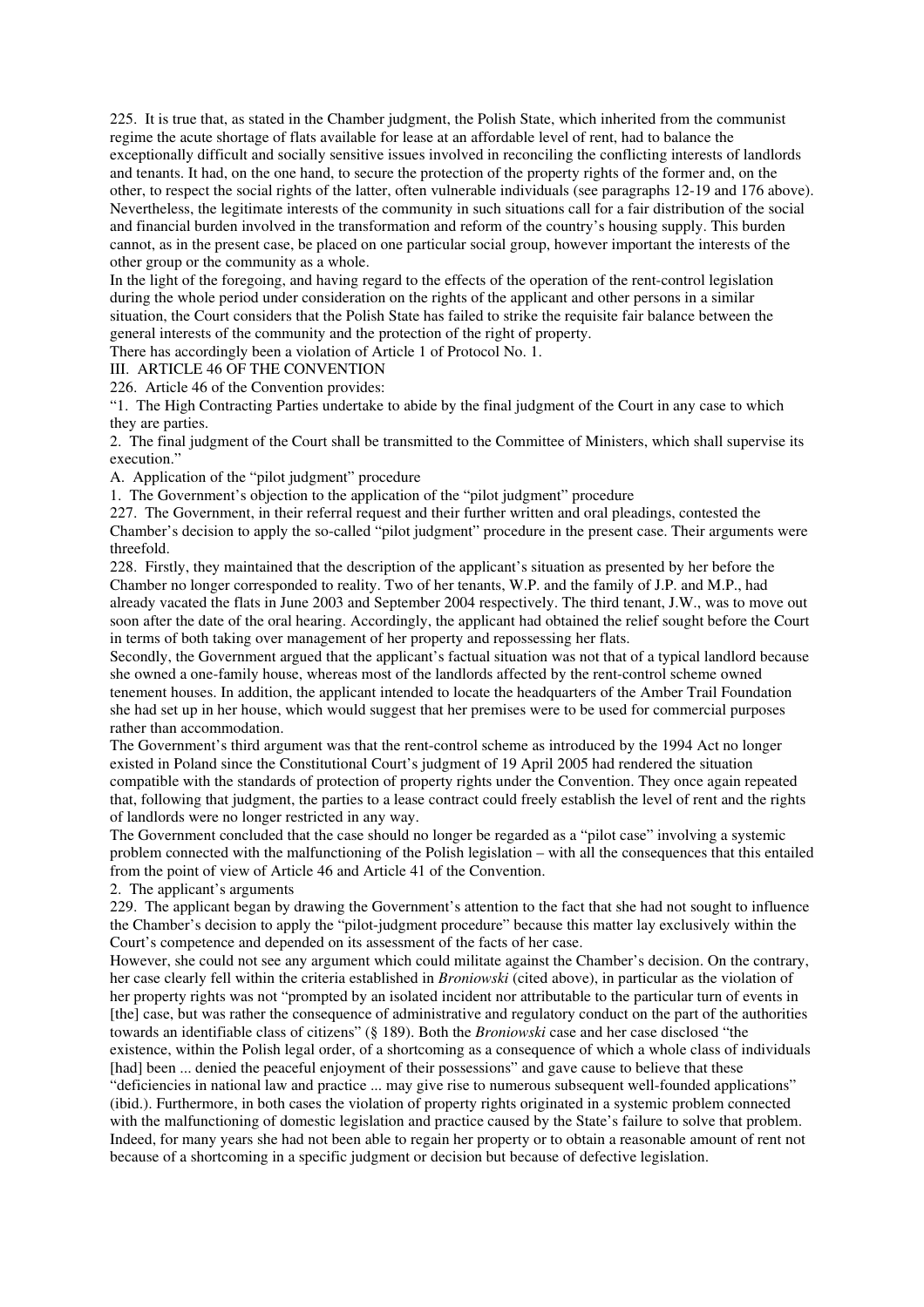225. It is true that, as stated in the Chamber judgment, the Polish State, which inherited from the communist regime the acute shortage of flats available for lease at an affordable level of rent, had to balance the exceptionally difficult and socially sensitive issues involved in reconciling the conflicting interests of landlords and tenants. It had, on the one hand, to secure the protection of the property rights of the former and, on the other, to respect the social rights of the latter, often vulnerable individuals (see paragraphs 12-19 and 176 above). Nevertheless, the legitimate interests of the community in such situations call for a fair distribution of the social and financial burden involved in the transformation and reform of the country's housing supply. This burden cannot, as in the present case, be placed on one particular social group, however important the interests of the other group or the community as a whole.

In the light of the foregoing, and having regard to the effects of the operation of the rent-control legislation during the whole period under consideration on the rights of the applicant and other persons in a similar situation, the Court considers that the Polish State has failed to strike the requisite fair balance between the general interests of the community and the protection of the right of property.

There has accordingly been a violation of Article 1 of Protocol No. 1.

## III. ARTICLE 46 OF THE CONVENTION

226. Article 46 of the Convention provides:

"1. The High Contracting Parties undertake to abide by the final judgment of the Court in any case to which they are parties.

2. The final judgment of the Court shall be transmitted to the Committee of Ministers, which shall supervise its execution."

### A. Application of the "pilot judgment" procedure

#### 1. The Government's objection to the application of the "pilot judgment" procedure

227. The Government, in their referral request and their further written and oral pleadings, contested the Chamber's decision to apply the so-called "pilot judgment" procedure in the present case. Their arguments were threefold.

228. Firstly, they maintained that the description of the applicant's situation as presented by her before the Chamber no longer corresponded to reality. Two of her tenants, W.P. and the family of J.P. and M.P., had already vacated the flats in June 2003 and September 2004 respectively. The third tenant, J.W., was to move out soon after the date of the oral hearing. Accordingly, the applicant had obtained the relief sought before the Court in terms of both taking over management of her property and repossessing her flats.

Secondly, the Government argued that the applicant's factual situation was not that of a typical landlord because she owned a one-family house, whereas most of the landlords affected by the rent-control scheme owned tenement houses. In addition, the applicant intended to locate the headquarters of the Amber Trail Foundation she had set up in her house, which would suggest that her premises were to be used for commercial purposes rather than accommodation.

The Government's third argument was that the rent-control scheme as introduced by the 1994 Act no longer existed in Poland since the Constitutional Court's judgment of 19 April 2005 had rendered the situation compatible with the standards of protection of property rights under the Convention. They once again repeated that, following that judgment, the parties to a lease contract could freely establish the level of rent and the rights of landlords were no longer restricted in any way.

The Government concluded that the case should no longer be regarded as a "pilot case" involving a systemic problem connected with the malfunctioning of the Polish legislation – with all the consequences that this entailed from the point of view of Article 46 and Article 41 of the Convention.

#### 2. The applicant's arguments

229. The applicant began by drawing the Government's attention to the fact that she had not sought to influence the Chamber's decision to apply the "pilot-judgment procedure" because this matter lay exclusively within the Court's competence and depended on its assessment of the facts of her case.

However, she could not see any argument which could militate against the Chamber's decision. On the contrary, her case clearly fell within the criteria established in *Broniowski* (cited above), in particular as the violation of her property rights was not "prompted by an isolated incident nor attributable to the particular turn of events in [the] case, but was rather the consequence of administrative and regulatory conduct on the part of the authorities towards an identifiable class of citizens" (§ 189). Both the *Broniowski* case and her case disclosed "the existence, within the Polish legal order, of a shortcoming as a consequence of which a whole class of individuals [had] been ... denied the peaceful enjoyment of their possessions" and gave cause to believe that these "deficiencies in national law and practice ... may give rise to numerous subsequent well-founded applications" (ibid.). Furthermore, in both cases the violation of property rights originated in a systemic problem connected with the malfunctioning of domestic legislation and practice caused by the State's failure to solve that problem. Indeed, for many years she had not been able to regain her property or to obtain a reasonable amount of rent not because of a shortcoming in a specific judgment or decision but because of defective legislation.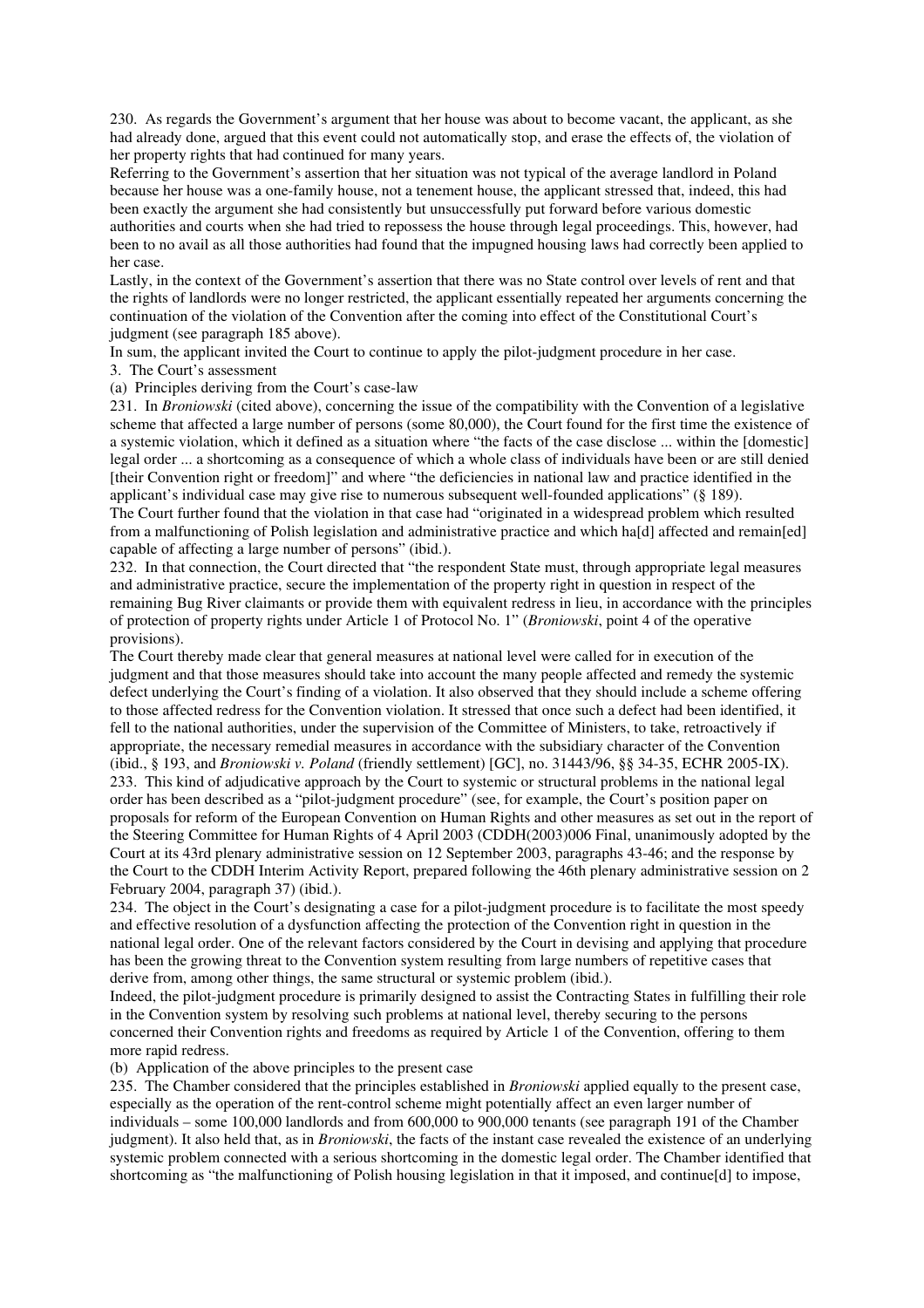230. As regards the Government's argument that her house was about to become vacant, the applicant, as she had already done, argued that this event could not automatically stop, and erase the effects of, the violation of her property rights that had continued for many years.

Referring to the Government's assertion that her situation was not typical of the average landlord in Poland because her house was a one-family house, not a tenement house, the applicant stressed that, indeed, this had been exactly the argument she had consistently but unsuccessfully put forward before various domestic authorities and courts when she had tried to repossess the house through legal proceedings. This, however, had been to no avail as all those authorities had found that the impugned housing laws had correctly been applied to her case.

Lastly, in the context of the Government's assertion that there was no State control over levels of rent and that the rights of landlords were no longer restricted, the applicant essentially repeated her arguments concerning the continuation of the violation of the Convention after the coming into effect of the Constitutional Court's judgment (see paragraph 185 above).

In sum, the applicant invited the Court to continue to apply the pilot-judgment procedure in her case.

3. The Court's assessment

(a) Principles deriving from the Court's case-law

231. In *Broniowski* (cited above), concerning the issue of the compatibility with the Convention of a legislative scheme that affected a large number of persons (some 80,000), the Court found for the first time the existence of a systemic violation, which it defined as a situation where "the facts of the case disclose ... within the [domestic] legal order ... a shortcoming as a consequence of which a whole class of individuals have been or are still denied [their Convention right or freedom]" and where "the deficiencies in national law and practice identified in the applicant's individual case may give rise to numerous subsequent well-founded applications" (§ 189).

The Court further found that the violation in that case had "originated in a widespread problem which resulted from a malfunctioning of Polish legislation and administrative practice and which ha[d] affected and remain[ed] capable of affecting a large number of persons" (ibid.).

232. In that connection, the Court directed that "the respondent State must, through appropriate legal measures and administrative practice, secure the implementation of the property right in question in respect of the remaining Bug River claimants or provide them with equivalent redress in lieu, in accordance with the principles of protection of property rights under Article 1 of Protocol No. 1" (*Broniowski*, point 4 of the operative provisions).

The Court thereby made clear that general measures at national level were called for in execution of the judgment and that those measures should take into account the many people affected and remedy the systemic defect underlying the Court's finding of a violation. It also observed that they should include a scheme offering to those affected redress for the Convention violation. It stressed that once such a defect had been identified, it fell to the national authorities, under the supervision of the Committee of Ministers, to take, retroactively if appropriate, the necessary remedial measures in accordance with the subsidiary character of the Convention (ibid., § 193, and *Broniowski v. Poland* (friendly settlement) [GC], no. 31443/96, §§ 34-35, ECHR 2005-IX).

233. This kind of adjudicative approach by the Court to systemic or structural problems in the national legal order has been described as a "pilot-judgment procedure" (see, for example, the Court's position paper on proposals for reform of the European Convention on Human Rights and other measures as set out in the report of the Steering Committee for Human Rights of 4 April 2003 (CDDH(2003)006 Final, unanimously adopted by the Court at its 43rd plenary administrative session on 12 September 2003, paragraphs 43-46; and the response by the Court to the CDDH Interim Activity Report, prepared following the 46th plenary administrative session on 2 February 2004, paragraph 37) (ibid.).

234. The object in the Court's designating a case for a pilot-judgment procedure is to facilitate the most speedy and effective resolution of a dysfunction affecting the protection of the Convention right in question in the national legal order. One of the relevant factors considered by the Court in devising and applying that procedure has been the growing threat to the Convention system resulting from large numbers of repetitive cases that derive from, among other things, the same structural or systemic problem (ibid.).

Indeed, the pilot-judgment procedure is primarily designed to assist the Contracting States in fulfilling their role in the Convention system by resolving such problems at national level, thereby securing to the persons concerned their Convention rights and freedoms as required by Article 1 of the Convention, offering to them more rapid redress.

(b) Application of the above principles to the present case

235. The Chamber considered that the principles established in *Broniowski* applied equally to the present case, especially as the operation of the rent-control scheme might potentially affect an even larger number of individuals – some 100,000 landlords and from 600,000 to 900,000 tenants (see paragraph 191 of the Chamber judgment). It also held that, as in *Broniowski*, the facts of the instant case revealed the existence of an underlying systemic problem connected with a serious shortcoming in the domestic legal order. The Chamber identified that shortcoming as "the malfunctioning of Polish housing legislation in that it imposed, and continue[d] to impose,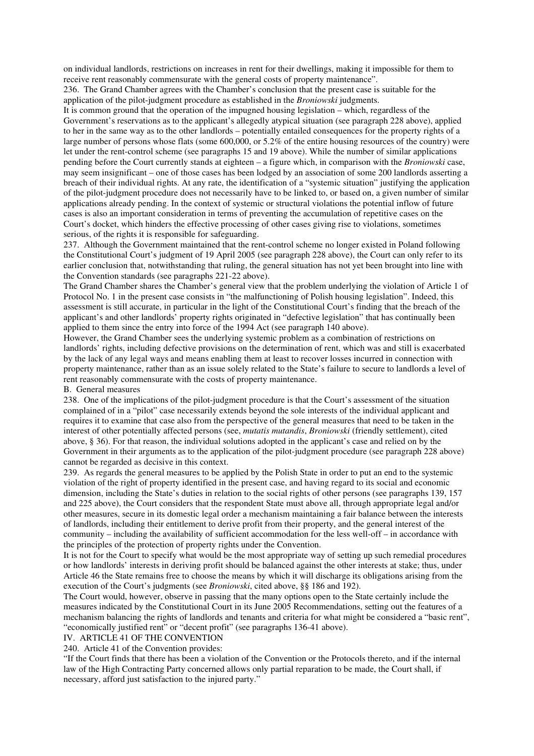on individual landlords, restrictions on increases in rent for their dwellings, making it impossible for them to receive rent reasonably commensurate with the general costs of property maintenance".

236. The Grand Chamber agrees with the Chamber's conclusion that the present case is suitable for the application of the pilot-judgment procedure as established in the *Broniowski* judgments.

It is common ground that the operation of the impugned housing legislation – which, regardless of the Government's reservations as to the applicant's allegedly atypical situation (see paragraph 228 above), applied to her in the same way as to the other landlords – potentially entailed consequences for the property rights of a large number of persons whose flats (some 600,000, or 5.2% of the entire housing resources of the country) were let under the rent-control scheme (see paragraphs 15 and 19 above). While the number of similar applications pending before the Court currently stands at eighteen – a figure which, in comparison with the *Broniowski* case, may seem insignificant – one of those cases has been lodged by an association of some 200 landlords asserting a breach of their individual rights. At any rate, the identification of a "systemic situation" justifying the application of the pilot-judgment procedure does not necessarily have to be linked to, or based on, a given number of similar applications already pending. In the context of systemic or structural violations the potential inflow of future cases is also an important consideration in terms of preventing the accumulation of repetitive cases on the Court's docket, which hinders the effective processing of other cases giving rise to violations, sometimes serious, of the rights it is responsible for safeguarding.

237. Although the Government maintained that the rent-control scheme no longer existed in Poland following the Constitutional Court's judgment of 19 April 2005 (see paragraph 228 above), the Court can only refer to its earlier conclusion that, notwithstanding that ruling, the general situation has not yet been brought into line with the Convention standards (see paragraphs 221-22 above).

The Grand Chamber shares the Chamber's general view that the problem underlying the violation of Article 1 of Protocol No. 1 in the present case consists in "the malfunctioning of Polish housing legislation". Indeed, this assessment is still accurate, in particular in the light of the Constitutional Court's finding that the breach of the applicant's and other landlords' property rights originated in "defective legislation" that has continually been applied to them since the entry into force of the 1994 Act (see paragraph 140 above).

However, the Grand Chamber sees the underlying systemic problem as a combination of restrictions on landlords' rights, including defective provisions on the determination of rent, which was and still is exacerbated by the lack of any legal ways and means enabling them at least to recover losses incurred in connection with property maintenance, rather than as an issue solely related to the State's failure to secure to landlords a level of rent reasonably commensurate with the costs of property maintenance.

B. General measures

238. One of the implications of the pilot-judgment procedure is that the Court's assessment of the situation complained of in a "pilot" case necessarily extends beyond the sole interests of the individual applicant and requires it to examine that case also from the perspective of the general measures that need to be taken in the interest of other potentially affected persons (see, *mutatis mutandis*, *Broniowski* (friendly settlement), cited above, § 36). For that reason, the individual solutions adopted in the applicant's case and relied on by the Government in their arguments as to the application of the pilot-judgment procedure (see paragraph 228 above) cannot be regarded as decisive in this context.

239. As regards the general measures to be applied by the Polish State in order to put an end to the systemic violation of the right of property identified in the present case, and having regard to its social and economic dimension, including the State's duties in relation to the social rights of other persons (see paragraphs 139, 157 and 225 above), the Court considers that the respondent State must above all, through appropriate legal and/or other measures, secure in its domestic legal order a mechanism maintaining a fair balance between the interests of landlords, including their entitlement to derive profit from their property, and the general interest of the community – including the availability of sufficient accommodation for the less well-off – in accordance with the principles of the protection of property rights under the Convention.

It is not for the Court to specify what would be the most appropriate way of setting up such remedial procedures or how landlords' interests in deriving profit should be balanced against the other interests at stake; thus, under Article 46 the State remains free to choose the means by which it will discharge its obligations arising from the execution of the Court's judgments (see *Broniowski*, cited above, §§ 186 and 192).

The Court would, however, observe in passing that the many options open to the State certainly include the measures indicated by the Constitutional Court in its June 2005 Recommendations, setting out the features of a mechanism balancing the rights of landlords and tenants and criteria for what might be considered a "basic rent", "economically justified rent" or "decent profit" (see paragraphs 136-41 above).

IV. ARTICLE 41 OF THE CONVENTION

240. Article 41 of the Convention provides:

"If the Court finds that there has been a violation of the Convention or the Protocols thereto, and if the internal law of the High Contracting Party concerned allows only partial reparation to be made, the Court shall, if necessary, afford just satisfaction to the injured party."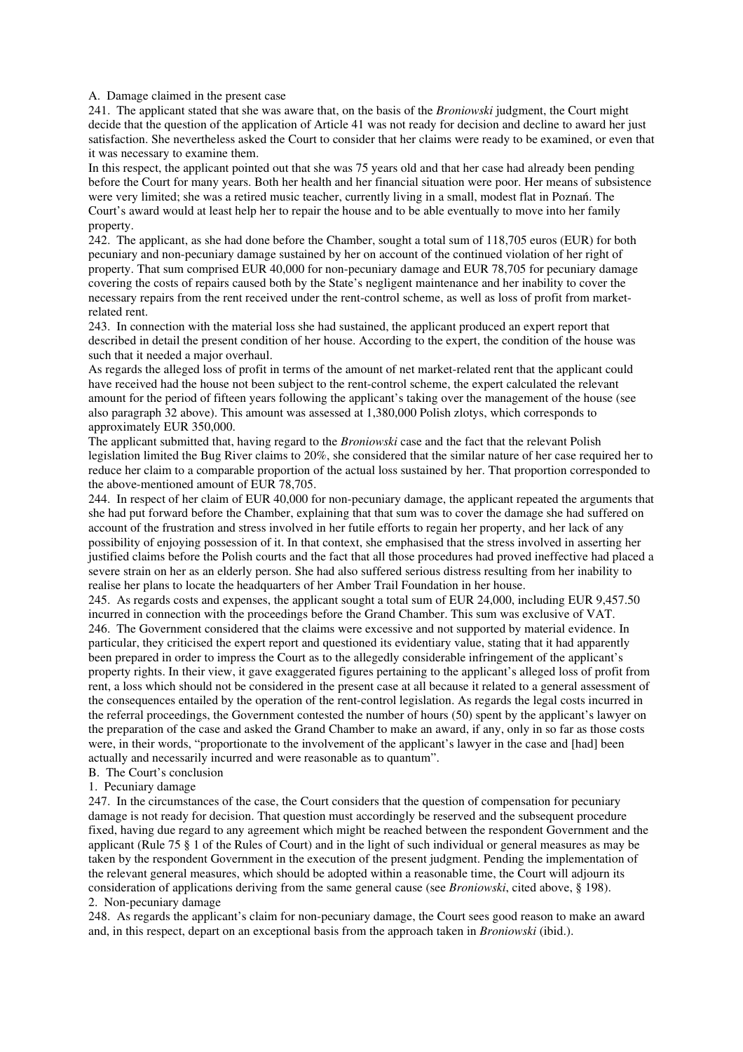## A. Damage claimed in the present case

241. The applicant stated that she was aware that, on the basis of the *Broniowski* judgment, the Court might decide that the question of the application of Article 41 was not ready for decision and decline to award her just satisfaction. She nevertheless asked the Court to consider that her claims were ready to be examined, or even that it was necessary to examine them.

In this respect, the applicant pointed out that she was 75 years old and that her case had already been pending before the Court for many years. Both her health and her financial situation were poor. Her means of subsistence were very limited; she was a retired music teacher, currently living in a small, modest flat in Poznań. The Court's award would at least help her to repair the house and to be able eventually to move into her family property.

242. The applicant, as she had done before the Chamber, sought a total sum of 118,705 euros (EUR) for both pecuniary and non-pecuniary damage sustained by her on account of the continued violation of her right of property. That sum comprised EUR 40,000 for non-pecuniary damage and EUR 78,705 for pecuniary damage covering the costs of repairs caused both by the State's negligent maintenance and her inability to cover the necessary repairs from the rent received under the rent-control scheme, as well as loss of profit from market-related rent.

243. In connection with the material loss she had sustained, the applicant produced an expert report that described in detail the present condition of her house. According to the expert, the condition of the house was such that it needed a major overhaul.

As regards the alleged loss of profit in terms of the amount of net market-related rent that the applicant could have received had the house not been subject to the rent-control scheme, the expert calculated the relevant amount for the period of fifteen years following the applicant's taking over the management of the house (see also paragraph 32 above). This amount was assessed at 1,380,000 Polish zlotys, which corresponds to approximately EUR 350,000.

The applicant submitted that, having regard to the *Broniowski* case and the fact that the relevant Polish legislation limited the Bug River claims to 20%, she considered that the similar nature of her case required her to reduce her claim to a comparable proportion of the actual loss sustained by her. That proportion corresponded to the above-mentioned amount of EUR 78,705.

244. In respect of her claim of EUR 40,000 for non-pecuniary damage, the applicant repeated the arguments that she had put forward before the Chamber, explaining that that sum was to cover the damage she had suffered on account of the frustration and stress involved in her futile efforts to regain her property, and her lack of any possibility of enjoying possession of it. In that context, she emphasised that the stress involved in asserting her justified claims before the Polish courts and the fact that all those procedures had proved ineffective had placed a severe strain on her as an elderly person. She had also suffered serious distress resulting from her inability to realise her plans to locate the headquarters of her Amber Trail Foundation in her house.

245. As regards costs and expenses, the applicant sought a total sum of EUR 24,000, including EUR 9,457.50 incurred in connection with the proceedings before the Grand Chamber. This sum was exclusive of VAT.

246. The Government considered that the claims were excessive and not supported by material evidence. In particular, they criticised the expert report and questioned its evidentiary value, stating that it had apparently been prepared in order to impress the Court as to the allegedly considerable infringement of the applicant's property rights. In their view, it gave exaggerated figures pertaining to the applicant's alleged loss of profit from rent, a loss which should not be considered in the present case at all because it related to a general assessment of the consequences entailed by the operation of the rent-control legislation. As regards the legal costs incurred in the referral proceedings, the Government contested the number of hours (50) spent by the applicant's lawyer on the preparation of the case and asked the Grand Chamber to make an award, if any, only in so far as those costs were, in their words, "proportionate to the involvement of the applicant's lawyer in the case and [had] been actually and necessarily incurred and were reasonable as to quantum".

## B. The Court's conclusion

### 1. Pecuniary damage

247. In the circumstances of the case, the Court considers that the question of compensation for pecuniary damage is not ready for decision. That question must accordingly be reserved and the subsequent procedure fixed, having due regard to any agreement which might be reached between the respondent Government and the applicant (Rule 75 § 1 of the Rules of Court) and in the light of such individual or general measures as may be taken by the respondent Government in the execution of the present judgment. Pending the implementation of the relevant general measures, which should be adopted within a reasonable time, the Court will adjourn its consideration of applications deriving from the same general cause (see *Broniowski*, cited above, § 198).

### 2. Non-pecuniary damage

248. As regards the applicant's claim for non-pecuniary damage, the Court sees good reason to make an award and, in this respect, depart on an exceptional basis from the approach taken in *Broniowski* (ibid.).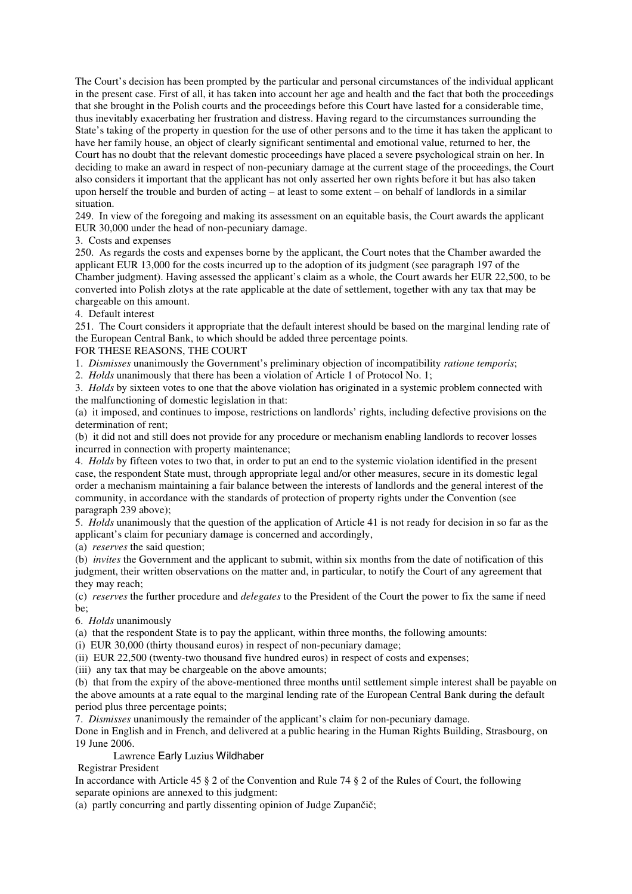The Court's decision has been prompted by the particular and personal circumstances of the individual applicant in the present case. First of all, it has taken into account her age and health and the fact that both the proceedings that she brought in the Polish courts and the proceedings before this Court have lasted for a considerable time, thus inevitably exacerbating her frustration and distress. Having regard to the circumstances surrounding the State's taking of the property in question for the use of other persons and to the time it has taken the applicant to have her family house, an object of clearly significant sentimental and emotional value, returned to her, the Court has no doubt that the relevant domestic proceedings have placed a severe psychological strain on her. In deciding to make an award in respect of non-pecuniary damage at the current stage of the proceedings, the Court also considers it important that the applicant has not only asserted her own rights before it but has also taken upon herself the trouble and burden of acting – at least to some extent – on behalf of landlords in a similar situation.

249. In view of the foregoing and making its assessment on an equitable basis, the Court awards the applicant EUR 30,000 under the head of non-pecuniary damage.

3. Costs and expenses

250. As regards the costs and expenses borne by the applicant, the Court notes that the Chamber awarded the applicant EUR 13,000 for the costs incurred up to the adoption of its judgment (see paragraph 197 of the Chamber judgment). Having assessed the applicant's claim as a whole, the Court awards her EUR 22,500, to be converted into Polish zlotys at the rate applicable at the date of settlement, together with any tax that may be chargeable on this amount.

4. Default interest

251. The Court considers it appropriate that the default interest should be based on the marginal lending rate of the European Central Bank, to which should be added three percentage points.

FOR THESE REASONS, THE COURT

1. *Dismisses* unanimously the Government's preliminary objection of incompatibility *ratione temporis*;

2. *Holds* unanimously that there has been a violation of Article 1 of Protocol No. 1;

3. *Holds* by sixteen votes to one that the above violation has originated in a systemic problem connected with the malfunctioning of domestic legislation in that:

(a) it imposed, and continues to impose, restrictions on landlords' rights, including defective provisions on the determination of rent;

(b) it did not and still does not provide for any procedure or mechanism enabling landlords to recover losses incurred in connection with property maintenance;

4. *Holds* by fifteen votes to two that, in order to put an end to the systemic violation identified in the present case, the respondent State must, through appropriate legal and/or other measures, secure in its domestic legal order a mechanism maintaining a fair balance between the interests of landlords and the general interest of the community, in accordance with the standards of protection of property rights under the Convention (see paragraph 239 above);

5. *Holds* unanimously that the question of the application of Article 41 is not ready for decision in so far as the applicant's claim for pecuniary damage is concerned and accordingly,

(a) *reserves* the said question;

(b) *invites* the Government and the applicant to submit, within six months from the date of notification of this judgment, their written observations on the matter and, in particular, to notify the Court of any agreement that they may reach;

(c) *reserves* the further procedure and *delegates* to the President of the Court the power to fix the same if need be;

6. *Holds* unanimously

(a) that the respondent State is to pay the applicant, within three months, the following amounts:

(i) EUR 30,000 (thirty thousand euros) in respect of non-pecuniary damage;

(ii) EUR 22,500 (twenty-two thousand five hundred euros) in respect of costs and expenses;

(iii) any tax that may be chargeable on the above amounts;

(b) that from the expiry of the above-mentioned three months until settlement simple interest shall be payable on the above amounts at a rate equal to the marginal lending rate of the European Central Bank during the default period plus three percentage points;

7. *Dismisses* unanimously the remainder of the applicant's claim for non-pecuniary damage.

Done in English and in French, and delivered at a public hearing in the Human Rights Building, Strasbourg, on 19 June 2006.

Lawrence Early Luzius Wildhaber

Registrar President

In accordance with Article 45 § 2 of the Convention and Rule 74 § 2 of the Rules of Court, the following separate opinions are annexed to this judgment:

(a) partly concurring and partly dissenting opinion of Judge Zupančič;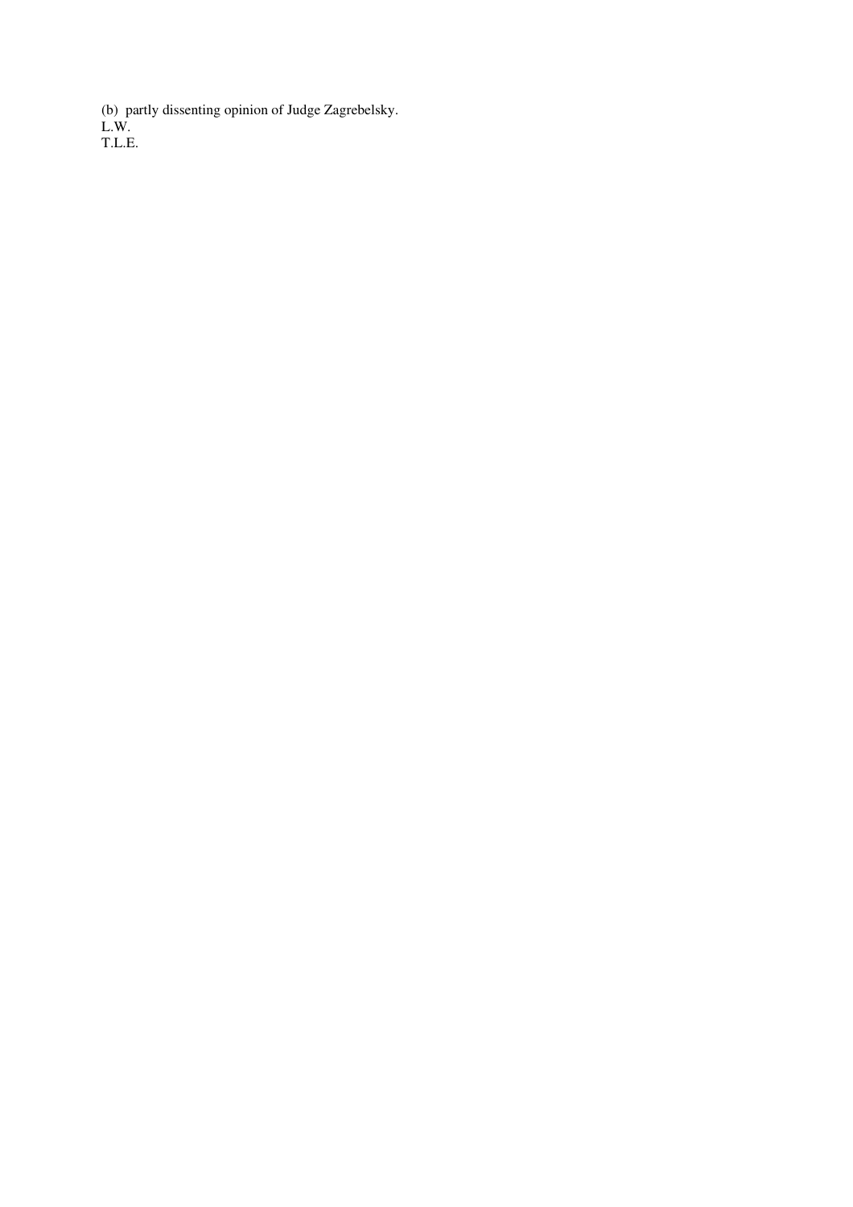(b) partly dissenting opinion of Judge Zagrebelsky.

L.W.

T.L.E.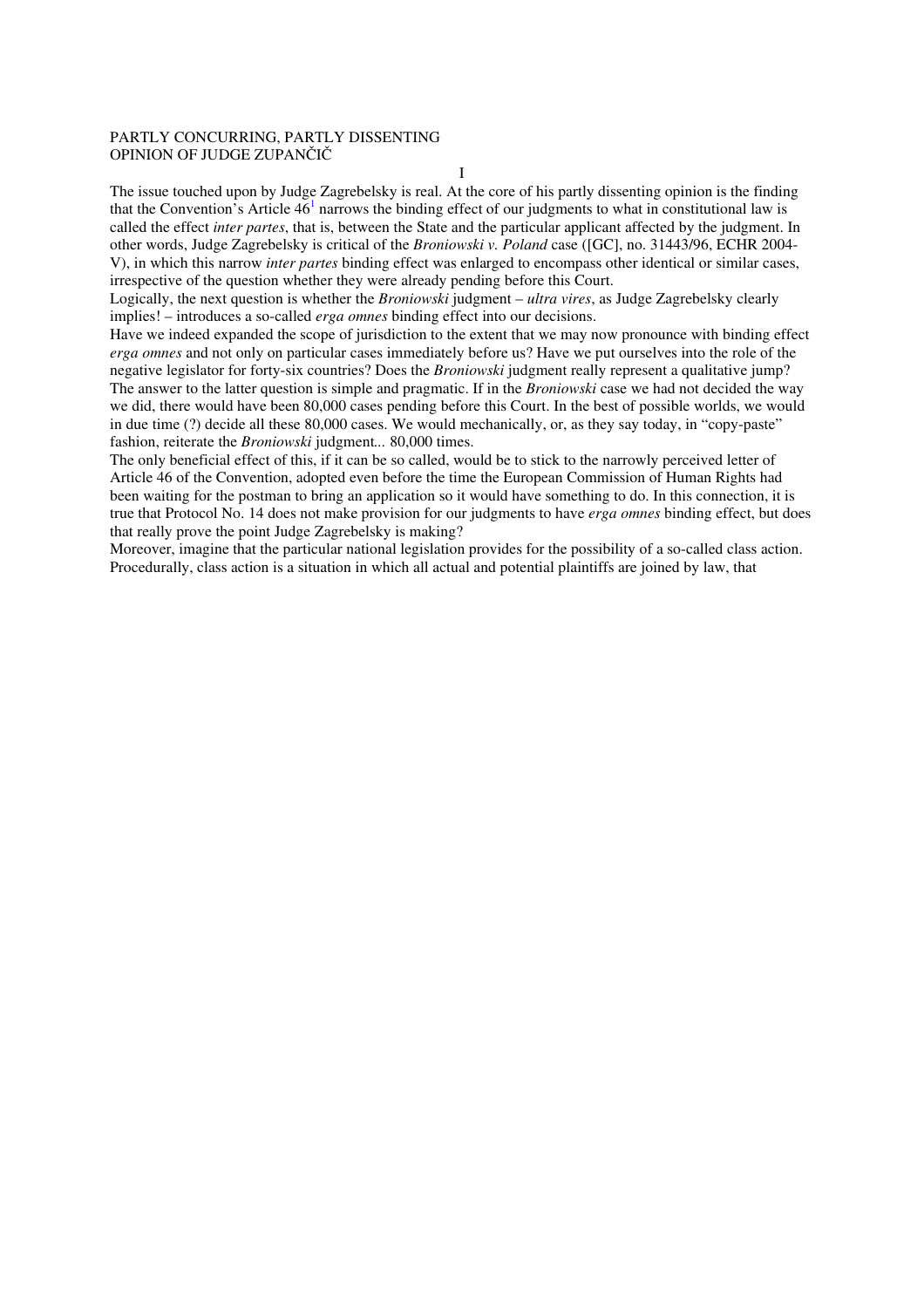PARTLY CONCURRING, PARTLY DISSENTING
OPINION OF JUDGE ZUPANČIČ

I

The issue touched upon by Judge Zagrebelsky is real. At the core of his partly dissenting opinion is the finding that the Convention's Article 46[1] narrows the binding effect of our judgments to what in constitutional law is called the effect *inter partes*, that is, between the State and the particular applicant affected by the judgment. In other words, Judge Zagrebelsky is critical of the *Broniowski v. Poland* case ([GC], no. 31443/96, ECHR 2004-V), in which this narrow *inter partes* binding effect was enlarged to encompass other identical or similar cases, irrespective of the question whether they were already pending before this Court.

Logically, the next question is whether the *Broniowski* judgment – *ultra vires*, as Judge Zagrebelsky clearly implies! – introduces a so-called *erga omnes* binding effect into our decisions.

Have we indeed expanded the scope of jurisdiction to the extent that we may now pronounce with binding effect *erga omnes* and not only on particular cases immediately before us? Have we put ourselves into the role of the negative legislator for forty-six countries? Does the *Broniowski* judgment really represent a qualitative jump?

The answer to the latter question is simple and pragmatic. If in the *Broniowski* case we had not decided the way we did, there would have been 80,000 cases pending before this Court. In the best of possible worlds, we would in due time (?) decide all these 80,000 cases. We would mechanically, or, as they say today, in "copy-paste" fashion, reiterate the *Broniowski* judgment... 80,000 times.

The only beneficial effect of this, if it can be so called, would be to stick to the narrowly perceived letter of Article 46 of the Convention, adopted even before the time the European Commission of Human Rights had been waiting for the postman to bring an application so it would have something to do. In this connection, it is true that Protocol No. 14 does not make provision for our judgments to have *erga omnes* binding effect, but does that really prove the point Judge Zagrebelsky is making?

Moreover, imagine that the particular national legislation provides for the possibility of a so-called class action. Procedurally, class action is a situation in which all actual and potential plaintiffs are joined by law, that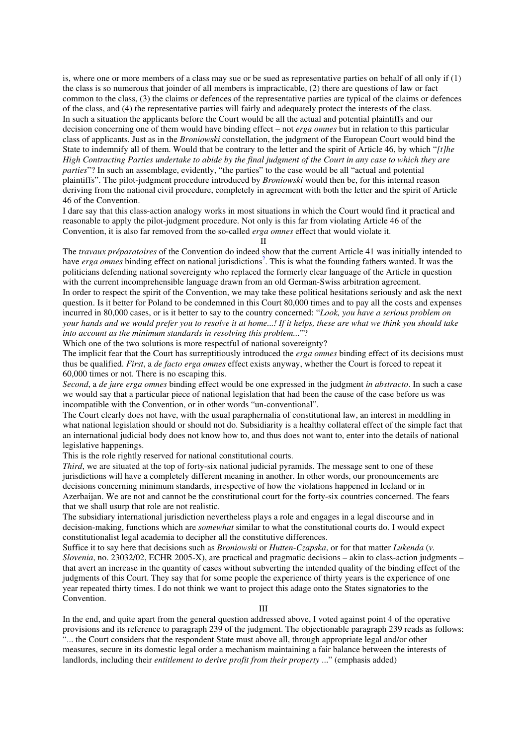is, where one or more members of a class may sue or be sued as representative parties on behalf of all only if (1) the class is so numerous that joinder of all members is impracticable, (2) there are questions of law or fact common to the class, (3) the claims or defences of the representative parties are typical of the claims or defences of the class, and (4) the representative parties will fairly and adequately protect the interests of the class.

In such a situation the applicants before the Court would be all the actual and potential plaintiffs and our decision concerning one of them would have binding effect – not *erga omnes* but in relation to this particular class of applicants. Just as in the *Broniowski* constellation, the judgment of the European Court would bind the State to indemnify all of them. Would that be contrary to the letter and the spirit of Article 46, by which "*[t]he High Contracting Parties undertake to abide by the final judgment of the Court in any case to which they are parties*"? In such an assemblage, evidently, "the parties" to the case would be all "actual and potential plaintiffs". The pilot-judgment procedure introduced by *Broniowski* would then be, for this internal reason deriving from the national civil procedure, completely in agreement with both the letter and the spirit of Article 46 of the Convention.

I dare say that this class-action analogy works in most situations in which the Court would find it practical and reasonable to apply the pilot-judgment procedure. Not only is this far from violating Article 46 of the Convention, it is also far removed from the so-called *erga omnes* effect that would violate it.

II

The *travaux préparatoires* of the Convention do indeed show that the current Article 41 was initially intended to have *erga omnes* binding effect on national jurisdictions[2]. This is what the founding fathers wanted. It was the politicians defending national sovereignty who replaced the formerly clear language of the Article in question with the current incomprehensible language drawn from an old German-Swiss arbitration agreement.

In order to respect the spirit of the Convention, we may take these political hesitations seriously and ask the next question. Is it better for Poland to be condemned in this Court 80,000 times and to pay all the costs and expenses incurred in 80,000 cases, or is it better to say to the country concerned: "*Look, you have a serious problem on your hands and we would prefer you to resolve it at home...! If it helps, these are what we think you should take into account as the minimum standards in resolving this problem...*"?

Which one of the two solutions is more respectful of national sovereignty?

The implicit fear that the Court has surreptitiously introduced the *erga omnes* binding effect of its decisions must thus be qualified. *First*, a *de facto erga omnes* effect exists anyway, whether the Court is forced to repeat it 60,000 times or not. There is no escaping this.

*Second*, a *de jure erga omnes* binding effect would be one expressed in the judgment *in abstracto*. In such a case we would say that a particular piece of national legislation that had been the cause of the case before us was incompatible with the Convention, or in other words "un-conventional".

The Court clearly does not have, with the usual paraphernalia of constitutional law, an interest in meddling in what national legislation should or should not do. Subsidiarity is a healthy collateral effect of the simple fact that an international judicial body does not know how to, and thus does not want to, enter into the details of national legislative happenings.

This is the role rightly reserved for national constitutional courts.

*Third*, we are situated at the top of forty-six national judicial pyramids. The message sent to one of these jurisdictions will have a completely different meaning in another. In other words, our pronouncements are decisions concerning minimum standards, irrespective of how the violations happened in Iceland or in Azerbaijan. We are not and cannot be the constitutional court for the forty-six countries concerned. The fears that we shall usurp that role are not realistic.

The subsidiary international jurisdiction nevertheless plays a role and engages in a legal discourse and in decision-making, functions which are *somewhat* similar to what the constitutional courts do. I would expect constitutionalist legal academia to decipher all the constitutive differences.

Suffice it to say here that decisions such as *Broniowski* or *Hutten-Czapska*, or for that matter *Lukenda* (*v. Slovenia*, no. 23032/02, ECHR 2005-X), are practical and pragmatic decisions – akin to class-action judgments – that avert an increase in the quantity of cases without subverting the intended quality of the binding effect of the judgments of this Court. They say that for some people the experience of thirty years is the experience of one year repeated thirty times. I do not think we want to project this adage onto the States signatories to the Convention.

III

In the end, and quite apart from the general question addressed above, I voted against point 4 of the operative provisions and its reference to paragraph 239 of the judgment. The objectionable paragraph 239 reads as follows: "... the Court considers that the respondent State must above all, through appropriate legal and/or other measures, secure in its domestic legal order a mechanism maintaining a fair balance between the interests of landlords, including their *entitlement to derive profit from their property* ..." (emphasis added)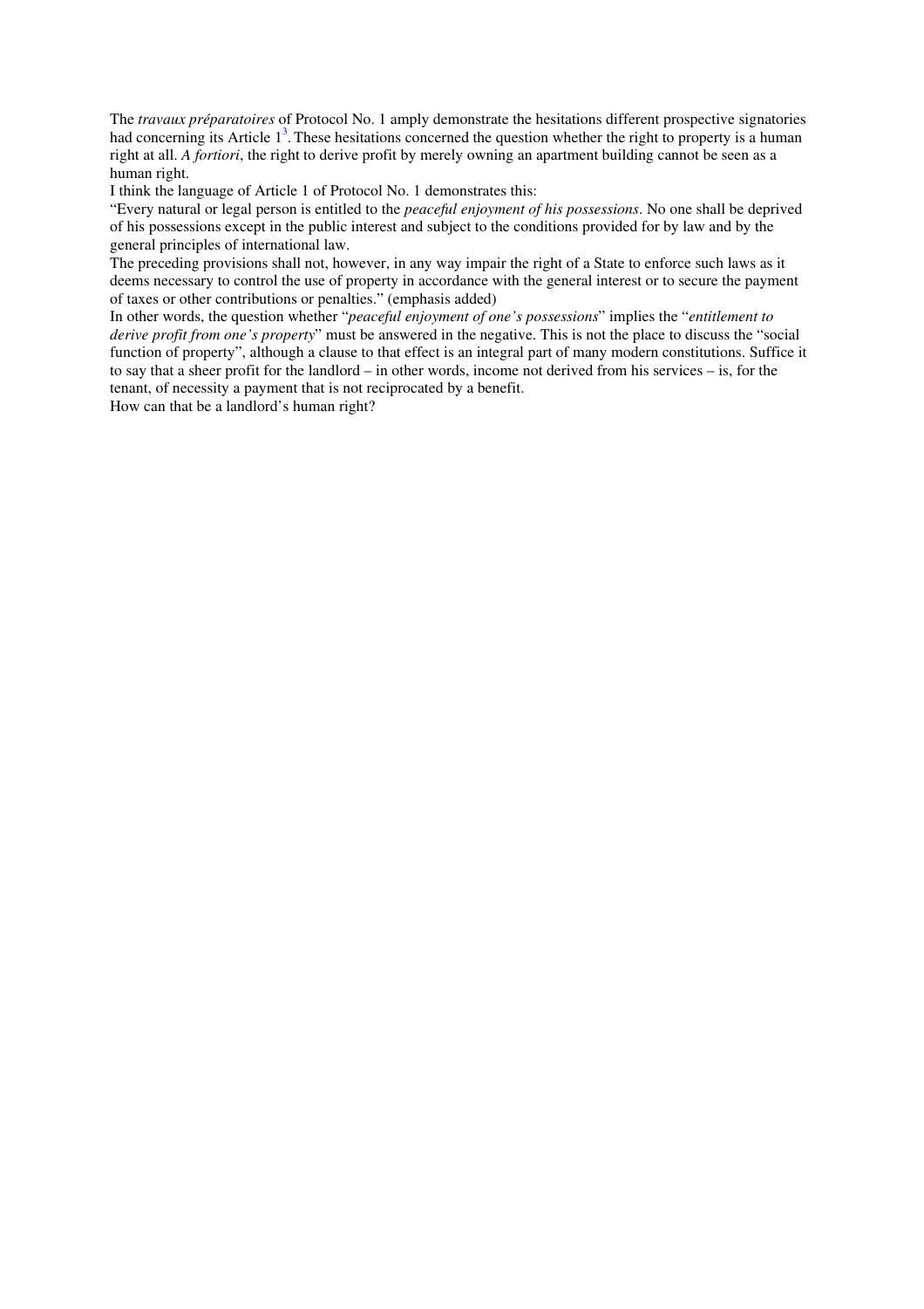The *travaux préparatoires* of Protocol No. 1 amply demonstrate the hesitations different prospective signatories had concerning its Article 1[3]. These hesitations concerned the question whether the right to property is a human right at all. *A fortiori*, the right to derive profit by merely owning an apartment building cannot be seen as a human right.

I think the language of Article 1 of Protocol No. 1 demonstrates this:

"Every natural or legal person is entitled to the *peaceful enjoyment of his possessions*. No one shall be deprived of his possessions except in the public interest and subject to the conditions provided for by law and by the general principles of international law.

The preceding provisions shall not, however, in any way impair the right of a State to enforce such laws as it deems necessary to control the use of property in accordance with the general interest or to secure the payment of taxes or other contributions or penalties." (emphasis added)

In other words, the question whether "*peaceful enjoyment of one's possessions*" implies the "*entitlement to derive profit from one's property*" must be answered in the negative. This is not the place to discuss the "social function of property", although a clause to that effect is an integral part of many modern constitutions. Suffice it to say that a sheer profit for the landlord – in other words, income not derived from his services – is, for the tenant, of necessity a payment that is not reciprocated by a benefit.

How can that be a landlord's human right?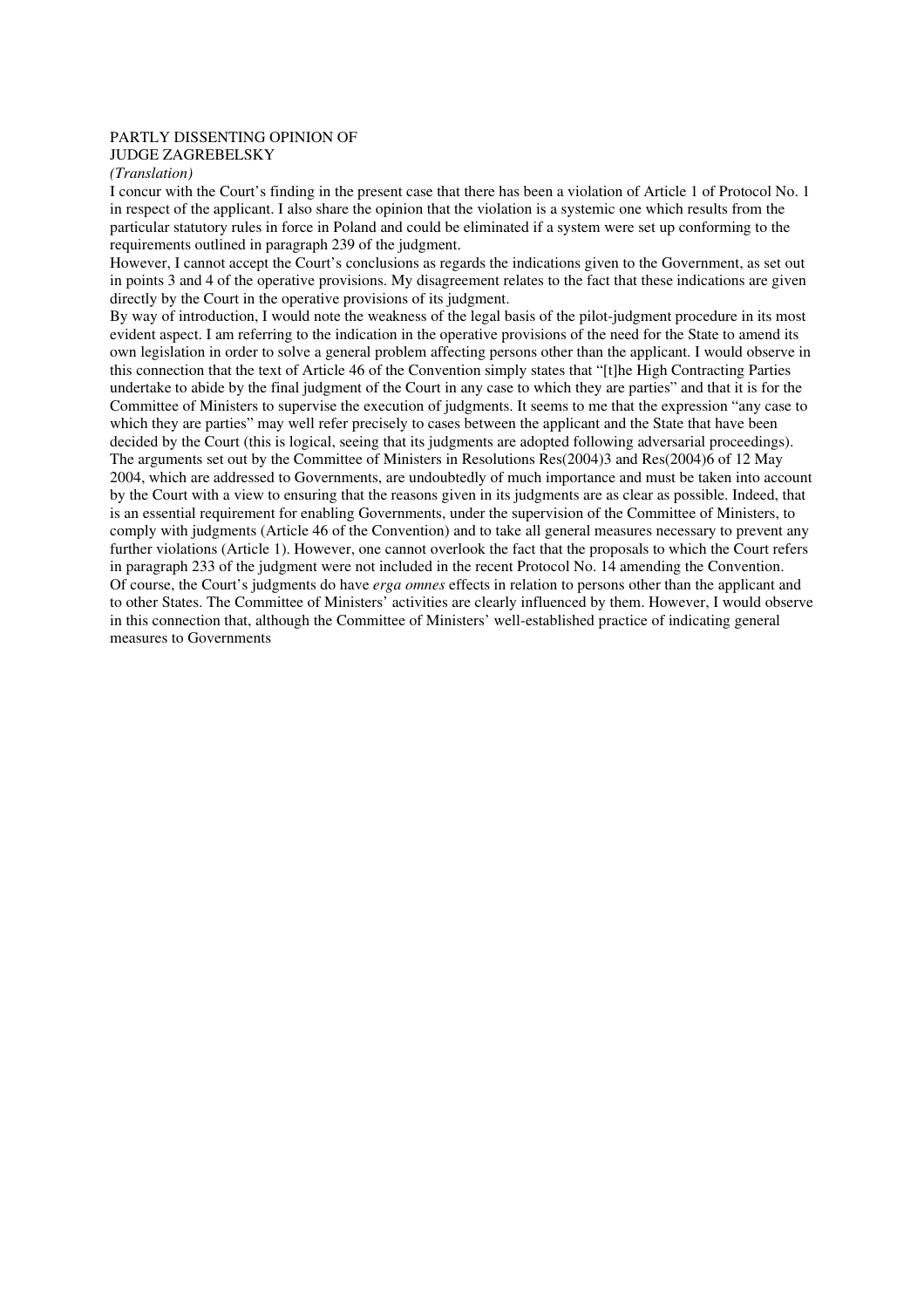PARTLY DISSENTING OPINION OF
JUDGE ZAGREBELSKY

*(Translation)*

I concur with the Court's finding in the present case that there has been a violation of Article 1 of Protocol No. 1 in respect of the applicant. I also share the opinion that the violation is a systemic one which results from the particular statutory rules in force in Poland and could be eliminated if a system were set up conforming to the requirements outlined in paragraph 239 of the judgment.

However, I cannot accept the Court's conclusions as regards the indications given to the Government, as set out in points 3 and 4 of the operative provisions. My disagreement relates to the fact that these indications are given directly by the Court in the operative provisions of its judgment.

By way of introduction, I would note the weakness of the legal basis of the pilot-judgment procedure in its most evident aspect. I am referring to the indication in the operative provisions of the need for the State to amend its own legislation in order to solve a general problem affecting persons other than the applicant. I would observe in this connection that the text of Article 46 of the Convention simply states that "[t]he High Contracting Parties undertake to abide by the final judgment of the Court in any case to which they are parties" and that it is for the Committee of Ministers to supervise the execution of judgments. It seems to me that the expression "any case to which they are parties" may well refer precisely to cases between the applicant and the State that have been decided by the Court (this is logical, seeing that its judgments are adopted following adversarial proceedings). The arguments set out by the Committee of Ministers in Resolutions Res(2004)3 and Res(2004)6 of 12 May 2004, which are addressed to Governments, are undoubtedly of much importance and must be taken into account by the Court with a view to ensuring that the reasons given in its judgments are as clear as possible. Indeed, that is an essential requirement for enabling Governments, under the supervision of the Committee of Ministers, to comply with judgments (Article 46 of the Convention) and to take all general measures necessary to prevent any further violations (Article 1). However, one cannot overlook the fact that the proposals to which the Court refers in paragraph 233 of the judgment were not included in the recent Protocol No. 14 amending the Convention.

Of course, the Court's judgments do have *erga omnes* effects in relation to persons other than the applicant and to other States. The Committee of Ministers' activities are clearly influenced by them. However, I would observe in this connection that, although the Committee of Ministers' well-established practice of indicating general measures to Governments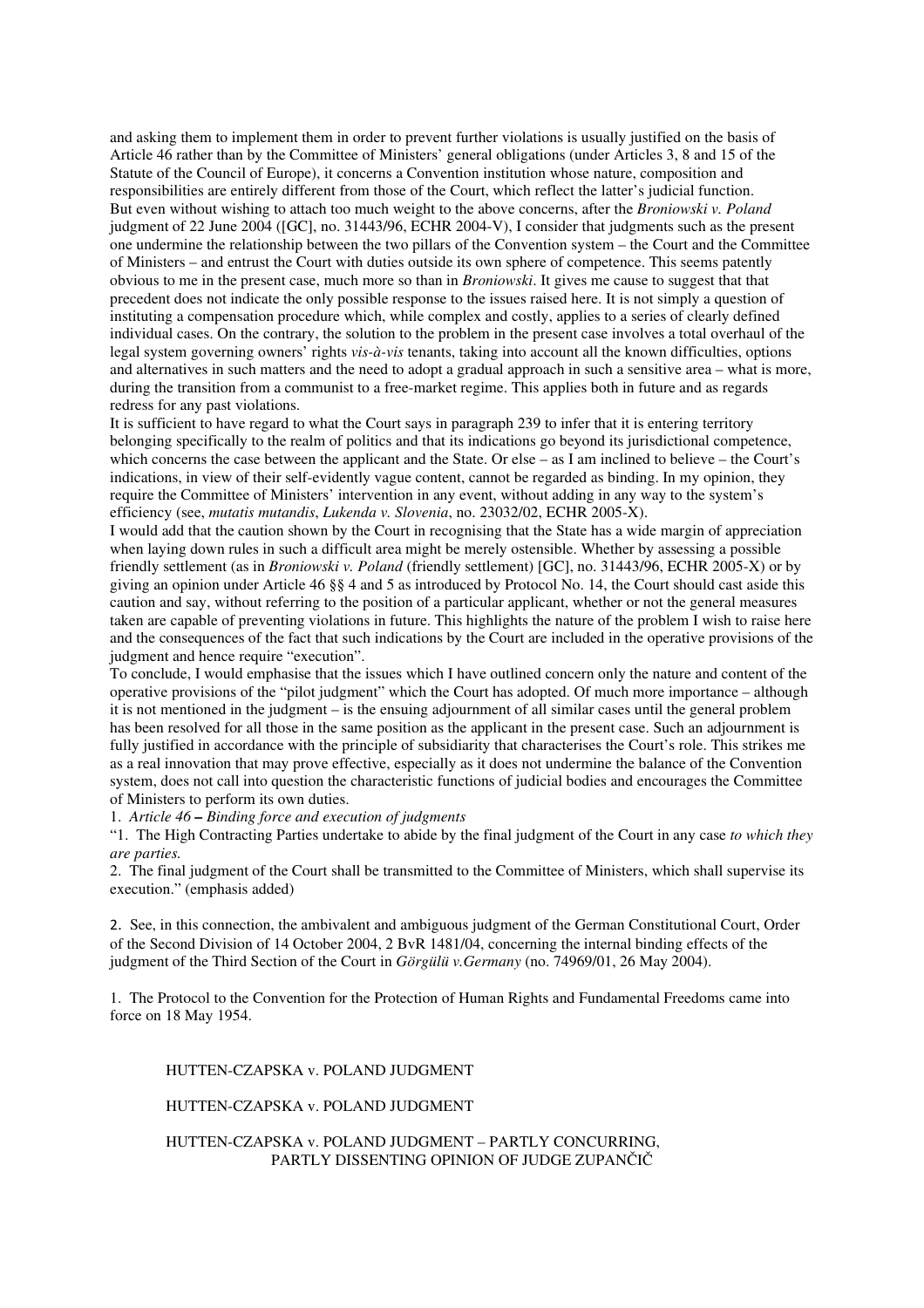and asking them to implement them in order to prevent further violations is usually justified on the basis of Article 46 rather than by the Committee of Ministers' general obligations (under Articles 3, 8 and 15 of the Statute of the Council of Europe), it concerns a Convention institution whose nature, composition and responsibilities are entirely different from those of the Court, which reflect the latter's judicial function.

But even without wishing to attach too much weight to the above concerns, after the *Broniowski v. Poland* judgment of 22 June 2004 ([GC], no. 31443/96, ECHR 2004-V), I consider that judgments such as the present one undermine the relationship between the two pillars of the Convention system – the Court and the Committee of Ministers – and entrust the Court with duties outside its own sphere of competence. This seems patently obvious to me in the present case, much more so than in *Broniowski*. It gives me cause to suggest that that precedent does not indicate the only possible response to the issues raised here. It is not simply a question of instituting a compensation procedure which, while complex and costly, applies to a series of clearly defined individual cases. On the contrary, the solution to the problem in the present case involves a total overhaul of the legal system governing owners' rights *vis-à-vis* tenants, taking into account all the known difficulties, options and alternatives in such matters and the need to adopt a gradual approach in such a sensitive area – what is more, during the transition from a communist to a free-market regime. This applies both in future and as regards redress for any past violations.

It is sufficient to have regard to what the Court says in paragraph 239 to infer that it is entering territory belonging specifically to the realm of politics and that its indications go beyond its jurisdictional competence, which concerns the case between the applicant and the State. Or else – as I am inclined to believe – the Court's indications, in view of their self-evidently vague content, cannot be regarded as binding. In my opinion, they require the Committee of Ministers' intervention in any event, without adding in any way to the system's efficiency (see, *mutatis mutandis*, *Lukenda v. Slovenia*, no. 23032/02, ECHR 2005-X).

I would add that the caution shown by the Court in recognising that the State has a wide margin of appreciation when laying down rules in such a difficult area might be merely ostensible. Whether by assessing a possible friendly settlement (as in *Broniowski v. Poland* (friendly settlement) [GC], no. 31443/96, ECHR 2005-X) or by giving an opinion under Article 46 §§ 4 and 5 as introduced by Protocol No. 14, the Court should cast aside this caution and say, without referring to the position of a particular applicant, whether or not the general measures taken are capable of preventing violations in future. This highlights the nature of the problem I wish to raise here and the consequences of the fact that such indications by the Court are included in the operative provisions of the judgment and hence require "execution".

To conclude, I would emphasise that the issues which I have outlined concern only the nature and content of the operative provisions of the "pilot judgment" which the Court has adopted. Of much more importance – although it is not mentioned in the judgment – is the ensuing adjournment of all similar cases until the general problem has been resolved for all those in the same position as the applicant in the present case. Such an adjournment is fully justified in accordance with the principle of subsidiarity that characterises the Court's role. This strikes me as a real innovation that may prove effective, especially as it does not undermine the balance of the Convention system, does not call into question the characteristic functions of judicial bodies and encourages the Committee of Ministers to perform its own duties.

1. *Article 46 – Binding force and execution of judgments*

"1. The High Contracting Parties undertake to abide by the final judgment of the Court in any case *to which they are parties.*

2. The final judgment of the Court shall be transmitted to the Committee of Ministers, which shall supervise its execution." (emphasis added)

2. See, in this connection, the ambivalent and ambiguous judgment of the German Constitutional Court, Order of the Second Division of 14 October 2004, 2 BvR 1481/04, concerning the internal binding effects of the judgment of the Third Section of the Court in *Görgülü v.Germany* (no. 74969/01, 26 May 2004).

1. The Protocol to the Convention for the Protection of Human Rights and Fundamental Freedoms came into force on 18 May 1954.